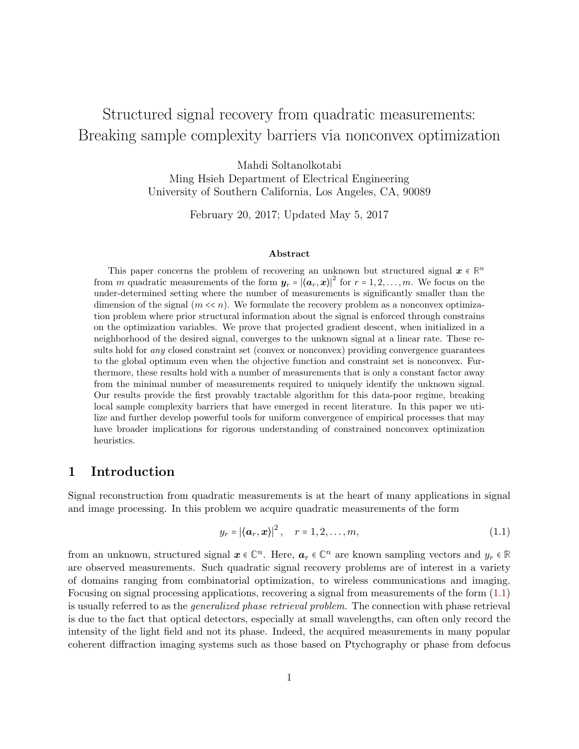# Structured signal recovery from quadratic measurements: Breaking sample complexity barriers via nonconvex optimization

Mahdi Soltanolkotabi
Ming Hsieh Department of Electrical Engineering
University of Southern California, Los Angeles, CA, 90089

February 20, 2017; Updated May 5, 2017

### Abstract

This paper concerns the problem of recovering an unknown but structured signal $\boldsymbol{x} \in \mathbb{R}^n$ from $m$ quadratic measurements of the form $\boldsymbol{y}_r = |\langle \boldsymbol{a}_r, \boldsymbol{x} \rangle|^2$ for $r = 1, 2, \ldots, m$. We focus on the under-determined setting where the number of measurements is significantly smaller than the dimension of the signal ($m << n$). We formulate the recovery problem as a nonconvex optimization problem where prior structural information about the signal is enforced through constrains on the optimization variables. We prove that projected gradient descent, when initialized in a neighborhood of the desired signal, converges to the unknown signal at a linear rate. These results hold for *any* closed constraint set (convex or nonconvex) providing convergence guarantees to the global optimum even when the objective function and constraint set is nonconvex. Furthermore, these results hold with a number of measurements that is only a constant factor away from the minimal number of measurements required to uniquely identify the unknown signal. Our results provide the first provably tractable algorithm for this data-poor regime, breaking local sample complexity barriers that have emerged in recent literature. In this paper we utilize and further develop powerful tools for uniform convergence of empirical processes that may have broader implications for rigorous understanding of constrained nonconvex optimization heuristics.

## 1 Introduction

Signal reconstruction from quadratic measurements is at the heart of many applications in signal and image processing. In this problem we acquire quadratic measurements of the form

$$y_r = |\langle \boldsymbol{a}_r, \boldsymbol{x} \rangle|^2, \quad r = 1, 2, \ldots, m, \tag{1.1}$$

from an unknown, structured signal $\boldsymbol{x} \in \mathbb{C}^n$. Here, $\boldsymbol{a}_r \in \mathbb{C}^n$ are known sampling vectors and $y_r \in \mathbb{R}$ are observed measurements. Such quadratic signal recovery problems are of interest in a variety of domains ranging from combinatorial optimization, to wireless communications and imaging. Focusing on signal processing applications, recovering a signal from measurements of the form (1.1) is usually referred to as the *generalized phase retrieval problem*. The connection with phase retrieval is due to the fact that optical detectors, especially at small wavelengths, can often only record the intensity of the light field and not its phase. Indeed, the acquired measurements in many popular coherent diffraction imaging systems such as those based on Ptychography or phase from defocus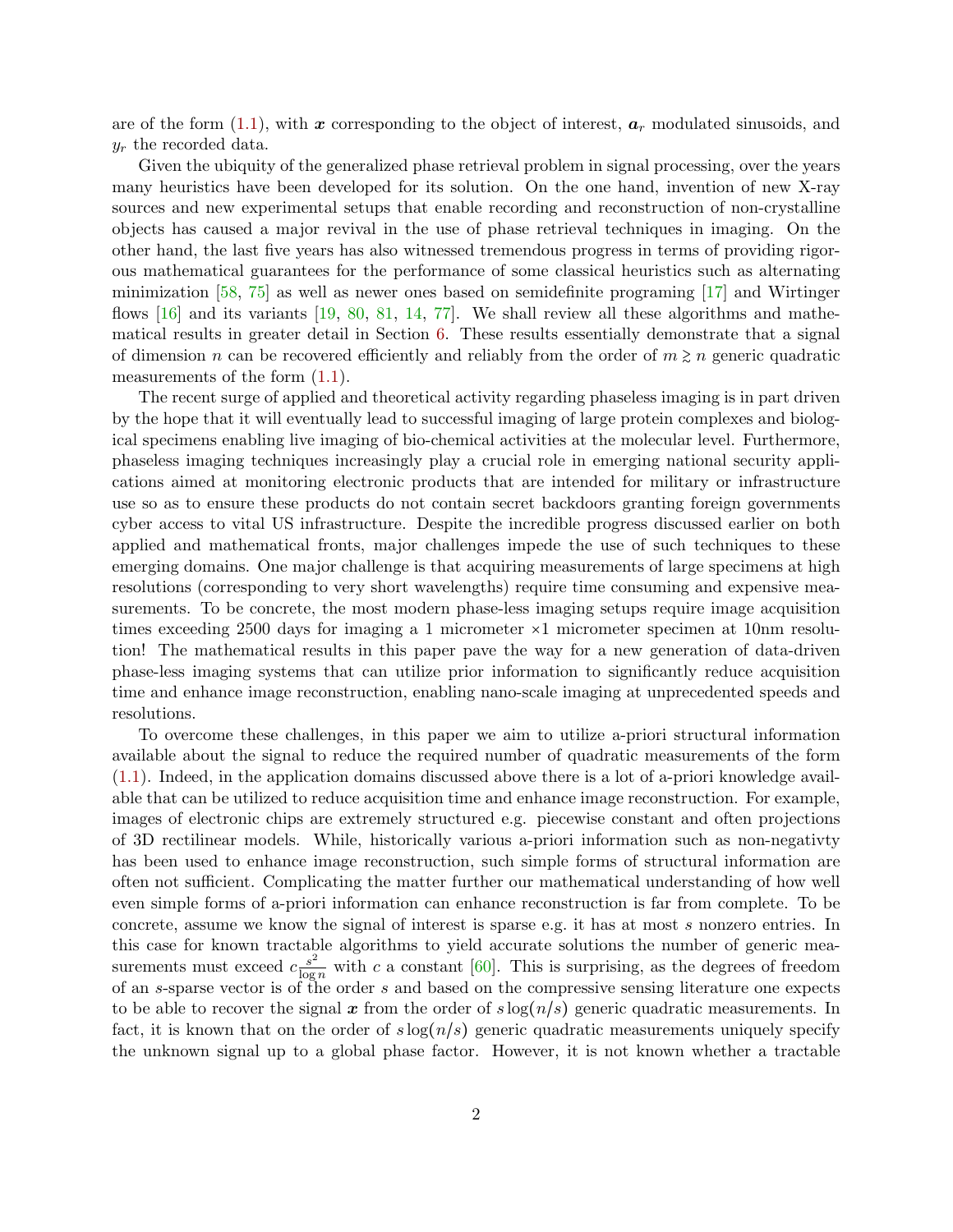are of the form (1.1), with $\boldsymbol{x}$ corresponding to the object of interest, $\boldsymbol{a}_r$ modulated sinusoids, and $y_r$ the recorded data.

Given the ubiquity of the generalized phase retrieval problem in signal processing, over the years many heuristics have been developed for its solution. On the one hand, invention of new X-ray sources and new experimental setups that enable recording and reconstruction of non-crystalline objects has caused a major revival in the use of phase retrieval techniques in imaging. On the other hand, the last five years has also witnessed tremendous progress in terms of providing rigorous mathematical guarantees for the performance of some classical heuristics such as alternating minimization [58, 75] as well as newer ones based on semidefinite programing [17] and Wirtinger flows [16] and its variants [19, 80, 81, 14, 77]. We shall review all these algorithms and mathematical results in greater detail in Section 6. These results essentially demonstrate that a signal of dimension $n$ can be recovered efficiently and reliably from the order of $m \gtrsim n$ generic quadratic measurements of the form (1.1).

The recent surge of applied and theoretical activity regarding phaseless imaging is in part driven by the hope that it will eventually lead to successful imaging of large protein complexes and biological specimens enabling live imaging of bio-chemical activities at the molecular level. Furthermore, phaseless imaging techniques increasingly play a crucial role in emerging national security applications aimed at monitoring electronic products that are intended for military or infrastructure use so as to ensure these products do not contain secret backdoors granting foreign governments cyber access to vital US infrastructure. Despite the incredible progress discussed earlier on both applied and mathematical fronts, major challenges impede the use of such techniques to these emerging domains. One major challenge is that acquiring measurements of large specimens at high resolutions (corresponding to very short wavelengths) require time consuming and expensive measurements. To be concrete, the most modern phase-less imaging setups require image acquisition times exceeding 2500 days for imaging a 1 micrometer $\times 1$ micrometer specimen at 10nm resolution! The mathematical results in this paper pave the way for a new generation of data-driven phase-less imaging systems that can utilize prior information to significantly reduce acquisition time and enhance image reconstruction, enabling nano-scale imaging at unprecedented speeds and resolutions.

To overcome these challenges, in this paper we aim to utilize a-priori structural information available about the signal to reduce the required number of quadratic measurements of the form (1.1). Indeed, in the application domains discussed above there is a lot of a-priori knowledge available that can be utilized to reduce acquisition time and enhance image reconstruction. For example, images of electronic chips are extremely structured e.g. piecewise constant and often projections of 3D rectilinear models. While, historically various a-priori information such as non-negativty has been used to enhance image reconstruction, such simple forms of structural information are often not sufficient. Complicating the matter further our mathematical understanding of how well even simple forms of a-priori information can enhance reconstruction is far from complete. To be concrete, assume we know the signal of interest is sparse e.g. it has at most $s$ nonzero entries. In this case for known tractable algorithms to yield accurate solutions the number of generic measurements must exceed $c\frac{s^2}{\log n}$ with $c$ a constant [60]. This is surprising, as the degrees of freedom of an $s$-sparse vector is of the order $s$ and based on the compressive sensing literature one expects to be able to recover the signal $\boldsymbol{x}$ from the order of $s\log(n/s)$ generic quadratic measurements. In fact, it is known that on the order of $s\log(n/s)$ generic quadratic measurements uniquely specify the unknown signal up to a global phase factor. However, it is not known whether a tractable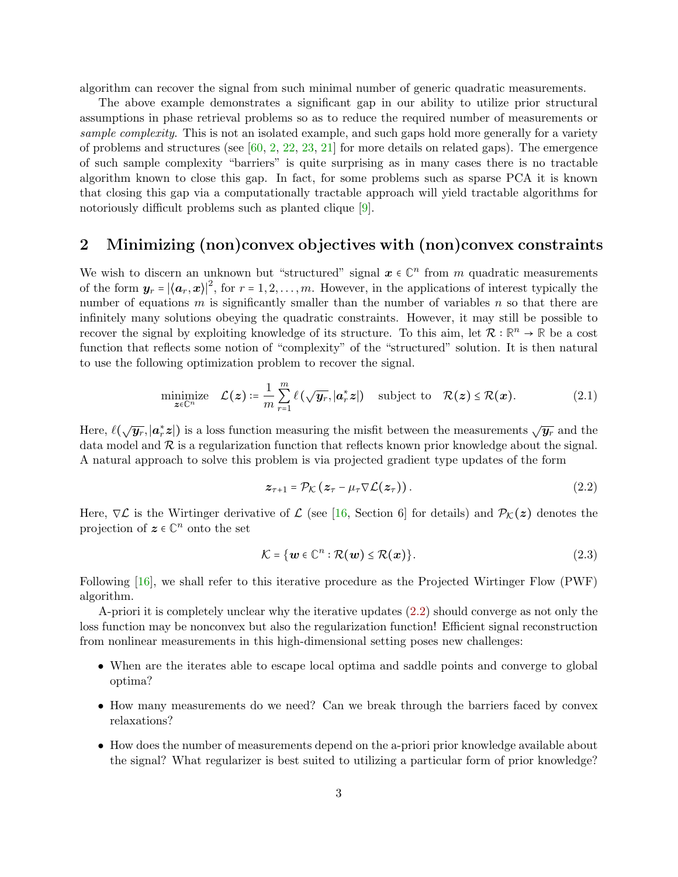algorithm can recover the signal from such minimal number of generic quadratic measurements.

The above example demonstrates a significant gap in our ability to utilize prior structural assumptions in phase retrieval problems so as to reduce the required number of measurements or *sample complexity*. This is not an isolated example, and such gaps hold more generally for a variety of problems and structures (see [60, 2, 22, 23, 21] for more details on related gaps). The emergence of such sample complexity "barriers" is quite surprising as in many cases there is no tractable algorithm known to close this gap. In fact, for some problems such as sparse PCA it is known that closing this gap via a computationally tractable approach will yield tractable algorithms for notoriously difficult problems such as planted clique [9].

## 2 Minimizing (non)convex objectives with (non)convex constraints

We wish to discern an unknown but "structured" signal $\boldsymbol{x} \in \mathbb{C}^n$ from $m$ quadratic measurements of the form $\boldsymbol{y}_r = |\langle \boldsymbol{a}_r, \boldsymbol{x} \rangle|^2$, for $r = 1, 2, \ldots, m$. However, in the applications of interest typically the number of equations $m$ is significantly smaller than the number of variables $n$ so that there are infinitely many solutions obeying the quadratic constraints. However, it may still be possible to recover the signal by exploiting knowledge of its structure. To this aim, let $\mathcal{R} : \mathbb{R}^n \to \mathbb{R}$ be a cost function that reflects some notion of "complexity" of the "structured" solution. It is then natural to use the following optimization problem to recover the signal.

$$\underset{\boldsymbol{z} \in \mathbb{C}^n}{\text{minimize}} \quad \mathcal{L}(\boldsymbol{z}) := \frac{1}{m} \sum_{r=1}^{m} \ell\left(\sqrt{\boldsymbol{y}_r}, |\boldsymbol{a}_r^* \boldsymbol{z}|\right) \quad \text{subject to} \quad \mathcal{R}(\boldsymbol{z}) \leq \mathcal{R}(\boldsymbol{x}). \tag{2.1}$$

Here, $\ell(\sqrt{\boldsymbol{y}_r}, |\boldsymbol{a}_r^* \boldsymbol{z}|)$ is a loss function measuring the misfit between the measurements $\sqrt{\boldsymbol{y}_r}$ and the data model and $\mathcal{R}$ is a regularization function that reflects known prior knowledge about the signal. A natural approach to solve this problem is via projected gradient type updates of the form

$$\boldsymbol{z}_{\tau+1} = \mathcal{P}_{\mathcal{K}}\left(\boldsymbol{z}_\tau - \mu_\tau \nabla \mathcal{L}(\boldsymbol{z}_\tau)\right). \tag{2.2}$$

Here, $\nabla \mathcal{L}$ is the Wirtinger derivative of $\mathcal{L}$ (see [16, Section 6] for details) and $\mathcal{P}_{\mathcal{K}}(\boldsymbol{z})$ denotes the projection of $\boldsymbol{z} \in \mathbb{C}^n$ onto the set

$$\mathcal{K} = \{\boldsymbol{w} \in \mathbb{C}^n : \mathcal{R}(\boldsymbol{w}) \leq \mathcal{R}(\boldsymbol{x})\}. \tag{2.3}$$

Following [16], we shall refer to this iterative procedure as the Projected Wirtinger Flow (PWF) algorithm.

A-priori it is completely unclear why the iterative updates (2.2) should converge as not only the loss function may be nonconvex but also the regularization function! Efficient signal reconstruction from nonlinear measurements in this high-dimensional setting poses new challenges:

- When are the iterates able to escape local optima and saddle points and converge to global optima?
- How many measurements do we need? Can we break through the barriers faced by convex relaxations?
- How does the number of measurements depend on the a-priori prior knowledge available about the signal? What regularizer is best suited to utilizing a particular form of prior knowledge?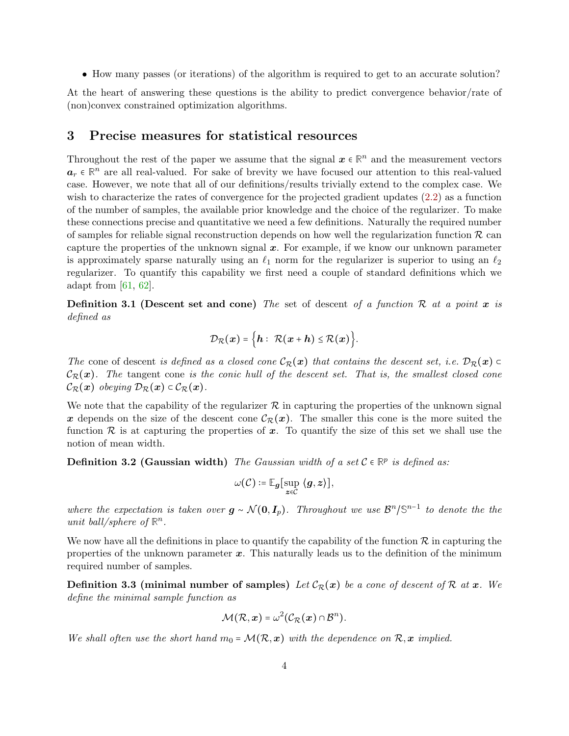- How many passes (or iterations) of the algorithm is required to get to an accurate solution?

At the heart of answering these questions is the ability to predict convergence behavior/rate of (non)convex constrained optimization algorithms.

## 3 Precise measures for statistical resources

Throughout the rest of the paper we assume that the signal $\boldsymbol{x} \in \mathbb{R}^n$ and the measurement vectors $\boldsymbol{a}_r \in \mathbb{R}^n$ are all real-valued. For sake of brevity we have focused our attention to this real-valued case. However, we note that all of our definitions/results trivially extend to the complex case. We wish to characterize the rates of convergence for the projected gradient updates (2.2) as a function of the number of samples, the available prior knowledge and the choice of the regularizer. To make these connections precise and quantitative we need a few definitions. Naturally the required number of samples for reliable signal reconstruction depends on how well the regularization function $\mathcal{R}$ can capture the properties of the unknown signal $\boldsymbol{x}$. For example, if we know our unknown parameter is approximately sparse naturally using an $\ell_1$ norm for the regularizer is superior to using an $\ell_2$ regularizer. To quantify this capability we first need a couple of standard definitions which we adapt from [61, 62].

**Definition 3.1 (Descent set and cone)** *The* set of descent *of a function $\mathcal{R}$ at a point $\boldsymbol{x}$ is defined as*

$$\mathcal{D}_{\mathcal{R}}(\boldsymbol{x}) = \Big\{\boldsymbol{h} : \; \mathcal{R}(\boldsymbol{x}+\boldsymbol{h}) \le \mathcal{R}(\boldsymbol{x})\Big\}.$$

*The* cone of descent *is defined as a closed cone $\mathcal{C}_{\mathcal{R}}(\boldsymbol{x})$ that contains the descent set, i.e. $\mathcal{D}_{\mathcal{R}}(\boldsymbol{x}) \subset \mathcal{C}_{\mathcal{R}}(\boldsymbol{x})$. The* tangent cone *is the conic hull of the descent set. That is, the smallest closed cone $\mathcal{C}_{\mathcal{R}}(\boldsymbol{x})$ obeying $\mathcal{D}_{\mathcal{R}}(\boldsymbol{x}) \subset \mathcal{C}_{\mathcal{R}}(\boldsymbol{x})$.*

We note that the capability of the regularizer $\mathcal{R}$ in capturing the properties of the unknown signal $\boldsymbol{x}$ depends on the size of the descent cone $\mathcal{C}_{\mathcal{R}}(\boldsymbol{x})$. The smaller this cone is the more suited the function $\mathcal{R}$ is at capturing the properties of $\boldsymbol{x}$. To quantify the size of this set we shall use the notion of mean width.

**Definition 3.2 (Gaussian width)** *The Gaussian width of a set $\mathcal{C} \in \mathbb{R}^p$ is defined as:*

$$\omega(\mathcal{C}) := \mathbb{E}_{\boldsymbol{g}}[\sup_{\boldsymbol{z}\in\mathcal{C}} \langle \boldsymbol{g}, \boldsymbol{z}\rangle],$$

*where the expectation is taken over $\boldsymbol{g} \sim \mathcal{N}(\boldsymbol{0}, \boldsymbol{I}_p)$. Throughout we use $\mathcal{B}^n/\mathbb{S}^{n-1}$ to denote the the unit ball/sphere of $\mathbb{R}^n$.*

We now have all the definitions in place to quantify the capability of the function $\mathcal{R}$ in capturing the properties of the unknown parameter $\boldsymbol{x}$. This naturally leads us to the definition of the minimum required number of samples.

**Definition 3.3 (minimal number of samples)** *Let $\mathcal{C}_{\mathcal{R}}(\boldsymbol{x})$ be a cone of descent of $\mathcal{R}$ at $\boldsymbol{x}$. We define the minimal sample function as*

$$\mathcal{M}(\mathcal{R}, \boldsymbol{x}) = \omega^2(\mathcal{C}_{\mathcal{R}}(\boldsymbol{x}) \cap \mathcal{B}^n).$$

*We shall often use the short hand $m_0 = \mathcal{M}(\mathcal{R}, \boldsymbol{x})$ with the dependence on $\mathcal{R}, \boldsymbol{x}$ implied.*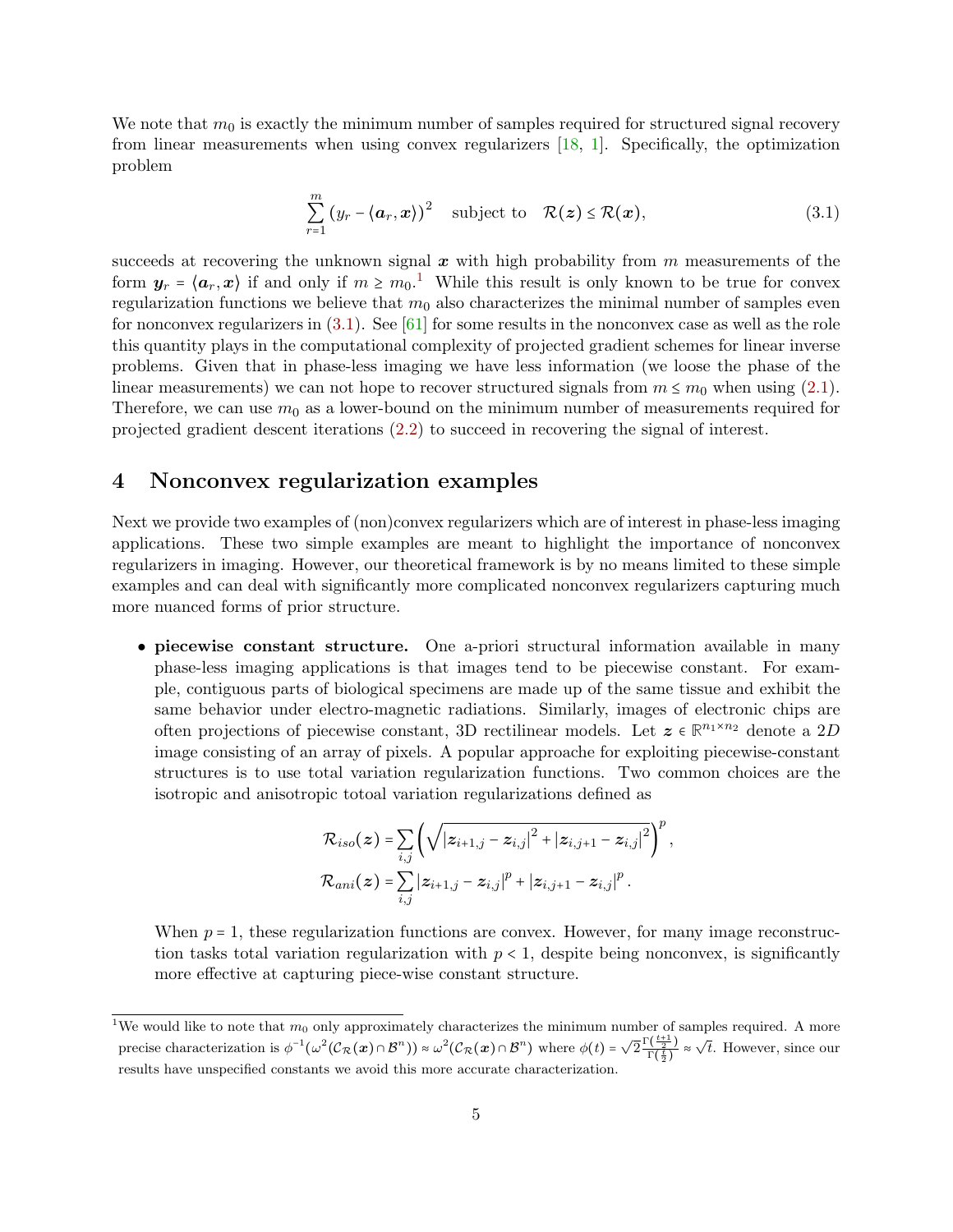We note that $m_0$ is exactly the minimum number of samples required for structured signal recovery from linear measurements when using convex regularizers [18, 1]. Specifically, the optimization problem

$$\sum_{r=1}^{m} \left(y_r - \langle \boldsymbol{a}_r, \boldsymbol{x}\rangle\right)^2 \quad \text{subject to} \quad \mathcal{R}(\boldsymbol{z}) \leq \mathcal{R}(\boldsymbol{x}), \tag{3.1}$$

succeeds at recovering the unknown signal $\boldsymbol{x}$ with high probability from $m$ measurements of the form $\boldsymbol{y}_r = \langle \boldsymbol{a}_r, \boldsymbol{x}\rangle$ if and only if $m \geq m_0$.[1] While this result is only known to be true for convex regularization functions we believe that $m_0$ also characterizes the minimal number of samples even for nonconvex regularizers in (3.1). See [61] for some results in the nonconvex case as well as the role this quantity plays in the computational complexity of projected gradient schemes for linear inverse problems. Given that in phase-less imaging we have less information (we loose the phase of the linear measurements) we can not hope to recover structured signals from $m \leq m_0$ when using (2.1). Therefore, we can use $m_0$ as a lower-bound on the minimum number of measurements required for projected gradient descent iterations (2.2) to succeed in recovering the signal of interest.

## 4 Nonconvex regularization examples

Next we provide two examples of (non)convex regularizers which are of interest in phase-less imaging applications. These two simple examples are meant to highlight the importance of nonconvex regularizers in imaging. However, our theoretical framework is by no means limited to these simple examples and can deal with significantly more complicated nonconvex regularizers capturing much more nuanced forms of prior structure.

- **piecewise constant structure.** One a-priori structural information available in many phase-less imaging applications is that images tend to be piecewise constant. For example, contiguous parts of biological specimens are made up of the same tissue and exhibit the same behavior under electro-magnetic radiations. Similarly, images of electronic chips are often projections of piecewise constant, 3D rectilinear models. Let $\boldsymbol{z} \in \mathbb{R}^{n_1 \times n_2}$ denote a $2D$ image consisting of an array of pixels. A popular approache for exploiting piecewise-constant structures is to use total variation regularization functions. Two common choices are the isotropic and anisotropic totoal variation regularizations defined as

$$\mathcal{R}_{iso}(\boldsymbol{z}) = \sum_{i,j} \left(\sqrt{\left|\boldsymbol{z}_{i+1,j} - \boldsymbol{z}_{i,j}\right|^2 + \left|\boldsymbol{z}_{i,j+1} - \boldsymbol{z}_{i,j}\right|^2}\right)^p,$$

$$\mathcal{R}_{ani}(\boldsymbol{z}) = \sum_{i,j} \left|\boldsymbol{z}_{i+1,j} - \boldsymbol{z}_{i,j}\right|^p + \left|\boldsymbol{z}_{i,j+1} - \boldsymbol{z}_{i,j}\right|^p.$$

  When $p = 1$, these regularization functions are convex. However, for many image reconstruction tasks total variation regularization with $p < 1$, despite being nonconvex, is significantly more effective at capturing piece-wise constant structure.

[1] We would like to note that $m_0$ only approximately characterizes the minimum number of samples required. A more precise characterization is $\phi^{-1}(\omega^2(\mathcal{C}_{\mathcal{R}}(\boldsymbol{x}) \cap \mathcal{B}^n)) \approx \omega^2(\mathcal{C}_{\mathcal{R}}(\boldsymbol{x}) \cap \mathcal{B}^n)$ where $\phi(t) = \sqrt{2}\frac{\Gamma(\frac{t+1}{2})}{\Gamma(\frac{t}{2})} \approx \sqrt{t}$. However, since our results have unspecified constants we avoid this more accurate characterization.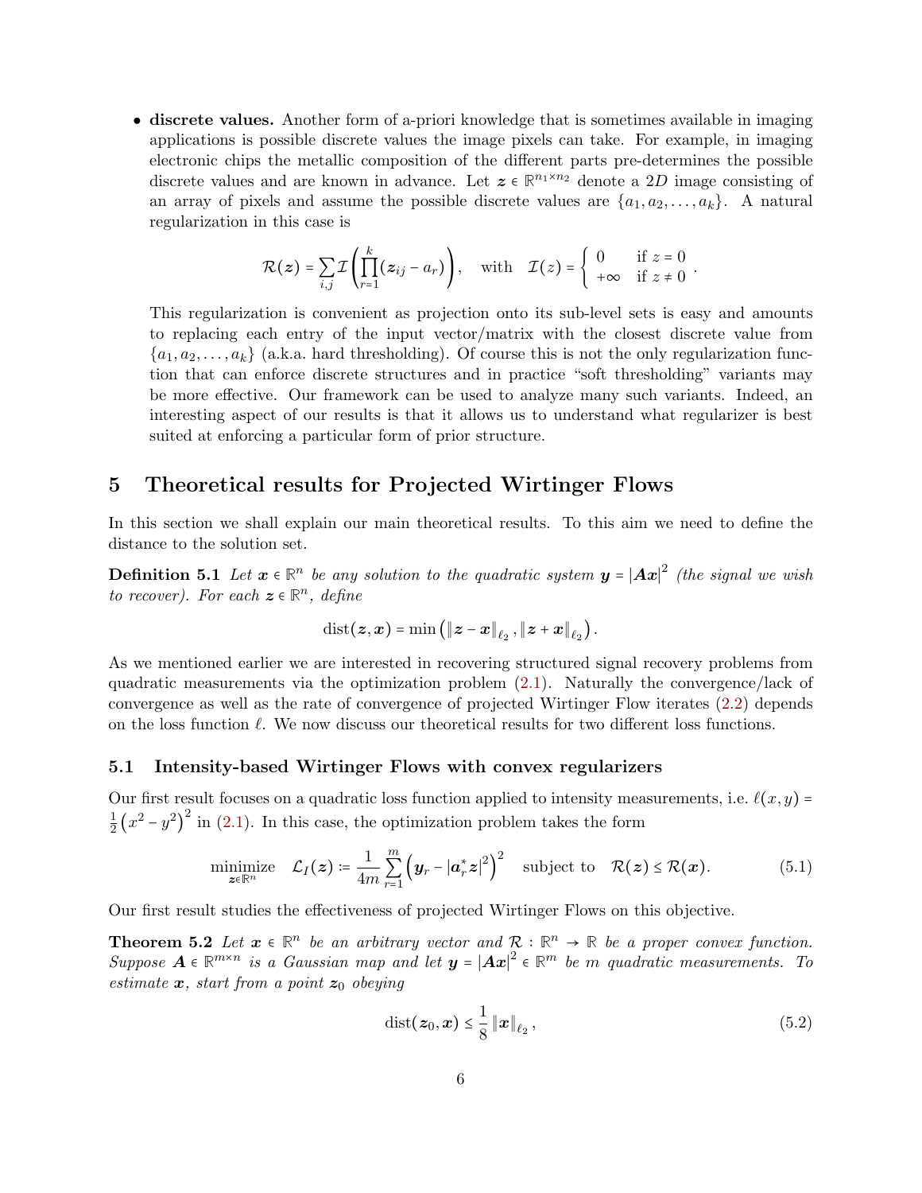- **discrete values.** Another form of a-priori knowledge that is sometimes available in imaging applications is possible discrete values the image pixels can take. For example, in imaging electronic chips the metallic composition of the different parts pre-determines the possible discrete values and are known in advance. Let $\boldsymbol{z} \in \mathbb{R}^{n_1 \times n_2}$ denote a $2D$ image consisting of an array of pixels and assume the possible discrete values are $\{a_1, a_2, \ldots, a_k\}$. A natural regularization in this case is

$$\mathcal{R}(\boldsymbol{z}) = \sum_{i,j} \mathcal{I}\left(\prod_{r=1}^{k}(\boldsymbol{z}_{ij} - a_r)\right), \quad \text{with} \quad \mathcal{I}(z) = \begin{cases} 0 & \text{if } z = 0 \\ +\infty & \text{if } z \neq 0 \end{cases}.$$

This regularization is convenient as projection onto its sub-level sets is easy and amounts to replacing each entry of the input vector/matrix with the closest discrete value from $\{a_1, a_2, \ldots, a_k\}$ (a.k.a. hard thresholding). Of course this is not the only regularization function that can enforce discrete structures and in practice "soft thresholding" variants may be more effective. Our framework can be used to analyze many such variants. Indeed, an interesting aspect of our results is that it allows us to understand what regularizer is best suited at enforcing a particular form of prior structure.

## 5 Theoretical results for Projected Wirtinger Flows

In this section we shall explain our main theoretical results. To this aim we need to define the distance to the solution set.

**Definition 5.1** *Let $\boldsymbol{x} \in \mathbb{R}^n$ be any solution to the quadratic system $\boldsymbol{y} = |\boldsymbol{A}\boldsymbol{x}|^2$ (the signal we wish to recover). For each $\boldsymbol{z} \in \mathbb{R}^n$, define*

$$\text{dist}(\boldsymbol{z}, \boldsymbol{x}) = \min\left(\|\boldsymbol{z} - \boldsymbol{x}\|_{\ell_2}, \|\boldsymbol{z} + \boldsymbol{x}\|_{\ell_2}\right).$$

As we mentioned earlier we are interested in recovering structured signal recovery problems from quadratic measurements via the optimization problem (2.1). Naturally the convergence/lack of convergence as well as the rate of convergence of projected Wirtinger Flow iterates (2.2) depends on the loss function $\ell$. We now discuss our theoretical results for two different loss functions.

### 5.1 Intensity-based Wirtinger Flows with convex regularizers

Our first result focuses on a quadratic loss function applied to intensity measurements, i.e. $\ell(x, y) = \frac{1}{2}\left(x^2 - y^2\right)^2$ in (2.1). In this case, the optimization problem takes the form

$$\underset{\boldsymbol{z} \in \mathbb{R}^n}{\text{minimize}} \quad \mathcal{L}_I(\boldsymbol{z}) := \frac{1}{4m}\sum_{r=1}^{m}\left(\boldsymbol{y}_r - |\boldsymbol{a}_r^* \boldsymbol{z}|^2\right)^2 \quad \text{subject to} \quad \mathcal{R}(\boldsymbol{z}) \leq \mathcal{R}(\boldsymbol{x}). \tag{5.1}$$

Our first result studies the effectiveness of projected Wirtinger Flows on this objective.

**Theorem 5.2** *Let $\boldsymbol{x} \in \mathbb{R}^n$ be an arbitrary vector and $\mathcal{R} : \mathbb{R}^n \to \mathbb{R}$ be a proper convex function. Suppose $\boldsymbol{A} \in \mathbb{R}^{m \times n}$ is a Gaussian map and let $\boldsymbol{y} = |\boldsymbol{A}\boldsymbol{x}|^2 \in \mathbb{R}^m$ be $m$ quadratic measurements. To estimate $\boldsymbol{x}$, start from a point $\boldsymbol{z}_0$ obeying*

$$\text{dist}(\boldsymbol{z}_0, \boldsymbol{x}) \leq \frac{1}{8}\|\boldsymbol{x}\|_{\ell_2}, \tag{5.2}$$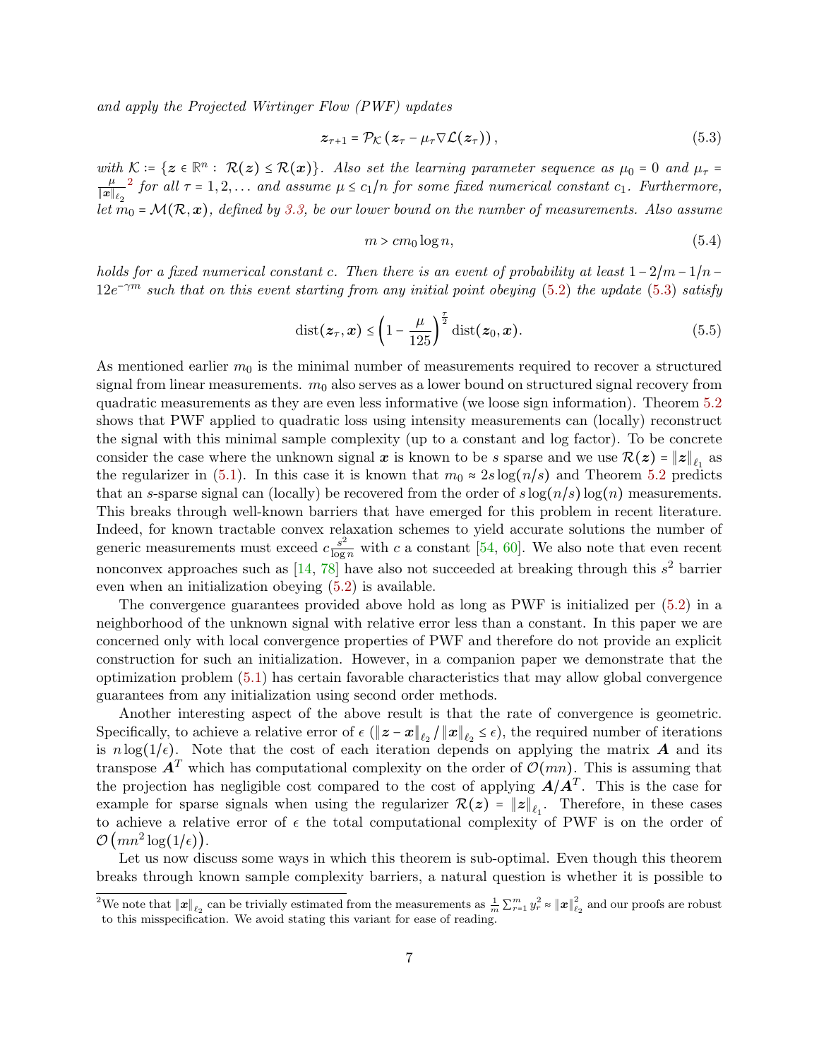*and apply the Projected Wirtinger Flow (PWF) updates*

$$\boldsymbol{z}_{\tau+1} = \mathcal{P}_{\mathcal{K}}\left(\boldsymbol{z}_{\tau} - \mu_{\tau}\nabla\mathcal{L}(\boldsymbol{z}_{\tau})\right), \tag{5.3}$$

*with* $\mathcal{K} := \{\boldsymbol{z} \in \mathbb{R}^n : \ \mathcal{R}(\boldsymbol{z}) \le \mathcal{R}(\boldsymbol{x})\}$*. Also set the learning parameter sequence as* $\mu_0 = 0$ *and* $\mu_\tau = \frac{\mu}{\|\boldsymbol{x}\|_{\ell_2}}^2$ [2] *for all* $\tau = 1, 2, \ldots$ *and assume* $\mu \le c_1/n$ *for some fixed numerical constant* $c_1$*. Furthermore, let* $m_0 = \mathcal{M}(\mathcal{R}, \boldsymbol{x})$*, defined by 3.3, be our lower bound on the number of measurements. Also assume*

$$m > c m_0 \log n, \tag{5.4}$$

*holds for a fixed numerical constant* $c$*. Then there is an event of probability at least* $1 - 2/m - 1/n - 12e^{-\gamma m}$ *such that on this event starting from any initial point obeying (5.2) the update (5.3) satisfy*

$$\text{dist}(\boldsymbol{z}_\tau, \boldsymbol{x}) \le \left(1 - \frac{\mu}{125}\right)^{\frac{\tau}{2}} \text{dist}(\boldsymbol{z}_0, \boldsymbol{x}). \tag{5.5}$$

As mentioned earlier $m_0$ is the minimal number of measurements required to recover a structured signal from linear measurements. $m_0$ also serves as a lower bound on structured signal recovery from quadratic measurements as they are even less informative (we loose sign information). Theorem 5.2 shows that PWF applied to quadratic loss using intensity measurements can (locally) reconstruct the signal with this minimal sample complexity (up to a constant and log factor). To be concrete consider the case where the unknown signal $\boldsymbol{x}$ is known to be $s$ sparse and we use $\mathcal{R}(\boldsymbol{z}) = \|\boldsymbol{z}\|_{\ell_1}$ as the regularizer in (5.1). In this case it is known that $m_0 \approx 2s\log(n/s)$ and Theorem 5.2 predicts that an $s$-sparse signal can (locally) be recovered from the order of $s\log(n/s)\log(n)$ measurements. This breaks through well-known barriers that have emerged for this problem in recent literature. Indeed, for known tractable convex relaxation schemes to yield accurate solutions the number of generic measurements must exceed $c\frac{s^2}{\log n}$ with $c$ a constant [54, 60]. We also note that even recent nonconvex approaches such as [14, 78] have also not succeeded at breaking through this $s^2$ barrier even when an initialization obeying (5.2) is available.

The convergence guarantees provided above hold as long as PWF is initialized per (5.2) in a neighborhood of the unknown signal with relative error less than a constant. In this paper we are concerned only with local convergence properties of PWF and therefore do not provide an explicit construction for such an initialization. However, in a companion paper we demonstrate that the optimization problem (5.1) has certain favorable characteristics that may allow global convergence guarantees from any initialization using second order methods.

Another interesting aspect of the above result is that the rate of convergence is geometric. Specifically, to achieve a relative error of $\epsilon$ ($\|\boldsymbol{z} - \boldsymbol{x}\|_{\ell_2} / \|\boldsymbol{x}\|_{\ell_2} \le \epsilon$), the required number of iterations is $n\log(1/\epsilon)$. Note that the cost of each iteration depends on applying the matrix $\boldsymbol{A}$ and its transpose $\boldsymbol{A}^T$ which has computational complexity on the order of $\mathcal{O}(mn)$. This is assuming that the projection has negligible cost compared to the cost of applying $\boldsymbol{A}/\boldsymbol{A}^T$. This is the case for example for sparse signals when using the regularizer $\mathcal{R}(\boldsymbol{z}) = \|\boldsymbol{z}\|_{\ell_1}$. Therefore, in these cases to achieve a relative error of $\epsilon$ the total computational complexity of PWF is on the order of $\mathcal{O}\left(mn^2\log(1/\epsilon)\right)$.

Let us now discuss some ways in which this theorem is sub-optimal. Even though this theorem breaks through known sample complexity barriers, a natural question is whether it is possible to

[2] We note that $\|\boldsymbol{x}\|_{\ell_2}$ can be trivially estimated from the measurements as $\frac{1}{m}\sum_{r=1}^m y_r^2 \approx \|\boldsymbol{x}\|_{\ell_2}^2$ and our proofs are robust to this misspecification. We avoid stating this variant for ease of reading.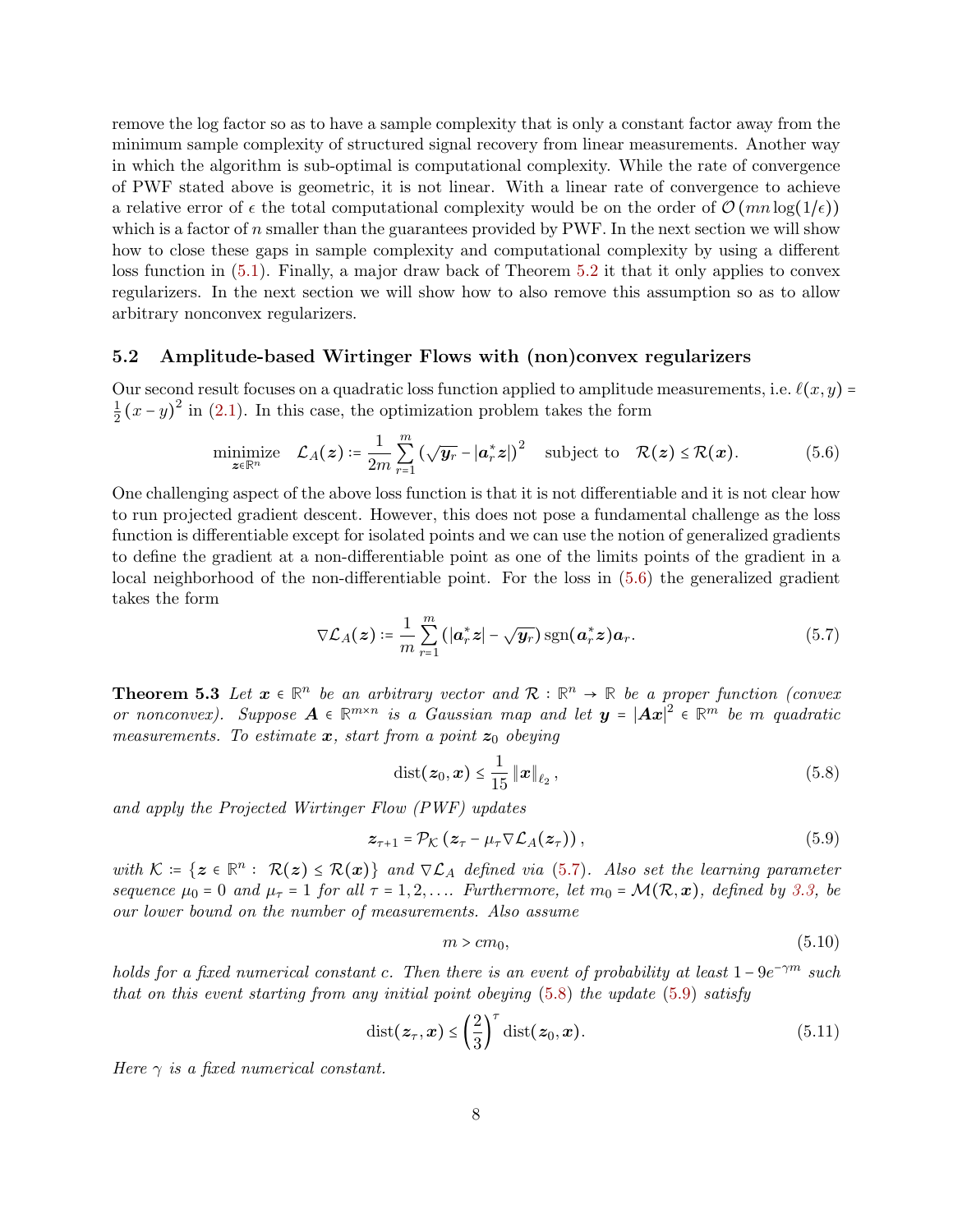remove the log factor so as to have a sample complexity that is only a constant factor away from the minimum sample complexity of structured signal recovery from linear measurements. Another way in which the algorithm is sub-optimal is computational complexity. While the rate of convergence of PWF stated above is geometric, it is not linear. With a linear rate of convergence to achieve a relative error of $\epsilon$ the total computational complexity would be on the order of $\mathcal{O}(mn\log(1/\epsilon))$ which is a factor of $n$ smaller than the guarantees provided by PWF. In the next section we will show how to close these gaps in sample complexity and computational complexity by using a different loss function in (5.1). Finally, a major draw back of Theorem 5.2 it that it only applies to convex regularizers. In the next section we will show how to also remove this assumption so as to allow arbitrary nonconvex regularizers.

## 5.2 Amplitude-based Wirtinger Flows with (non)convex regularizers

Our second result focuses on a quadratic loss function applied to amplitude measurements, i.e. $\ell(x,y) = \frac{1}{2}(x-y)^2$ in (2.1). In this case, the optimization problem takes the form

$$\underset{\boldsymbol{z}\in\mathbb{R}^n}{\text{minimize}} \quad \mathcal{L}_A(\boldsymbol{z}) \coloneqq \frac{1}{2m}\sum_{r=1}^{m}\left(\sqrt{\boldsymbol{y}_r} - |\boldsymbol{a}_r^*\boldsymbol{z}|\right)^2 \quad \text{subject to} \quad \mathcal{R}(\boldsymbol{z}) \le \mathcal{R}(\boldsymbol{x}). \tag{5.6}$$

One challenging aspect of the above loss function is that it is not differentiable and it is not clear how to run projected gradient descent. However, this does not pose a fundamental challenge as the loss function is differentiable except for isolated points and we can use the notion of generalized gradients to define the gradient at a non-differentiable point as one of the limits points of the gradient in a local neighborhood of the non-differentiable point. For the loss in (5.6) the generalized gradient takes the form

$$\nabla\mathcal{L}_A(\boldsymbol{z}) \coloneqq \frac{1}{m}\sum_{r=1}^{m}\left(|\boldsymbol{a}_r^*\boldsymbol{z}| - \sqrt{\boldsymbol{y}_r}\right)\operatorname{sgn}(\boldsymbol{a}_r^*\boldsymbol{z})\boldsymbol{a}_r. \tag{5.7}$$

**Theorem 5.3** *Let $\boldsymbol{x}\in\mathbb{R}^n$ be an arbitrary vector and $\mathcal{R}:\mathbb{R}^n\to\mathbb{R}$ be a proper function (convex or nonconvex). Suppose $\boldsymbol{A}\in\mathbb{R}^{m\times n}$ is a Gaussian map and let $\boldsymbol{y} = |\boldsymbol{A}\boldsymbol{x}|^2\in\mathbb{R}^m$ be $m$ quadratic measurements. To estimate $\boldsymbol{x}$, start from a point $\boldsymbol{z}_0$ obeying*

$$\operatorname{dist}(\boldsymbol{z}_0,\boldsymbol{x}) \le \frac{1}{15}\left\|\boldsymbol{x}\right\|_{\ell_2}, \tag{5.8}$$

*and apply the Projected Wirtinger Flow (PWF) updates*

$$\boldsymbol{z}_{\tau+1} = \mathcal{P}_{\mathcal{K}}\left(\boldsymbol{z}_\tau - \mu_\tau\nabla\mathcal{L}_A(\boldsymbol{z}_\tau)\right), \tag{5.9}$$

*with $\mathcal{K} \coloneqq \{\boldsymbol{z}\in\mathbb{R}^n:\ \mathcal{R}(\boldsymbol{z})\le\mathcal{R}(\boldsymbol{x})\}$ and $\nabla\mathcal{L}_A$ defined via (5.7). Also set the learning parameter sequence $\mu_0 = 0$ and $\mu_\tau = 1$ for all $\tau = 1,2,\ldots$. Furthermore, let $m_0 = \mathcal{M}(\mathcal{R},\boldsymbol{x})$, defined by 3.3, be our lower bound on the number of measurements. Also assume*

$$m > cm_0, \tag{5.10}$$

*holds for a fixed numerical constant $c$. Then there is an event of probability at least $1-9e^{-\gamma m}$ such that on this event starting from any initial point obeying (5.8) the update (5.9) satisfy*

$$\operatorname{dist}(\boldsymbol{z}_\tau,\boldsymbol{x}) \le \left(\frac{2}{3}\right)^\tau \operatorname{dist}(\boldsymbol{z}_0,\boldsymbol{x}). \tag{5.11}$$

*Here $\gamma$ is a fixed numerical constant.*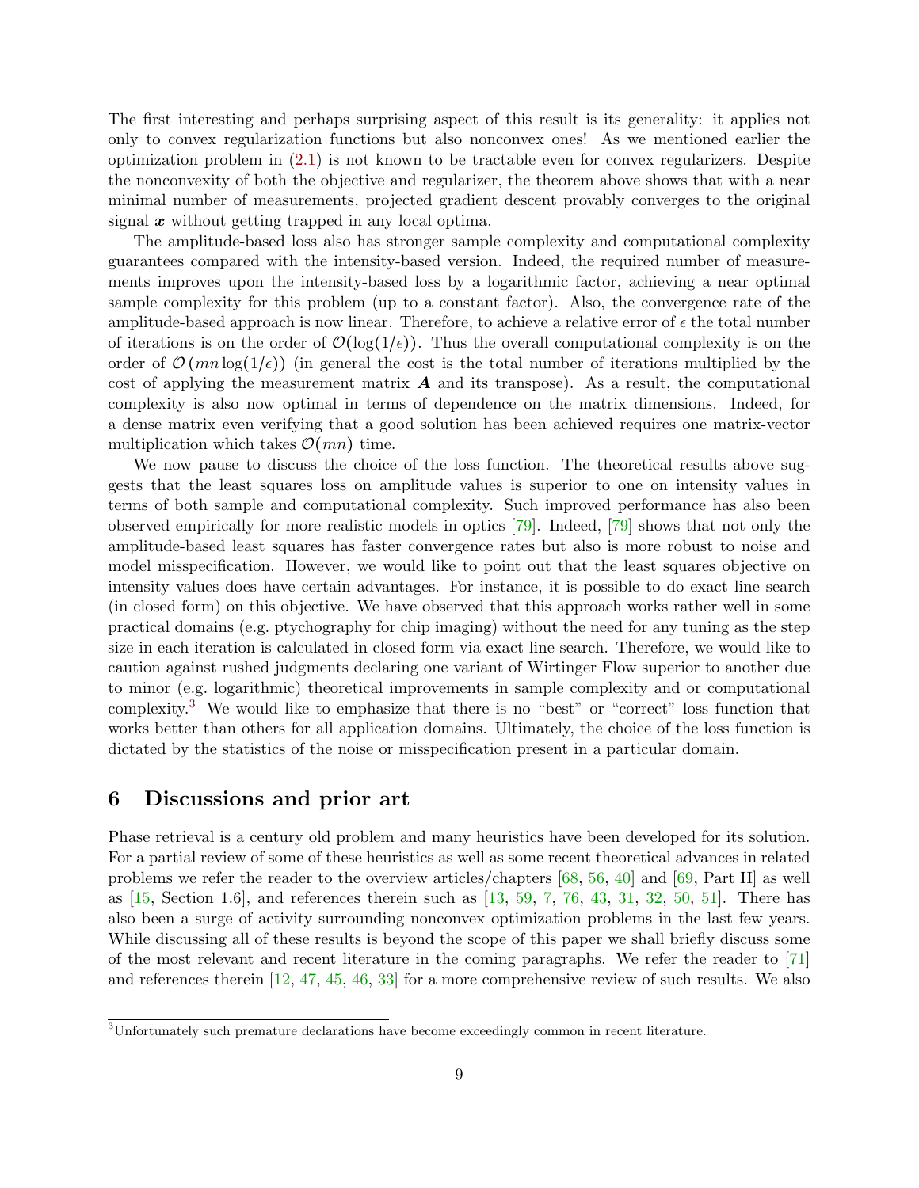The first interesting and perhaps surprising aspect of this result is its generality: it applies not only to convex regularization functions but also nonconvex ones! As we mentioned earlier the optimization problem in (2.1) is not known to be tractable even for convex regularizers. Despite the nonconvexity of both the objective and regularizer, the theorem above shows that with a near minimal number of measurements, projected gradient descent provably converges to the original signal $\boldsymbol{x}$ without getting trapped in any local optima.

The amplitude-based loss also has stronger sample complexity and computational complexity guarantees compared with the intensity-based version. Indeed, the required number of measurements improves upon the intensity-based loss by a logarithmic factor, achieving a near optimal sample complexity for this problem (up to a constant factor). Also, the convergence rate of the amplitude-based approach is now linear. Therefore, to achieve a relative error of $\epsilon$ the total number of iterations is on the order of $\mathcal{O}(\log(1/\epsilon))$. Thus the overall computational complexity is on the order of $\mathcal{O}(mn\log(1/\epsilon))$ (in general the cost is the total number of iterations multiplied by the cost of applying the measurement matrix $\boldsymbol{A}$ and its transpose). As a result, the computational complexity is also now optimal in terms of dependence on the matrix dimensions. Indeed, for a dense matrix even verifying that a good solution has been achieved requires one matrix-vector multiplication which takes $\mathcal{O}(mn)$ time.

We now pause to discuss the choice of the loss function. The theoretical results above suggests that the least squares loss on amplitude values is superior to one on intensity values in terms of both sample and computational complexity. Such improved performance has also been observed empirically for more realistic models in optics [79]. Indeed, [79] shows that not only the amplitude-based least squares has faster convergence rates but also is more robust to noise and model misspecification. However, we would like to point out that the least squares objective on intensity values does have certain advantages. For instance, it is possible to do exact line search (in closed form) on this objective. We have observed that this approach works rather well in some practical domains (e.g. ptychography for chip imaging) without the need for any tuning as the step size in each iteration is calculated in closed form via exact line search. Therefore, we would like to caution against rushed judgments declaring one variant of Wirtinger Flow superior to another due to minor (e.g. logarithmic) theoretical improvements in sample complexity and or computational complexity.[3] We would like to emphasize that there is no "best" or "correct" loss function that works better than others for all application domains. Ultimately, the choice of the loss function is dictated by the statistics of the noise or misspecification present in a particular domain.

## 6 Discussions and prior art

Phase retrieval is a century old problem and many heuristics have been developed for its solution. For a partial review of some of these heuristics as well as some recent theoretical advances in related problems we refer the reader to the overview articles/chapters [68, 56, 40] and [69, Part II] as well as [15, Section 1.6], and references therein such as [13, 59, 7, 76, 43, 31, 32, 50, 51]. There has also been a surge of activity surrounding nonconvex optimization problems in the last few years. While discussing all of these results is beyond the scope of this paper we shall briefly discuss some of the most relevant and recent literature in the coming paragraphs. We refer the reader to [71] and references therein [12, 47, 45, 46, 33] for a more comprehensive review of such results. We also

[3] Unfortunately such premature declarations have become exceedingly common in recent literature.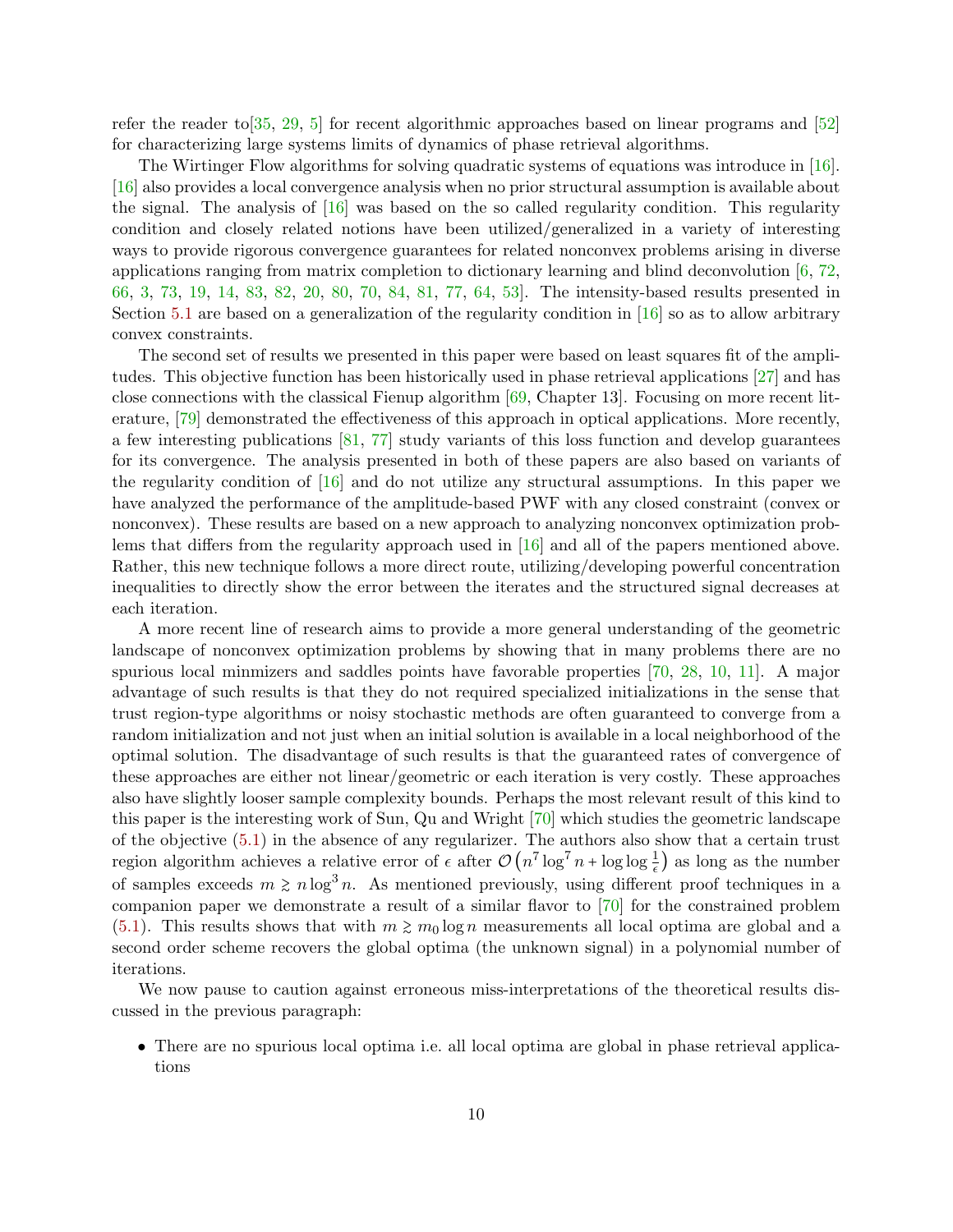refer the reader to[35, 29, 5] for recent algorithmic approaches based on linear programs and [52] for characterizing large systems limits of dynamics of phase retrieval algorithms.

The Wirtinger Flow algorithms for solving quadratic systems of equations was introduce in [16]. [16] also provides a local convergence analysis when no prior structural assumption is available about the signal. The analysis of [16] was based on the so called regularity condition. This regularity condition and closely related notions have been utilized/generalized in a variety of interesting ways to provide rigorous convergence guarantees for related nonconvex problems arising in diverse applications ranging from matrix completion to dictionary learning and blind deconvolution [6, 72, 66, 3, 73, 19, 14, 83, 82, 20, 80, 70, 84, 81, 77, 64, 53]. The intensity-based results presented in Section 5.1 are based on a generalization of the regularity condition in [16] so as to allow arbitrary convex constraints.

The second set of results we presented in this paper were based on least squares fit of the amplitudes. This objective function has been historically used in phase retrieval applications [27] and has close connections with the classical Fienup algorithm [69, Chapter 13]. Focusing on more recent literature, [79] demonstrated the effectiveness of this approach in optical applications. More recently, a few interesting publications [81, 77] study variants of this loss function and develop guarantees for its convergence. The analysis presented in both of these papers are also based on variants of the regularity condition of [16] and do not utilize any structural assumptions. In this paper we have analyzed the performance of the amplitude-based PWF with any closed constraint (convex or nonconvex). These results are based on a new approach to analyzing nonconvex optimization problems that differs from the regularity approach used in [16] and all of the papers mentioned above. Rather, this new technique follows a more direct route, utilizing/developing powerful concentration inequalities to directly show the error between the iterates and the structured signal decreases at each iteration.

A more recent line of research aims to provide a more general understanding of the geometric landscape of nonconvex optimization problems by showing that in many problems there are no spurious local minmizers and saddles points have favorable properties [70, 28, 10, 11]. A major advantage of such results is that they do not required specialized initializations in the sense that trust region-type algorithms or noisy stochastic methods are often guaranteed to converge from a random initialization and not just when an initial solution is available in a local neighborhood of the optimal solution. The disadvantage of such results is that the guaranteed rates of convergence of these approaches are either not linear/geometric or each iteration is very costly. These approaches also have slightly looser sample complexity bounds. Perhaps the most relevant result of this kind to this paper is the interesting work of Sun, Qu and Wright [70] which studies the geometric landscape of the objective (5.1) in the absence of any regularizer. The authors also show that a certain trust region algorithm achieves a relative error of $\epsilon$ after $\mathcal{O}\left(n^7\log^7 n + \log\log\frac{1}{\epsilon}\right)$ as long as the number of samples exceeds $m \gtrsim n\log^3 n$. As mentioned previously, using different proof techniques in a companion paper we demonstrate a result of a similar flavor to [70] for the constrained problem (5.1). This results shows that with $m \gtrsim m_0 \log n$ measurements all local optima are global and a second order scheme recovers the global optima (the unknown signal) in a polynomial number of iterations.

We now pause to caution against erroneous miss-interpretations of the theoretical results discussed in the previous paragraph:

- There are no spurious local optima i.e. all local optima are global in phase retrieval applications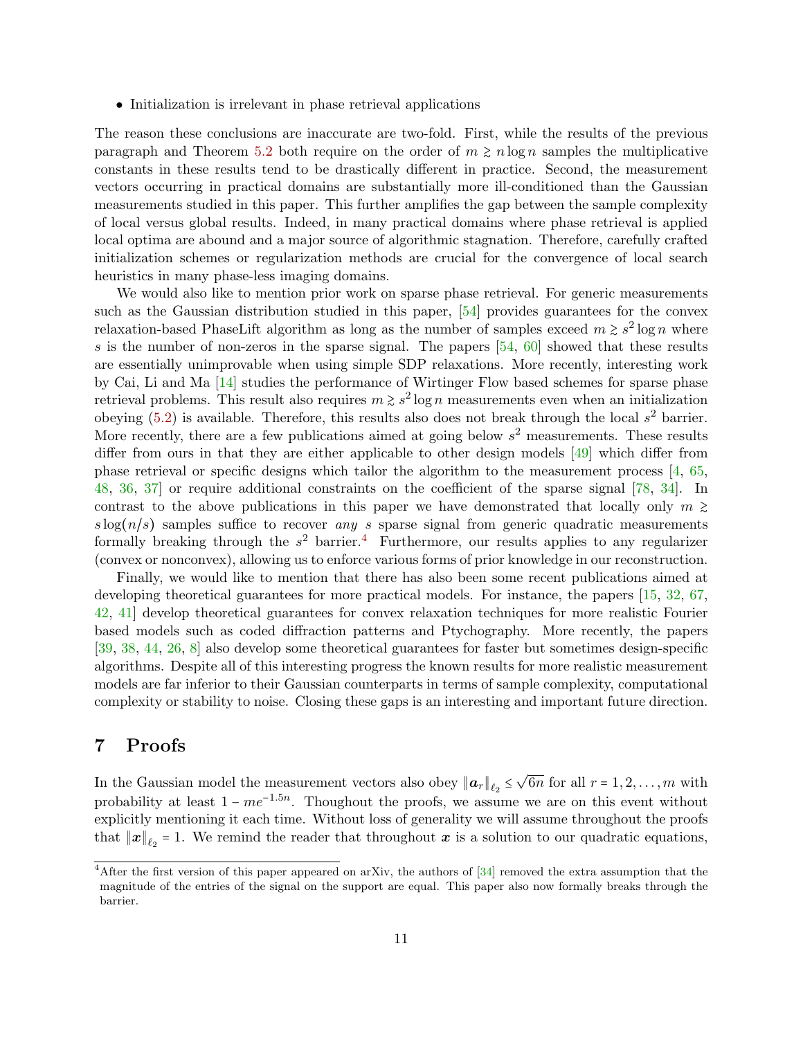- Initialization is irrelevant in phase retrieval applications

The reason these conclusions are inaccurate are two-fold. First, while the results of the previous paragraph and Theorem 5.2 both require on the order of $m \gtrsim n\log n$ samples the multiplicative constants in these results tend to be drastically different in practice. Second, the measurement vectors occurring in practical domains are substantially more ill-conditioned than the Gaussian measurements studied in this paper. This further amplifies the gap between the sample complexity of local versus global results. Indeed, in many practical domains where phase retrieval is applied local optima are abound and a major source of algorithmic stagnation. Therefore, carefully crafted initialization schemes or regularization methods are crucial for the convergence of local search heuristics in many phase-less imaging domains.

We would also like to mention prior work on sparse phase retrieval. For generic measurements such as the Gaussian distribution studied in this paper, [54] provides guarantees for the convex relaxation-based PhaseLift algorithm as long as the number of samples exceed $m \gtrsim s^2 \log n$ where $s$ is the number of non-zeros in the sparse signal. The papers [54, 60] showed that these results are essentially unimprovable when using simple SDP relaxations. More recently, interesting work by Cai, Li and Ma [14] studies the performance of Wirtinger Flow based schemes for sparse phase retrieval problems. This result also requires $m \gtrsim s^2 \log n$ measurements even when an initialization obeying (5.2) is available. Therefore, this results also does not break through the local $s^2$ barrier. More recently, there are a few publications aimed at going below $s^2$ measurements. These results differ from ours in that they are either applicable to other design models [49] which differ from phase retrieval or specific designs which tailor the algorithm to the measurement process [4, 65, 48, 36, 37] or require additional constraints on the coefficient of the sparse signal [78, 34]. In contrast to the above publications in this paper we have demonstrated that locally only $m \gtrsim s\log(n/s)$ samples suffice to recover *any* $s$ sparse signal from generic quadratic measurements formally breaking through the $s^2$ barrier.[4] Furthermore, our results applies to any regularizer (convex or nonconvex), allowing us to enforce various forms of prior knowledge in our reconstruction.

Finally, we would like to mention that there has also been some recent publications aimed at developing theoretical guarantees for more practical models. For instance, the papers [15, 32, 67, 42, 41] develop theoretical guarantees for convex relaxation techniques for more realistic Fourier based models such as coded diffraction patterns and Ptychography. More recently, the papers [39, 38, 44, 26, 8] also develop some theoretical guarantees for faster but sometimes design-specific algorithms. Despite all of this interesting progress the known results for more realistic measurement models are far inferior to their Gaussian counterparts in terms of sample complexity, computational complexity or stability to noise. Closing these gaps is an interesting and important future direction.

## 7 Proofs

In the Gaussian model the measurement vectors also obey $\|\boldsymbol{a}_r\|_{\ell_2} \le \sqrt{6n}$ for all $r = 1, 2, \ldots, m$ with probability at least $1 - me^{-1.5n}$. Thoughout the proofs, we assume we are on this event without explicitly mentioning it each time. Without loss of generality we will assume throughout the proofs that $\|\boldsymbol{x}\|_{\ell_2} = 1$. We remind the reader that throughout $\boldsymbol{x}$ is a solution to our quadratic equations,

[4] After the first version of this paper appeared on arXiv, the authors of [34] removed the extra assumption that the magnitude of the entries of the signal on the support are equal. This paper also now formally breaks through the barrier.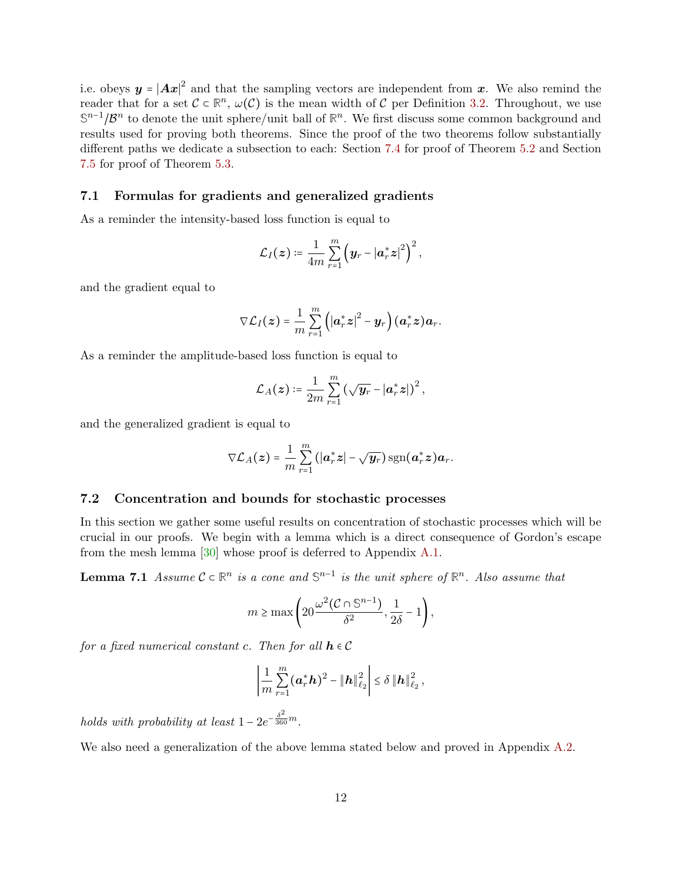i.e. obeys $\boldsymbol{y} = |\boldsymbol{A}\boldsymbol{x}|^2$ and that the sampling vectors are independent from $\boldsymbol{x}$. We also remind the reader that for a set $\mathcal{C} \subset \mathbb{R}^n$, $\omega(\mathcal{C})$ is the mean width of $\mathcal{C}$ per Definition 3.2. Throughout, we use $\mathbb{S}^{n-1}/\mathcal{B}^n$ to denote the unit sphere/unit ball of $\mathbb{R}^n$. We first discuss some common background and results used for proving both theorems. Since the proof of the two theorems follow substantially different paths we dedicate a subsection to each: Section 7.4 for proof of Theorem 5.2 and Section 7.5 for proof of Theorem 5.3.

### 7.1 Formulas for gradients and generalized gradients

As a reminder the intensity-based loss function is equal to

$$\mathcal{L}_I(\boldsymbol{z}) \coloneqq \frac{1}{4m}\sum_{r=1}^{m}\left(\boldsymbol{y}_r - |\boldsymbol{a}_r^*\boldsymbol{z}|^2\right)^2,$$

and the gradient equal to

$$\nabla\mathcal{L}_I(\boldsymbol{z}) = \frac{1}{m}\sum_{r=1}^{m}\left(|\boldsymbol{a}_r^*\boldsymbol{z}|^2 - \boldsymbol{y}_r\right)(\boldsymbol{a}_r^*\boldsymbol{z})\boldsymbol{a}_r.$$

As a reminder the amplitude-based loss function is equal to

$$\mathcal{L}_A(\boldsymbol{z}) \coloneqq \frac{1}{2m}\sum_{r=1}^{m}\left(\sqrt{\boldsymbol{y}_r} - |\boldsymbol{a}_r^*\boldsymbol{z}|\right)^2,$$

and the generalized gradient is equal to

$$\nabla\mathcal{L}_A(\boldsymbol{z}) = \frac{1}{m}\sum_{r=1}^{m}\left(|\boldsymbol{a}_r^*\boldsymbol{z}| - \sqrt{\boldsymbol{y}_r}\right)\operatorname{sgn}(\boldsymbol{a}_r^*\boldsymbol{z})\boldsymbol{a}_r.$$

### 7.2 Concentration and bounds for stochastic processes

In this section we gather some useful results on concentration of stochastic processes which will be crucial in our proofs. We begin with a lemma which is a direct consequence of Gordon's escape from the mesh lemma [30] whose proof is deferred to Appendix A.1.

**Lemma 7.1** *Assume $\mathcal{C} \subset \mathbb{R}^n$ is a cone and $\mathbb{S}^{n-1}$ is the unit sphere of $\mathbb{R}^n$. Also assume that*

$$m \geq \max\left(20\frac{\omega^2(\mathcal{C}\cap\mathbb{S}^{n-1})}{\delta^2}, \frac{1}{2\delta} - 1\right),$$

*for a fixed numerical constant c. Then for all $\boldsymbol{h} \in \mathcal{C}$*

$$\left|\frac{1}{m}\sum_{r=1}^{m}(\boldsymbol{a}_r^*\boldsymbol{h})^2 - \|\boldsymbol{h}\|_{\ell_2}^2\right| \leq \delta\,\|\boldsymbol{h}\|_{\ell_2}^2,$$

*holds with probability at least $1 - 2e^{-\frac{\delta^2}{360}m}$.*

We also need a generalization of the above lemma stated below and proved in Appendix A.2.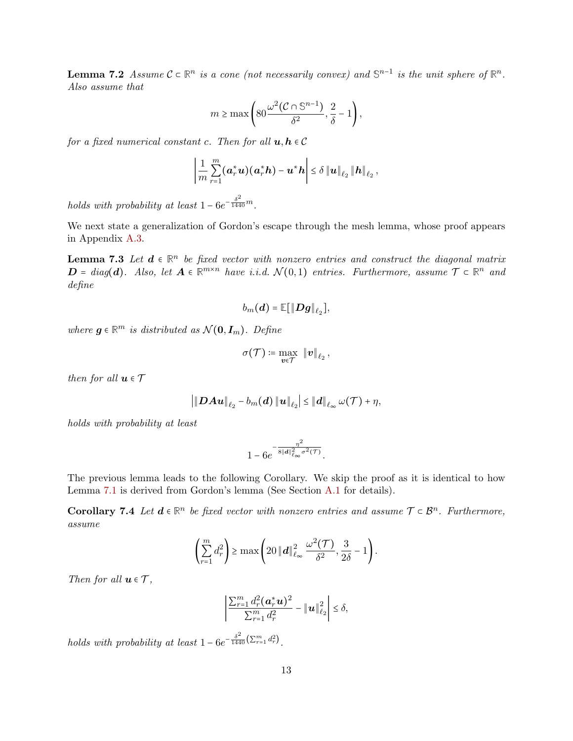**Lemma 7.2** *Assume $\mathcal{C} \subset \mathbb{R}^n$ is a cone (not necessarily convex) and $\mathbb{S}^{n-1}$ is the unit sphere of $\mathbb{R}^n$. Also assume that*

$$m \geq \max\left(80\frac{\omega^2(\mathcal{C} \cap \mathbb{S}^{n-1})}{\delta^2}, \frac{2}{\delta} - 1\right),$$

*for a fixed numerical constant c. Then for all $\boldsymbol{u}, \boldsymbol{h} \in \mathcal{C}$*

$$\left|\frac{1}{m}\sum_{r=1}^{m}(\boldsymbol{a}_r^*\boldsymbol{u})(\boldsymbol{a}_r^*\boldsymbol{h}) - \boldsymbol{u}^*\boldsymbol{h}\right| \leq \delta \left\|\boldsymbol{u}\right\|_{\ell_2}\left\|\boldsymbol{h}\right\|_{\ell_2},$$

*holds with probability at least $1 - 6e^{-\frac{\delta^2}{1440}m}$.*

We next state a generalization of Gordon's escape through the mesh lemma, whose proof appears in Appendix A.3.

**Lemma 7.3** *Let $\boldsymbol{d} \in \mathbb{R}^n$ be fixed vector with nonzero entries and construct the diagonal matrix $\boldsymbol{D} = diag(\boldsymbol{d})$. Also, let $\boldsymbol{A} \in \mathbb{R}^{m \times n}$ have i.i.d. $\mathcal{N}(0,1)$ entries. Furthermore, assume $\mathcal{T} \subset \mathbb{R}^n$ and define*

$$b_m(\boldsymbol{d}) = \mathbb{E}[\left\|\boldsymbol{D}\boldsymbol{g}\right\|_{\ell_2}],$$

*where $\boldsymbol{g} \in \mathbb{R}^m$ is distributed as $\mathcal{N}(\boldsymbol{0}, \boldsymbol{I}_m)$. Define*

$$\sigma(\mathcal{T}) := \max_{\boldsymbol{v} \in \mathcal{T}} \ \left\|\boldsymbol{v}\right\|_{\ell_2},$$

*then for all $\boldsymbol{u} \in \mathcal{T}$*

$$\left|\left\|\boldsymbol{D}\boldsymbol{A}\boldsymbol{u}\right\|_{\ell_2} - b_m(\boldsymbol{d})\left\|\boldsymbol{u}\right\|_{\ell_2}\right| \leq \left\|\boldsymbol{d}\right\|_{\ell_\infty}\omega(\mathcal{T}) + \eta,$$

*holds with probability at least*

$$1 - 6e^{-\frac{\eta^2}{8\left\|\boldsymbol{d}\right\|_{\ell_\infty}^2\sigma^2(\mathcal{T})}}.$$

The previous lemma leads to the following Corollary. We skip the proof as it is identical to how Lemma 7.1 is derived from Gordon's lemma (See Section A.1 for details).

**Corollary 7.4** *Let $\boldsymbol{d} \in \mathbb{R}^n$ be fixed vector with nonzero entries and assume $\mathcal{T} \subset \mathcal{B}^n$. Furthermore, assume*

$$\left(\sum_{r=1}^{m} d_r^2\right) \geq \max\left(20\left\|\boldsymbol{d}\right\|_{\ell_\infty}^2\frac{\omega^2(\mathcal{T})}{\delta^2}, \frac{3}{2\delta} - 1\right).$$

*Then for all $\boldsymbol{u} \in \mathcal{T}$,*

$$\left|\frac{\sum_{r=1}^{m} d_r^2(\boldsymbol{a}_r^*\boldsymbol{u})^2}{\sum_{r=1}^{m} d_r^2} - \left\|\boldsymbol{u}\right\|_{\ell_2}^2\right| \leq \delta,$$

*holds with probability at least $1 - 6e^{-\frac{\delta^2}{1440}\left(\sum_{r=1}^{m} d_r^2\right)}$.*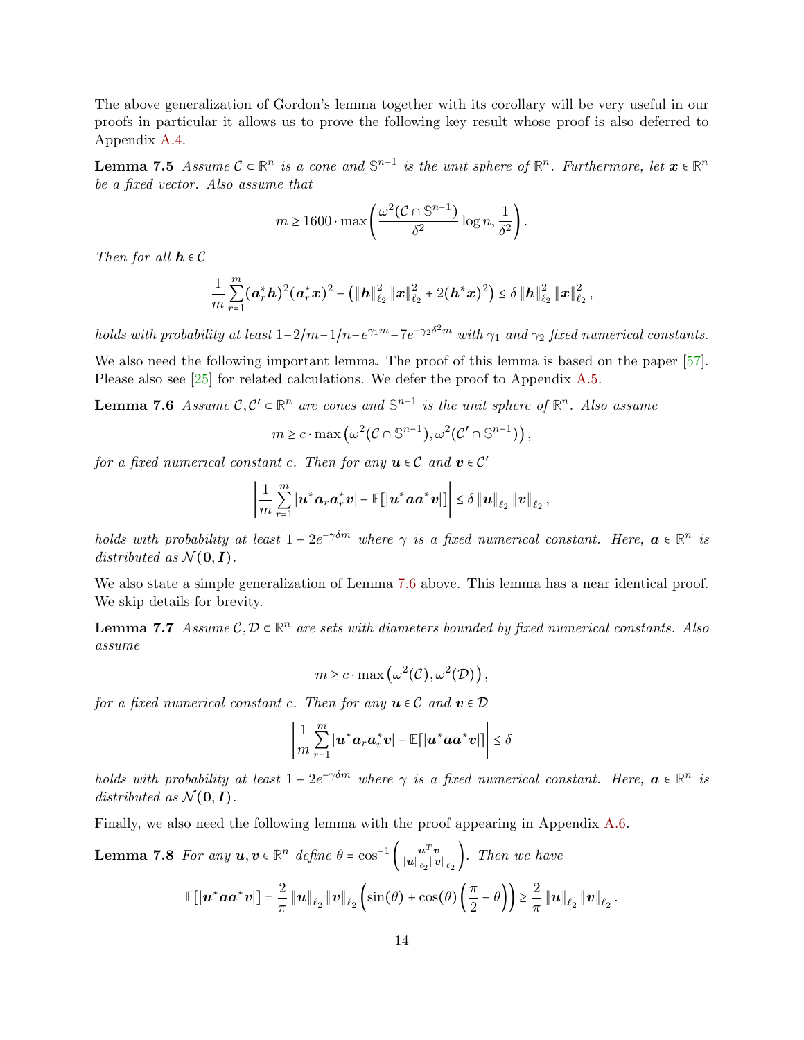The above generalization of Gordon's lemma together with its corollary will be very useful in our proofs in particular it allows us to prove the following key result whose proof is also deferred to Appendix A.4.

**Lemma 7.5** *Assume $\mathcal{C} \subset \mathbb{R}^n$ is a cone and $\mathbb{S}^{n-1}$ is the unit sphere of $\mathbb{R}^n$. Furthermore, let $\boldsymbol{x} \in \mathbb{R}^n$ be a fixed vector. Also assume that*

$$m \geq 1600 \cdot \max\left(\frac{\omega^2(\mathcal{C} \cap \mathbb{S}^{n-1})}{\delta^2}\log n, \frac{1}{\delta^2}\right).$$

*Then for all $\boldsymbol{h} \in \mathcal{C}$*

$$\frac{1}{m}\sum_{r=1}^{m}(\boldsymbol{a}_r^*\boldsymbol{h})^2(\boldsymbol{a}_r^*\boldsymbol{x})^2 - \left(\|\boldsymbol{h}\|_{\ell_2}^2\|\boldsymbol{x}\|_{\ell_2}^2 + 2(\boldsymbol{h}^*\boldsymbol{x})^2\right) \leq \delta\|\boldsymbol{h}\|_{\ell_2}^2\|\boldsymbol{x}\|_{\ell_2}^2,$$

*holds with probability at least $1 - 2/m - 1/n - e^{\gamma_1 m} - 7e^{-\gamma_2\delta^2 m}$ with $\gamma_1$ and $\gamma_2$ fixed numerical constants.*

We also need the following important lemma. The proof of this lemma is based on the paper [57]. Please also see [25] for related calculations. We defer the proof to Appendix A.5.

**Lemma 7.6** *Assume $\mathcal{C}, \mathcal{C}' \subset \mathbb{R}^n$ are cones and $\mathbb{S}^{n-1}$ is the unit sphere of $\mathbb{R}^n$. Also assume*

$$m \geq c \cdot \max\left(\omega^2(\mathcal{C} \cap \mathbb{S}^{n-1}), \omega^2(\mathcal{C}' \cap \mathbb{S}^{n-1})\right),$$

*for a fixed numerical constant c. Then for any $\boldsymbol{u} \in \mathcal{C}$ and $\boldsymbol{v} \in \mathcal{C}'$*

$$\left|\frac{1}{m}\sum_{r=1}^{m}|\boldsymbol{u}^*\boldsymbol{a}_r\boldsymbol{a}_r^*\boldsymbol{v}| - \mathbb{E}[|\boldsymbol{u}^*\boldsymbol{a}\boldsymbol{a}^*\boldsymbol{v}|]\right| \leq \delta\|\boldsymbol{u}\|_{\ell_2}\|\boldsymbol{v}\|_{\ell_2},$$

*holds with probability at least $1 - 2e^{-\gamma\delta m}$ where $\gamma$ is a fixed numerical constant. Here, $\boldsymbol{a} \in \mathbb{R}^n$ is distributed as $\mathcal{N}(\boldsymbol{0}, \boldsymbol{I})$.*

We also state a simple generalization of Lemma 7.6 above. This lemma has a near identical proof. We skip details for brevity.

**Lemma 7.7** *Assume $\mathcal{C}, \mathcal{D} \subset \mathbb{R}^n$ are sets with diameters bounded by fixed numerical constants. Also assume*

$$m \geq c \cdot \max\left(\omega^2(\mathcal{C}), \omega^2(\mathcal{D})\right),$$

*for a fixed numerical constant c. Then for any $\boldsymbol{u} \in \mathcal{C}$ and $\boldsymbol{v} \in \mathcal{D}$*

$$\left|\frac{1}{m}\sum_{r=1}^{m}|\boldsymbol{u}^*\boldsymbol{a}_r\boldsymbol{a}_r^*\boldsymbol{v}| - \mathbb{E}[|\boldsymbol{u}^*\boldsymbol{a}\boldsymbol{a}^*\boldsymbol{v}|]\right| \leq \delta$$

*holds with probability at least $1 - 2e^{-\gamma\delta m}$ where $\gamma$ is a fixed numerical constant. Here, $\boldsymbol{a} \in \mathbb{R}^n$ is distributed as $\mathcal{N}(\boldsymbol{0}, \boldsymbol{I})$.*

Finally, we also need the following lemma with the proof appearing in Appendix A.6.

**Lemma 7.8** *For any $\boldsymbol{u}, \boldsymbol{v} \in \mathbb{R}^n$ define $\theta = \cos^{-1}\left(\frac{\boldsymbol{u}^T\boldsymbol{v}}{\|\boldsymbol{u}\|_{\ell_2}\|\boldsymbol{v}\|_{\ell_2}}\right)$. Then we have*

$$\mathbb{E}[|\boldsymbol{u}^*\boldsymbol{a}\boldsymbol{a}^*\boldsymbol{v}|] = \frac{2}{\pi}\|\boldsymbol{u}\|_{\ell_2}\|\boldsymbol{v}\|_{\ell_2}\left(\sin(\theta) + \cos(\theta)\left(\frac{\pi}{2} - \theta\right)\right) \geq \frac{2}{\pi}\|\boldsymbol{u}\|_{\ell_2}\|\boldsymbol{v}\|_{\ell_2}.$$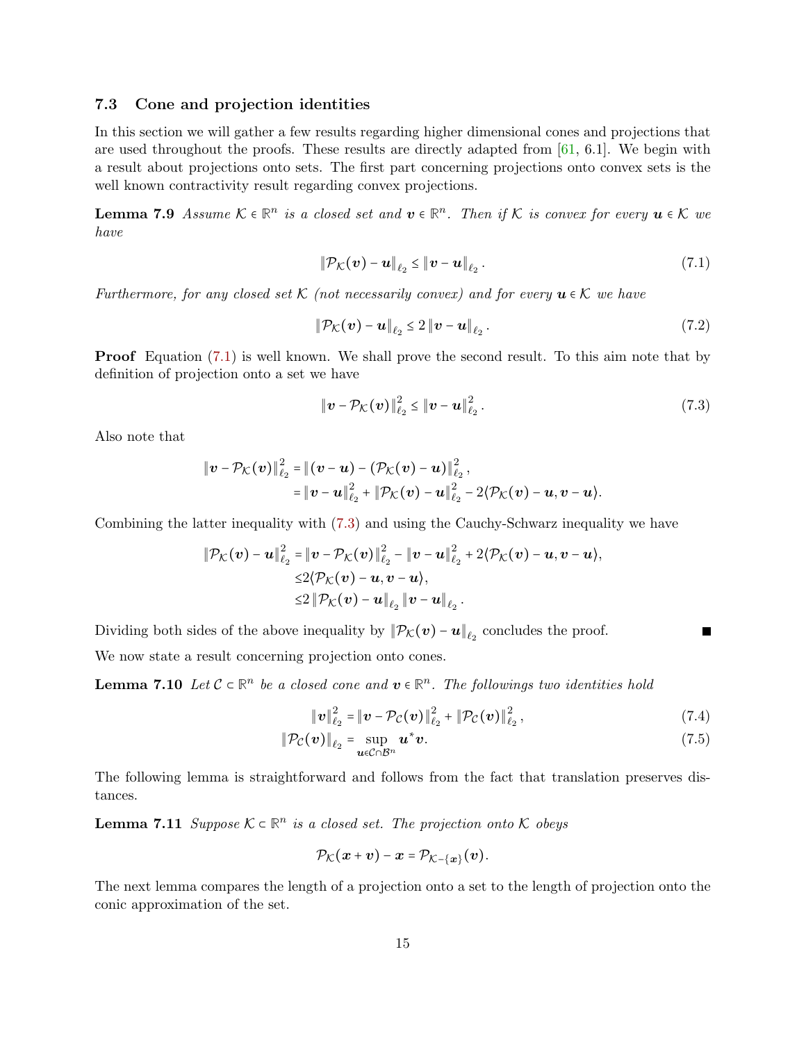### 7.3 Cone and projection identities

In this section we will gather a few results regarding higher dimensional cones and projections that are used throughout the proofs. These results are directly adapted from [61, 6.1]. We begin with a result about projections onto sets. The first part concerning projections onto convex sets is the well known contractivity result regarding convex projections.

**Lemma 7.9** *Assume $\mathcal{K} \in \mathbb{R}^n$ is a closed set and $\boldsymbol{v} \in \mathbb{R}^n$. Then if $\mathcal{K}$ is convex for every $\boldsymbol{u} \in \mathcal{K}$ we have*

$$\|\mathcal{P}_{\mathcal{K}}(\boldsymbol{v}) - \boldsymbol{u}\|_{\ell_2} \le \|\boldsymbol{v} - \boldsymbol{u}\|_{\ell_2}. \tag{7.1}$$

*Furthermore, for any closed set $\mathcal{K}$ (not necessarily convex) and for every $\boldsymbol{u} \in \mathcal{K}$ we have*

$$\|\mathcal{P}_{\mathcal{K}}(\boldsymbol{v}) - \boldsymbol{u}\|_{\ell_2} \le 2\,\|\boldsymbol{v} - \boldsymbol{u}\|_{\ell_2}. \tag{7.2}$$

**Proof** Equation (7.1) is well known. We shall prove the second result. To this aim note that by definition of projection onto a set we have

$$\|\boldsymbol{v} - \mathcal{P}_{\mathcal{K}}(\boldsymbol{v})\|_{\ell_2}^2 \le \|\boldsymbol{v} - \boldsymbol{u}\|_{\ell_2}^2. \tag{7.3}$$

Also note that

$$\begin{aligned}
\|\boldsymbol{v} - \mathcal{P}_{\mathcal{K}}(\boldsymbol{v})\|_{\ell_2}^2 &= \|(\boldsymbol{v} - \boldsymbol{u}) - (\mathcal{P}_{\mathcal{K}}(\boldsymbol{v}) - \boldsymbol{u})\|_{\ell_2}^2, \\
&= \|\boldsymbol{v} - \boldsymbol{u}\|_{\ell_2}^2 + \|\mathcal{P}_{\mathcal{K}}(\boldsymbol{v}) - \boldsymbol{u}\|_{\ell_2}^2 - 2\langle \mathcal{P}_{\mathcal{K}}(\boldsymbol{v}) - \boldsymbol{u}, \boldsymbol{v} - \boldsymbol{u}\rangle.
\end{aligned}$$

Combining the latter inequality with (7.3) and using the Cauchy-Schwarz inequality we have

$$\begin{aligned}
\|\mathcal{P}_{\mathcal{K}}(\boldsymbol{v}) - \boldsymbol{u}\|_{\ell_2}^2 &= \|\boldsymbol{v} - \mathcal{P}_{\mathcal{K}}(\boldsymbol{v})\|_{\ell_2}^2 - \|\boldsymbol{v} - \boldsymbol{u}\|_{\ell_2}^2 + 2\langle \mathcal{P}_{\mathcal{K}}(\boldsymbol{v}) - \boldsymbol{u}, \boldsymbol{v} - \boldsymbol{u}\rangle, \\
&\le 2\langle \mathcal{P}_{\mathcal{K}}(\boldsymbol{v}) - \boldsymbol{u}, \boldsymbol{v} - \boldsymbol{u}\rangle, \\
&\le 2\,\|\mathcal{P}_{\mathcal{K}}(\boldsymbol{v}) - \boldsymbol{u}\|_{\ell_2}\|\boldsymbol{v} - \boldsymbol{u}\|_{\ell_2}.
\end{aligned}$$

Dividing both sides of the above inequality by $\|\mathcal{P}_{\mathcal{K}}(\boldsymbol{v}) - \boldsymbol{u}\|_{\ell_2}$ concludes the proof. ∎

We now state a result concerning projection onto cones.

**Lemma 7.10** *Let $\mathcal{C} \subset \mathbb{R}^n$ be a closed cone and $\boldsymbol{v} \in \mathbb{R}^n$. The followings two identities hold*

$$\|\boldsymbol{v}\|_{\ell_2}^2 = \|\boldsymbol{v} - \mathcal{P}_{\mathcal{C}}(\boldsymbol{v})\|_{\ell_2}^2 + \|\mathcal{P}_{\mathcal{C}}(\boldsymbol{v})\|_{\ell_2}^2, \tag{7.4}$$

$$\|\mathcal{P}_{\mathcal{C}}(\boldsymbol{v})\|_{\ell_2} = \sup_{\boldsymbol{u} \in \mathcal{C} \cap \mathcal{B}^n} \boldsymbol{u}^* \boldsymbol{v}. \tag{7.5}$$

The following lemma is straightforward and follows from the fact that translation preserves distances.

**Lemma 7.11** *Suppose $\mathcal{K} \subset \mathbb{R}^n$ is a closed set. The projection onto $\mathcal{K}$ obeys*

$$\mathcal{P}_{\mathcal{K}}(\boldsymbol{x} + \boldsymbol{v}) - \boldsymbol{x} = \mathcal{P}_{\mathcal{K} - \{\boldsymbol{x}\}}(\boldsymbol{v}).$$

The next lemma compares the length of a projection onto a set to the length of projection onto the conic approximation of the set.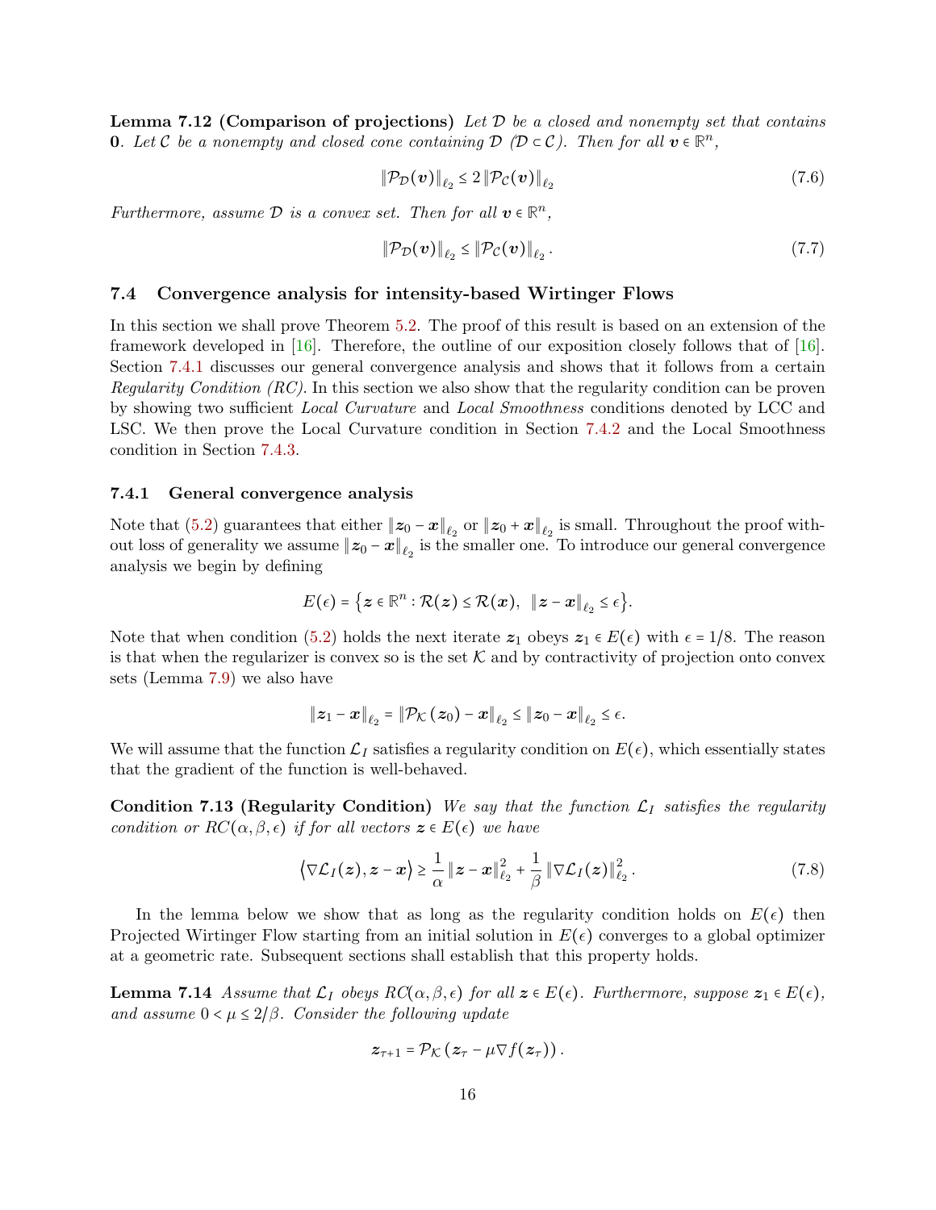**Lemma 7.12 (Comparison of projections)** *Let $\mathcal{D}$ be a closed and nonempty set that contains $\mathbf{0}$. Let $\mathcal{C}$ be a nonempty and closed cone containing $\mathcal{D}$ ($\mathcal{D} \subset \mathcal{C}$). Then for all $\boldsymbol{v} \in \mathbb{R}^n$,*

$$\|\mathcal{P}_{\mathcal{D}}(\boldsymbol{v})\|_{\ell_2} \le 2\,\|\mathcal{P}_{\mathcal{C}}(\boldsymbol{v})\|_{\ell_2} \tag{7.6}$$

*Furthermore, assume $\mathcal{D}$ is a convex set. Then for all $\boldsymbol{v} \in \mathbb{R}^n$,*

$$\|\mathcal{P}_{\mathcal{D}}(\boldsymbol{v})\|_{\ell_2} \le \|\mathcal{P}_{\mathcal{C}}(\boldsymbol{v})\|_{\ell_2}. \tag{7.7}$$

### 7.4 Convergence analysis for intensity-based Wirtinger Flows

In this section we shall prove Theorem 5.2. The proof of this result is based on an extension of the framework developed in [16]. Therefore, the outline of our exposition closely follows that of [16]. Section 7.4.1 discusses our general convergence analysis and shows that it follows from a certain *Regularity Condition (RC)*. In this section we also show that the regularity condition can be proven by showing two sufficient *Local Curvature* and *Local Smoothness* conditions denoted by LCC and LSC. We then prove the Local Curvature condition in Section 7.4.2 and the Local Smoothness condition in Section 7.4.3.

#### 7.4.1 General convergence analysis

Note that (5.2) guarantees that either $\|\boldsymbol{z}_0 - \boldsymbol{x}\|_{\ell_2}$ or $\|\boldsymbol{z}_0 + \boldsymbol{x}\|_{\ell_2}$ is small. Throughout the proof without loss of generality we assume $\|\boldsymbol{z}_0 - \boldsymbol{x}\|_{\ell_2}$ is the smaller one. To introduce our general convergence analysis we begin by defining

$$E(\epsilon) = \left\{\boldsymbol{z} \in \mathbb{R}^n : \mathcal{R}(\boldsymbol{z}) \le \mathcal{R}(\boldsymbol{x}),\ \ \|\boldsymbol{z} - \boldsymbol{x}\|_{\ell_2} \le \epsilon\right\}.$$

Note that when condition (5.2) holds the next iterate $\boldsymbol{z}_1$ obeys $\boldsymbol{z}_1 \in E(\epsilon)$ with $\epsilon = 1/8$. The reason is that when the regularizer is convex so is the set $\mathcal{K}$ and by contractivity of projection onto convex sets (Lemma 7.9) we also have

$$\|\boldsymbol{z}_1 - \boldsymbol{x}\|_{\ell_2} = \|\mathcal{P}_{\mathcal{K}}(\boldsymbol{z}_0) - \boldsymbol{x}\|_{\ell_2} \le \|\boldsymbol{z}_0 - \boldsymbol{x}\|_{\ell_2} \le \epsilon.$$

We will assume that the function $\mathcal{L}_I$ satisfies a regularity condition on $E(\epsilon)$, which essentially states that the gradient of the function is well-behaved.

**Condition 7.13 (Regularity Condition)** *We say that the function $\mathcal{L}_I$ satisfies the regularity condition or $RC(\alpha, \beta, \epsilon)$ if for all vectors $\boldsymbol{z} \in E(\epsilon)$ we have*

$$\left\langle \nabla \mathcal{L}_I(\boldsymbol{z}), \boldsymbol{z} - \boldsymbol{x}\right\rangle \ge \frac{1}{\alpha}\|\boldsymbol{z} - \boldsymbol{x}\|_{\ell_2}^2 + \frac{1}{\beta}\|\nabla \mathcal{L}_I(\boldsymbol{z})\|_{\ell_2}^2. \tag{7.8}$$

In the lemma below we show that as long as the regularity condition holds on $E(\epsilon)$ then Projected Wirtinger Flow starting from an initial solution in $E(\epsilon)$ converges to a global optimizer at a geometric rate. Subsequent sections shall establish that this property holds.

**Lemma 7.14** *Assume that $\mathcal{L}_I$ obeys $RC(\alpha, \beta, \epsilon)$ for all $\boldsymbol{z} \in E(\epsilon)$. Furthermore, suppose $\boldsymbol{z}_1 \in E(\epsilon)$, and assume $0 < \mu \le 2/\beta$. Consider the following update*

$$\boldsymbol{z}_{\tau+1} = \mathcal{P}_{\mathcal{K}}\left(\boldsymbol{z}_\tau - \mu \nabla f(\boldsymbol{z}_\tau)\right).$$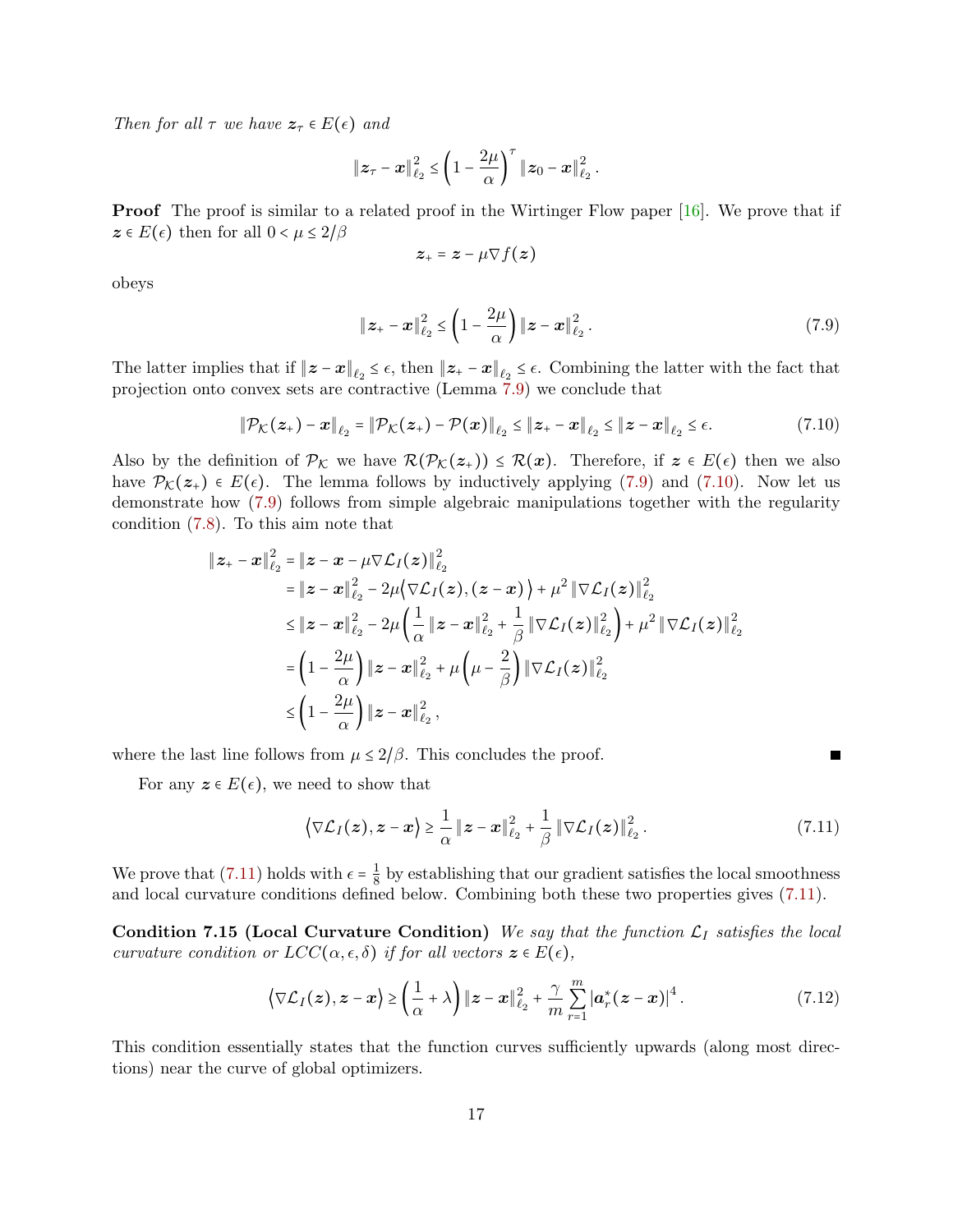*Then for all $\tau$ we have $\boldsymbol{z}_\tau \in E(\epsilon)$ and*

$$\left\|\boldsymbol{z}_\tau - \boldsymbol{x}\right\|_{\ell_2}^2 \le \left(1 - \frac{2\mu}{\alpha}\right)^\tau \left\|\boldsymbol{z}_0 - \boldsymbol{x}\right\|_{\ell_2}^2.$$

**Proof** The proof is similar to a related proof in the Wirtinger Flow paper [16]. We prove that if $\boldsymbol{z} \in E(\epsilon)$ then for all $0 < \mu \le 2/\beta$

$$\boldsymbol{z}_+ = \boldsymbol{z} - \mu \nabla f(\boldsymbol{z})$$

obeys

$$\left\|\boldsymbol{z}_+ - \boldsymbol{x}\right\|_{\ell_2}^2 \le \left(1 - \frac{2\mu}{\alpha}\right) \left\|\boldsymbol{z} - \boldsymbol{x}\right\|_{\ell_2}^2. \tag{7.9}$$

The latter implies that if $\left\|\boldsymbol{z} - \boldsymbol{x}\right\|_{\ell_2} \le \epsilon$, then $\left\|\boldsymbol{z}_+ - \boldsymbol{x}\right\|_{\ell_2} \le \epsilon$. Combining the latter with the fact that projection onto convex sets are contractive (Lemma 7.9) we conclude that

$$\left\|\mathcal{P}_{\mathcal{K}}(\boldsymbol{z}_+) - \boldsymbol{x}\right\|_{\ell_2} = \left\|\mathcal{P}_{\mathcal{K}}(\boldsymbol{z}_+) - \mathcal{P}(\boldsymbol{x})\right\|_{\ell_2} \le \left\|\boldsymbol{z}_+ - \boldsymbol{x}\right\|_{\ell_2} \le \left\|\boldsymbol{z} - \boldsymbol{x}\right\|_{\ell_2} \le \epsilon. \tag{7.10}$$

Also by the definition of $\mathcal{P}_{\mathcal{K}}$ we have $\mathcal{R}(\mathcal{P}_{\mathcal{K}}(\boldsymbol{z}_+)) \le \mathcal{R}(\boldsymbol{x})$. Therefore, if $\boldsymbol{z} \in E(\epsilon)$ then we also have $\mathcal{P}_{\mathcal{K}}(\boldsymbol{z}_+) \in E(\epsilon)$. The lemma follows by inductively applying (7.9) and (7.10). Now let us demonstrate how (7.9) follows from simple algebraic manipulations together with the regularity condition (7.8). To this aim note that

$$\begin{aligned}
\left\|\boldsymbol{z}_+ - \boldsymbol{x}\right\|_{\ell_2}^2 &= \left\|\boldsymbol{z} - \boldsymbol{x} - \mu \nabla \mathcal{L}_I(\boldsymbol{z})\right\|_{\ell_2}^2 \\
&= \left\|\boldsymbol{z} - \boldsymbol{x}\right\|_{\ell_2}^2 - 2\mu \left\langle \nabla \mathcal{L}_I(\boldsymbol{z}), (\boldsymbol{z} - \boldsymbol{x}) \right\rangle + \mu^2 \left\|\nabla \mathcal{L}_I(\boldsymbol{z})\right\|_{\ell_2}^2 \\
&\le \left\|\boldsymbol{z} - \boldsymbol{x}\right\|_{\ell_2}^2 - 2\mu \left( \frac{1}{\alpha} \left\|\boldsymbol{z} - \boldsymbol{x}\right\|_{\ell_2}^2 + \frac{1}{\beta} \left\|\nabla \mathcal{L}_I(\boldsymbol{z})\right\|_{\ell_2}^2 \right) + \mu^2 \left\|\nabla \mathcal{L}_I(\boldsymbol{z})\right\|_{\ell_2}^2 \\
&= \left(1 - \frac{2\mu}{\alpha}\right) \left\|\boldsymbol{z} - \boldsymbol{x}\right\|_{\ell_2}^2 + \mu \left(\mu - \frac{2}{\beta}\right) \left\|\nabla \mathcal{L}_I(\boldsymbol{z})\right\|_{\ell_2}^2 \\
&\le \left(1 - \frac{2\mu}{\alpha}\right) \left\|\boldsymbol{z} - \boldsymbol{x}\right\|_{\ell_2}^2,
\end{aligned}$$

where the last line follows from $\mu \le 2/\beta$. This concludes the proof. ∎

For any $\boldsymbol{z} \in E(\epsilon)$, we need to show that

$$\left\langle \nabla \mathcal{L}_I(\boldsymbol{z}), \boldsymbol{z} - \boldsymbol{x} \right\rangle \ge \frac{1}{\alpha} \left\|\boldsymbol{z} - \boldsymbol{x}\right\|_{\ell_2}^2 + \frac{1}{\beta} \left\|\nabla \mathcal{L}_I(\boldsymbol{z})\right\|_{\ell_2}^2. \tag{7.11}$$

We prove that (7.11) holds with $\epsilon = \frac{1}{8}$ by establishing that our gradient satisfies the local smoothness and local curvature conditions defined below. Combining both these two properties gives (7.11).

**Condition 7.15 (Local Curvature Condition)** *We say that the function $\mathcal{L}_I$ satisfies the local curvature condition or $LCC(\alpha, \epsilon, \delta)$ if for all vectors $\boldsymbol{z} \in E(\epsilon)$,*

$$\left\langle \nabla \mathcal{L}_I(\boldsymbol{z}), \boldsymbol{z} - \boldsymbol{x} \right\rangle \ge \left(\frac{1}{\alpha} + \lambda\right) \left\|\boldsymbol{z} - \boldsymbol{x}\right\|_{\ell_2}^2 + \frac{\gamma}{m} \sum_{r=1}^{m} \left|\boldsymbol{a}_r^*(\boldsymbol{z} - \boldsymbol{x})\right|^4. \tag{7.12}$$

This condition essentially states that the function curves sufficiently upwards (along most directions) near the curve of global optimizers.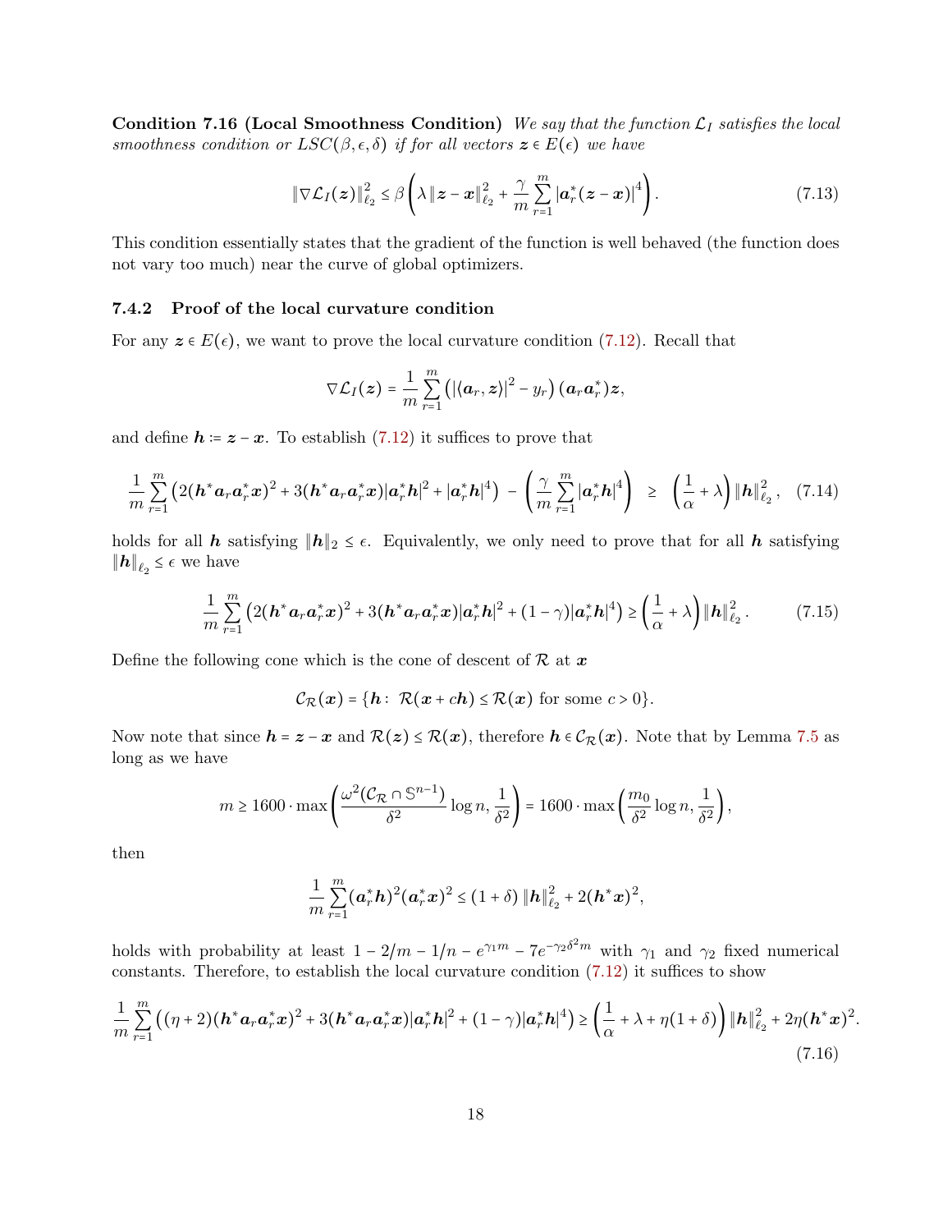**Condition 7.16 (Local Smoothness Condition)** *We say that the function $\mathcal{L}_I$ satisfies the local smoothness condition or $LSC(\beta,\epsilon,\delta)$ if for all vectors $\boldsymbol{z} \in E(\epsilon)$ we have*

$$\|\nabla \mathcal{L}_I(\boldsymbol{z})\|_{\ell_2}^2 \leq \beta\left(\lambda \|\boldsymbol{z}-\boldsymbol{x}\|_{\ell_2}^2 + \frac{\gamma}{m}\sum_{r=1}^m |\boldsymbol{a}_r^*(\boldsymbol{z}-\boldsymbol{x})|^4\right). \tag{7.13}$$

This condition essentially states that the gradient of the function is well behaved (the function does not vary too much) near the curve of global optimizers.

### 7.4.2 Proof of the local curvature condition

For any $\boldsymbol{z} \in E(\epsilon)$, we want to prove the local curvature condition (7.12). Recall that

$$\nabla \mathcal{L}_I(\boldsymbol{z}) = \frac{1}{m}\sum_{r=1}^m \left(|\langle \boldsymbol{a}_r, \boldsymbol{z}\rangle|^2 - y_r\right)(\boldsymbol{a}_r\boldsymbol{a}_r^*)\boldsymbol{z},$$

and define $\boldsymbol{h} := \boldsymbol{z}-\boldsymbol{x}$. To establish (7.12) it suffices to prove that

$$\frac{1}{m}\sum_{r=1}^m \left(2(\boldsymbol{h}^*\boldsymbol{a}_r\boldsymbol{a}_r^*\boldsymbol{x})^2 + 3(\boldsymbol{h}^*\boldsymbol{a}_r\boldsymbol{a}_r^*\boldsymbol{x})|\boldsymbol{a}_r^*\boldsymbol{h}|^2 + |\boldsymbol{a}_r^*\boldsymbol{h}|^4\right) - \left(\frac{\gamma}{m}\sum_{r=1}^m |\boldsymbol{a}_r^*\boldsymbol{h}|^4\right) \geq \left(\frac{1}{\alpha}+\lambda\right)\|\boldsymbol{h}\|_{\ell_2}^2, \tag{7.14}$$

holds for all $\boldsymbol{h}$ satisfying $\|\boldsymbol{h}\|_2 \leq \epsilon$. Equivalently, we only need to prove that for all $\boldsymbol{h}$ satisfying $\|\boldsymbol{h}\|_{\ell_2} \leq \epsilon$ we have

$$\frac{1}{m}\sum_{r=1}^m \left(2(\boldsymbol{h}^*\boldsymbol{a}_r\boldsymbol{a}_r^*\boldsymbol{x})^2 + 3(\boldsymbol{h}^*\boldsymbol{a}_r\boldsymbol{a}_r^*\boldsymbol{x})|\boldsymbol{a}_r^*\boldsymbol{h}|^2 + (1-\gamma)|\boldsymbol{a}_r^*\boldsymbol{h}|^4\right) \geq \left(\frac{1}{\alpha}+\lambda\right)\|\boldsymbol{h}\|_{\ell_2}^2. \tag{7.15}$$

Define the following cone which is the cone of descent of $\mathcal{R}$ at $\boldsymbol{x}$

$$\mathcal{C}_{\mathcal{R}}(\boldsymbol{x}) = \{\boldsymbol{h} : \ \mathcal{R}(\boldsymbol{x}+c\boldsymbol{h}) \leq \mathcal{R}(\boldsymbol{x}) \text{ for some } c > 0\}.$$

Now note that since $\boldsymbol{h} = \boldsymbol{z}-\boldsymbol{x}$ and $\mathcal{R}(\boldsymbol{z}) \leq \mathcal{R}(\boldsymbol{x})$, therefore $\boldsymbol{h} \in \mathcal{C}_{\mathcal{R}}(\boldsymbol{x})$. Note that by Lemma 7.5 as long as we have

$$m \geq 1600 \cdot \max\left(\frac{\omega^2(\mathcal{C}_{\mathcal{R}} \cap \mathbb{S}^{n-1})}{\delta^2}\log n, \frac{1}{\delta^2}\right) = 1600 \cdot \max\left(\frac{m_0}{\delta^2}\log n, \frac{1}{\delta^2}\right),$$

then

$$\frac{1}{m}\sum_{r=1}^m (\boldsymbol{a}_r^*\boldsymbol{h})^2(\boldsymbol{a}_r^*\boldsymbol{x})^2 \leq (1+\delta)\|\boldsymbol{h}\|_{\ell_2}^2 + 2(\boldsymbol{h}^*\boldsymbol{x})^2,$$

holds with probability at least $1 - 2/m - 1/n - e^{\gamma_1 m} - 7e^{-\gamma_2\delta^2 m}$ with $\gamma_1$ and $\gamma_2$ fixed numerical constants. Therefore, to establish the local curvature condition (7.12) it suffices to show

$$\frac{1}{m}\sum_{r=1}^m \left((\eta+2)(\boldsymbol{h}^*\boldsymbol{a}_r\boldsymbol{a}_r^*\boldsymbol{x})^2 + 3(\boldsymbol{h}^*\boldsymbol{a}_r\boldsymbol{a}_r^*\boldsymbol{x})|\boldsymbol{a}_r^*\boldsymbol{h}|^2 + (1-\gamma)|\boldsymbol{a}_r^*\boldsymbol{h}|^4\right) \geq \left(\frac{1}{\alpha}+\lambda+\eta(1+\delta)\right)\|\boldsymbol{h}\|_{\ell_2}^2 + 2\eta(\boldsymbol{h}^*\boldsymbol{x})^2. \tag{7.16}$$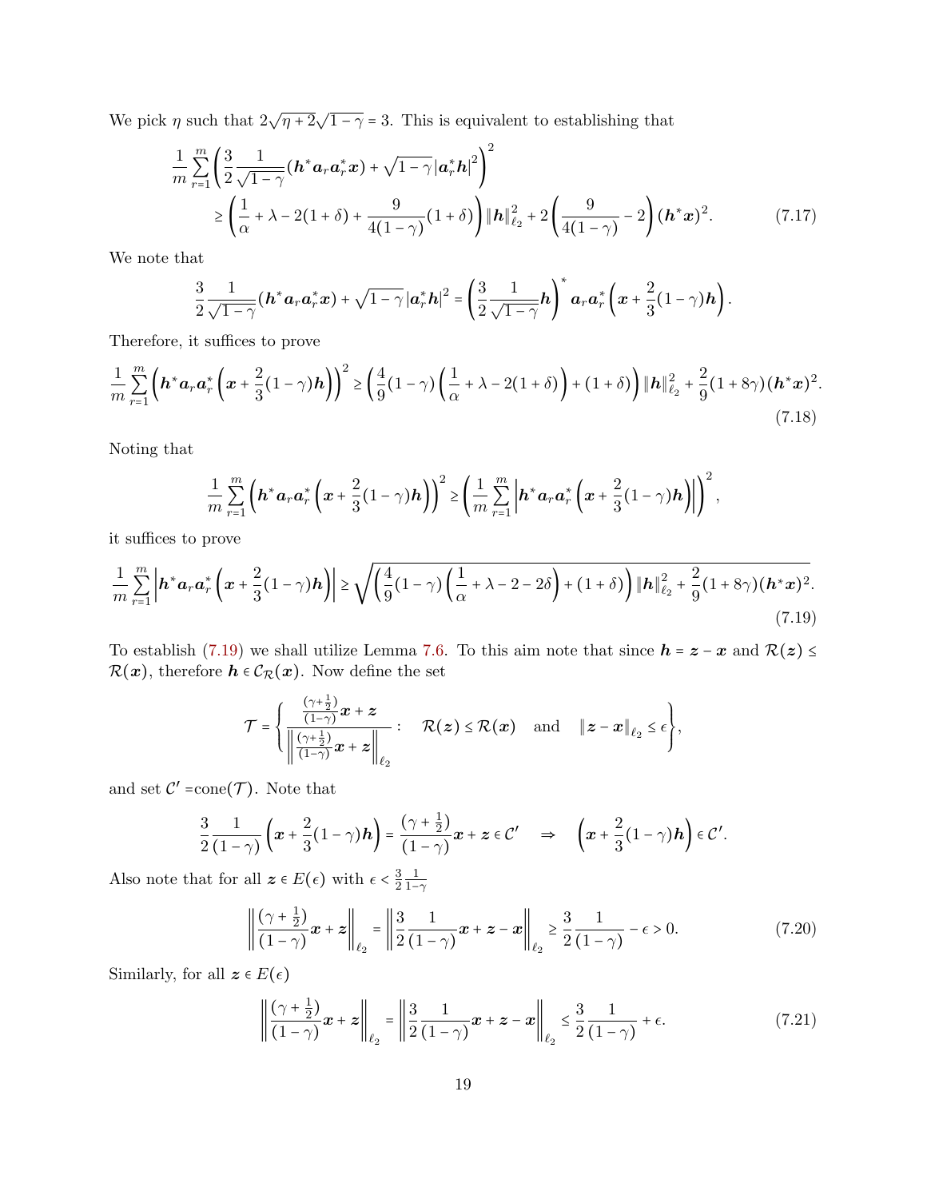We pick $\eta$ such that $2\sqrt{\eta+2}\sqrt{1-\gamma}=3$. This is equivalent to establishing that

$$\frac{1}{m}\sum_{r=1}^{m}\left(\frac{3}{2}\frac{1}{\sqrt{1-\gamma}}(\boldsymbol{h}^*\boldsymbol{a}_r\boldsymbol{a}_r^*\boldsymbol{x})+\sqrt{1-\gamma}|\boldsymbol{a}_r^*\boldsymbol{h}|^2\right)^2$$
$$\geq\left(\frac{1}{\alpha}+\lambda-2(1+\delta)+\frac{9}{4(1-\gamma)}(1+\delta)\right)\|\boldsymbol{h}\|_{\ell_2}^2+2\left(\frac{9}{4(1-\gamma)}-2\right)(\boldsymbol{h}^*\boldsymbol{x})^2. \tag{7.17}$$

We note that

$$\frac{3}{2}\frac{1}{\sqrt{1-\gamma}}(\boldsymbol{h}^*\boldsymbol{a}_r\boldsymbol{a}_r^*\boldsymbol{x})+\sqrt{1-\gamma}|\boldsymbol{a}_r^*\boldsymbol{h}|^2=\left(\frac{3}{2}\frac{1}{\sqrt{1-\gamma}}\boldsymbol{h}\right)^*\boldsymbol{a}_r\boldsymbol{a}_r^*\left(\boldsymbol{x}+\frac{2}{3}(1-\gamma)\boldsymbol{h}\right).$$

Therefore, it suffices to prove

$$\frac{1}{m}\sum_{r=1}^{m}\left(\boldsymbol{h}^*\boldsymbol{a}_r\boldsymbol{a}_r^*\left(\boldsymbol{x}+\frac{2}{3}(1-\gamma)\boldsymbol{h}\right)\right)^2\geq\left(\frac{4}{9}(1-\gamma)\left(\frac{1}{\alpha}+\lambda-2(1+\delta)\right)+(1+\delta)\right)\|\boldsymbol{h}\|_{\ell_2}^2+\frac{2}{9}(1+8\gamma)(\boldsymbol{h}^*\boldsymbol{x})^2. \tag{7.18}$$

Noting that

$$\frac{1}{m}\sum_{r=1}^{m}\left(\boldsymbol{h}^*\boldsymbol{a}_r\boldsymbol{a}_r^*\left(\boldsymbol{x}+\frac{2}{3}(1-\gamma)\boldsymbol{h}\right)\right)^2\geq\left(\frac{1}{m}\sum_{r=1}^{m}\left|\boldsymbol{h}^*\boldsymbol{a}_r\boldsymbol{a}_r^*\left(\boldsymbol{x}+\frac{2}{3}(1-\gamma)\boldsymbol{h}\right)\right|\right)^2,$$

it suffices to prove

$$\frac{1}{m}\sum_{r=1}^{m}\left|\boldsymbol{h}^*\boldsymbol{a}_r\boldsymbol{a}_r^*\left(\boldsymbol{x}+\frac{2}{3}(1-\gamma)\boldsymbol{h}\right)\right|\geq\sqrt{\left(\frac{4}{9}(1-\gamma)\left(\frac{1}{\alpha}+\lambda-2-2\delta\right)+(1+\delta)\right)\|\boldsymbol{h}\|_{\ell_2}^2+\frac{2}{9}(1+8\gamma)(\boldsymbol{h}^*\boldsymbol{x})^2}. \tag{7.19}$$

To establish (7.19) we shall utilize Lemma 7.6. To this aim note that since $\boldsymbol{h}=\boldsymbol{z}-\boldsymbol{x}$ and $\mathcal{R}(\boldsymbol{z})\leq\mathcal{R}(\boldsymbol{x})$, therefore $\boldsymbol{h}\in\mathcal{C}_{\mathcal{R}}(\boldsymbol{x})$. Now define the set

$$\mathcal{T}=\left\{\frac{\frac{(\gamma+\frac{1}{2})}{(1-\gamma)}\boldsymbol{x}+\boldsymbol{z}}{\left\|\frac{(\gamma+\frac{1}{2})}{(1-\gamma)}\boldsymbol{x}+\boldsymbol{z}\right\|_{\ell_2}}:\quad\mathcal{R}(\boldsymbol{z})\leq\mathcal{R}(\boldsymbol{x})\quad\text{and}\quad\|\boldsymbol{z}-\boldsymbol{x}\|_{\ell_2}\leq\epsilon\right\},$$

and set $\mathcal{C}'=$cone$(\mathcal{T})$. Note that

$$\frac{3}{2}\frac{1}{(1-\gamma)}\left(\boldsymbol{x}+\frac{2}{3}(1-\gamma)\boldsymbol{h}\right)=\frac{(\gamma+\frac{1}{2})}{(1-\gamma)}\boldsymbol{x}+\boldsymbol{z}\in\mathcal{C}'\quad\Rightarrow\quad\left(\boldsymbol{x}+\frac{2}{3}(1-\gamma)\boldsymbol{h}\right)\in\mathcal{C}'.$$

Also note that for all $\boldsymbol{z}\in E(\epsilon)$ with $\epsilon<\frac{3}{2}\frac{1}{1-\gamma}$

$$\left\|\frac{(\gamma+\frac{1}{2})}{(1-\gamma)}\boldsymbol{x}+\boldsymbol{z}\right\|_{\ell_2}=\left\|\frac{3}{2}\frac{1}{(1-\gamma)}\boldsymbol{x}+\boldsymbol{z}-\boldsymbol{x}\right\|_{\ell_2}\geq\frac{3}{2}\frac{1}{(1-\gamma)}-\epsilon>0. \tag{7.20}$$

Similarly, for all $\boldsymbol{z}\in E(\epsilon)$

$$\left\|\frac{(\gamma+\frac{1}{2})}{(1-\gamma)}\boldsymbol{x}+\boldsymbol{z}\right\|_{\ell_2}=\left\|\frac{3}{2}\frac{1}{(1-\gamma)}\boldsymbol{x}+\boldsymbol{z}-\boldsymbol{x}\right\|_{\ell_2}\leq\frac{3}{2}\frac{1}{(1-\gamma)}+\epsilon. \tag{7.21}$$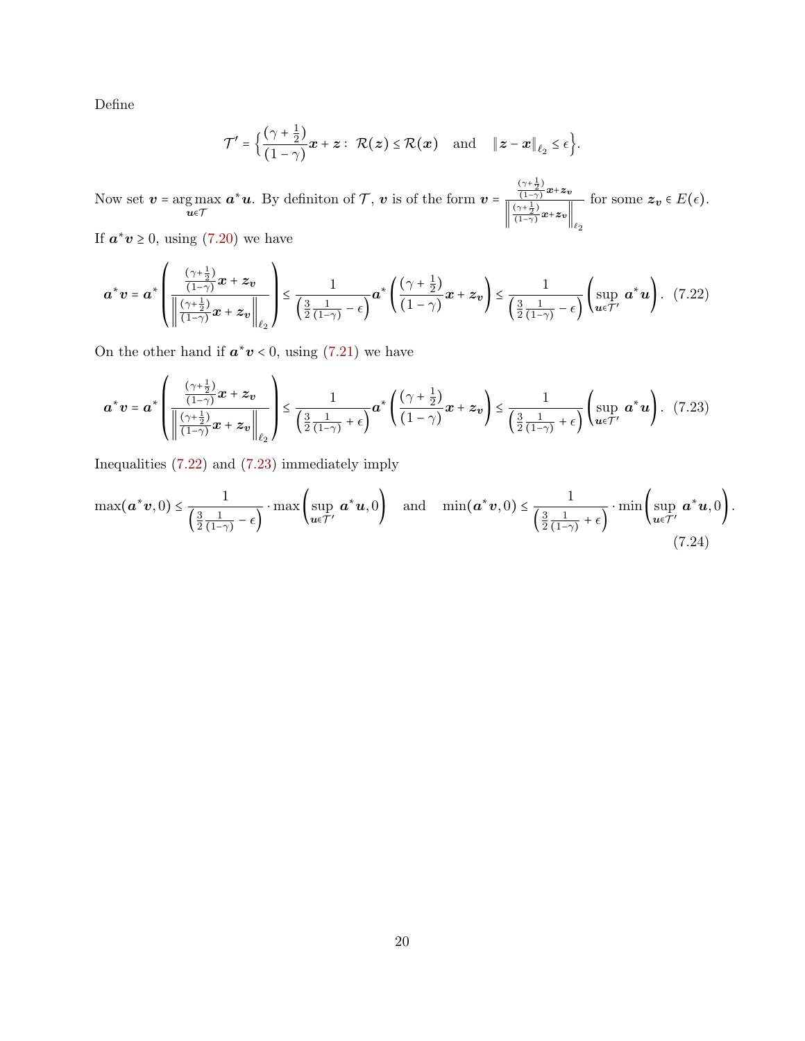Define

$$\mathcal{T}' = \Big\{ \frac{(\gamma + \frac{1}{2})}{(1-\gamma)} \boldsymbol{x} + \boldsymbol{z} : \ \mathcal{R}(\boldsymbol{z}) \le \mathcal{R}(\boldsymbol{x}) \quad \text{and} \quad \|\boldsymbol{z} - \boldsymbol{x}\|_{\ell_2} \le \epsilon \Big\}.$$

Now set $\boldsymbol{v} = \arg\max_{\boldsymbol{u} \in \mathcal{T}} \boldsymbol{a}^* \boldsymbol{u}$. By definiton of $\mathcal{T}$, $\boldsymbol{v}$ is of the form $\boldsymbol{v} = \frac{\frac{(\gamma+\frac{1}{2})}{(1-\gamma)}\boldsymbol{x} + \boldsymbol{z}_{\boldsymbol{v}}}{\left\| \frac{(\gamma+\frac{1}{2})}{(1-\gamma)}\boldsymbol{x} + \boldsymbol{z}_{\boldsymbol{v}} \right\|_{\ell_2}}$ for some $\boldsymbol{z}_{\boldsymbol{v}} \in E(\epsilon)$.

If $\boldsymbol{a}^* \boldsymbol{v} \ge 0$, using (7.20) we have

$$\boldsymbol{a}^* \boldsymbol{v} = \boldsymbol{a}^* \left( \frac{\frac{(\gamma+\frac{1}{2})}{(1-\gamma)}\boldsymbol{x} + \boldsymbol{z}_{\boldsymbol{v}}}{\left\| \frac{(\gamma+\frac{1}{2})}{(1-\gamma)}\boldsymbol{x} + \boldsymbol{z}_{\boldsymbol{v}} \right\|_{\ell_2}} \right) \le \frac{1}{\left(\frac{3}{2}\frac{1}{(1-\gamma)} - \epsilon\right)} \boldsymbol{a}^* \left( \frac{(\gamma+\frac{1}{2})}{(1-\gamma)}\boldsymbol{x} + \boldsymbol{z}_{\boldsymbol{v}} \right) \le \frac{1}{\left(\frac{3}{2}\frac{1}{(1-\gamma)} - \epsilon\right)} \left( \sup_{\boldsymbol{u} \in \mathcal{T}'} \boldsymbol{a}^* \boldsymbol{u} \right). \quad (7.22)$$

On the other hand if $\boldsymbol{a}^* \boldsymbol{v} < 0$, using (7.21) we have

$$\boldsymbol{a}^* \boldsymbol{v} = \boldsymbol{a}^* \left( \frac{\frac{(\gamma+\frac{1}{2})}{(1-\gamma)}\boldsymbol{x} + \boldsymbol{z}_{\boldsymbol{v}}}{\left\| \frac{(\gamma+\frac{1}{2})}{(1-\gamma)}\boldsymbol{x} + \boldsymbol{z}_{\boldsymbol{v}} \right\|_{\ell_2}} \right) \le \frac{1}{\left(\frac{3}{2}\frac{1}{(1-\gamma)} + \epsilon\right)} \boldsymbol{a}^* \left( \frac{(\gamma+\frac{1}{2})}{(1-\gamma)}\boldsymbol{x} + \boldsymbol{z}_{\boldsymbol{v}} \right) \le \frac{1}{\left(\frac{3}{2}\frac{1}{(1-\gamma)} + \epsilon\right)} \left( \sup_{\boldsymbol{u} \in \mathcal{T}'} \boldsymbol{a}^* \boldsymbol{u} \right). \quad (7.23)$$

Inequalities (7.22) and (7.23) immediately imply

$$\max(\boldsymbol{a}^* \boldsymbol{v}, 0) \le \frac{1}{\left(\frac{3}{2}\frac{1}{(1-\gamma)} - \epsilon\right)} \cdot \max\left( \sup_{\boldsymbol{u} \in \mathcal{T}'} \boldsymbol{a}^* \boldsymbol{u}, 0 \right) \quad \text{and} \quad \min(\boldsymbol{a}^* \boldsymbol{v}, 0) \le \frac{1}{\left(\frac{3}{2}\frac{1}{(1-\gamma)} + \epsilon\right)} \cdot \min\left( \sup_{\boldsymbol{u} \in \mathcal{T}'} \boldsymbol{a}^* \boldsymbol{u}, 0 \right). \quad (7.24)$$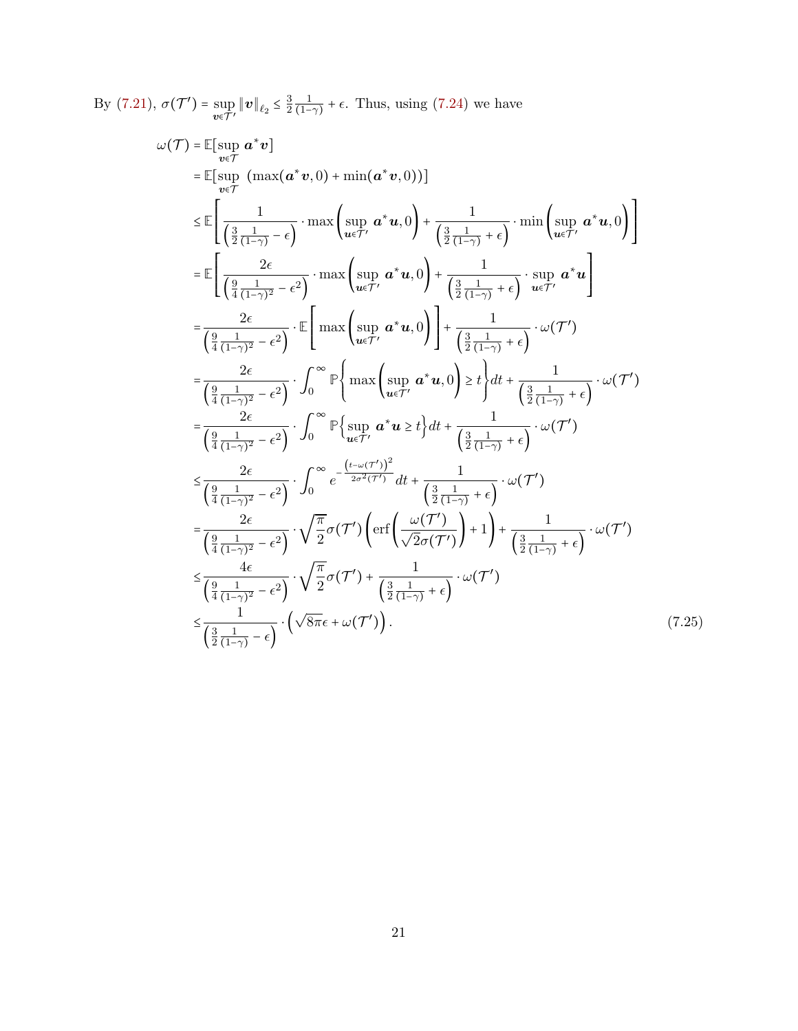By (7.21), $\sigma(\mathcal{T}') = \sup_{\boldsymbol{v}\in\mathcal{T}'} \|\boldsymbol{v}\|_{\ell_2} \leq \frac{3}{2}\frac{1}{(1-\gamma)} + \epsilon$. Thus, using (7.24) we have

$$
\begin{aligned}
\omega(\mathcal{T}) &= \mathbb{E}[\sup_{\boldsymbol{v}\in\mathcal{T}} \boldsymbol{a}^*\boldsymbol{v}] \\
&= \mathbb{E}[\sup_{\boldsymbol{v}\in\mathcal{T}} \left(\max(\boldsymbol{a}^*\boldsymbol{v},0) + \min(\boldsymbol{a}^*\boldsymbol{v},0)\right)] \\
&\leq \mathbb{E}\left[\frac{1}{\left(\frac{3}{2}\frac{1}{(1-\gamma)} - \epsilon\right)} \cdot \max\left(\sup_{\boldsymbol{u}\in\mathcal{T}'} \boldsymbol{a}^*\boldsymbol{u}, 0\right) + \frac{1}{\left(\frac{3}{2}\frac{1}{(1-\gamma)} + \epsilon\right)} \cdot \min\left(\sup_{\boldsymbol{u}\in\mathcal{T}'} \boldsymbol{a}^*\boldsymbol{u}, 0\right)\right] \\
&= \mathbb{E}\left[\frac{2\epsilon}{\left(\frac{9}{4}\frac{1}{(1-\gamma)^2} - \epsilon^2\right)} \cdot \max\left(\sup_{\boldsymbol{u}\in\mathcal{T}'} \boldsymbol{a}^*\boldsymbol{u}, 0\right) + \frac{1}{\left(\frac{3}{2}\frac{1}{(1-\gamma)} + \epsilon\right)} \cdot \sup_{\boldsymbol{u}\in\mathcal{T}'} \boldsymbol{a}^*\boldsymbol{u}\right] \\
&= \frac{2\epsilon}{\left(\frac{9}{4}\frac{1}{(1-\gamma)^2} - \epsilon^2\right)} \cdot \mathbb{E}\left[\max\left(\sup_{\boldsymbol{u}\in\mathcal{T}'} \boldsymbol{a}^*\boldsymbol{u}, 0\right)\right] + \frac{1}{\left(\frac{3}{2}\frac{1}{(1-\gamma)} + \epsilon\right)} \cdot \omega(\mathcal{T}') \\
&= \frac{2\epsilon}{\left(\frac{9}{4}\frac{1}{(1-\gamma)^2} - \epsilon^2\right)} \cdot \int_0^\infty \mathbb{P}\left\{\max\left(\sup_{\boldsymbol{u}\in\mathcal{T}'} \boldsymbol{a}^*\boldsymbol{u}, 0\right) \geq t\right\} dt + \frac{1}{\left(\frac{3}{2}\frac{1}{(1-\gamma)} + \epsilon\right)} \cdot \omega(\mathcal{T}') \\
&= \frac{2\epsilon}{\left(\frac{9}{4}\frac{1}{(1-\gamma)^2} - \epsilon^2\right)} \cdot \int_0^\infty \mathbb{P}\left\{\sup_{\boldsymbol{u}\in\mathcal{T}'} \boldsymbol{a}^*\boldsymbol{u} \geq t\right\} dt + \frac{1}{\left(\frac{3}{2}\frac{1}{(1-\gamma)} + \epsilon\right)} \cdot \omega(\mathcal{T}') \\
&\leq \frac{2\epsilon}{\left(\frac{9}{4}\frac{1}{(1-\gamma)^2} - \epsilon^2\right)} \cdot \int_0^\infty e^{-\frac{\left(t-\omega(\mathcal{T}')\right)^2}{2\sigma^2(\mathcal{T}')}} dt + \frac{1}{\left(\frac{3}{2}\frac{1}{(1-\gamma)} + \epsilon\right)} \cdot \omega(\mathcal{T}') \\
&= \frac{2\epsilon}{\left(\frac{9}{4}\frac{1}{(1-\gamma)^2} - \epsilon^2\right)} \cdot \sqrt{\frac{\pi}{2}}\sigma(\mathcal{T}')\left(\text{erf}\left(\frac{\omega(\mathcal{T}')}{\sqrt{2}\sigma(\mathcal{T}')}\right) + 1\right) + \frac{1}{\left(\frac{3}{2}\frac{1}{(1-\gamma)} + \epsilon\right)} \cdot \omega(\mathcal{T}') \\
&\leq \frac{4\epsilon}{\left(\frac{9}{4}\frac{1}{(1-\gamma)^2} - \epsilon^2\right)} \cdot \sqrt{\frac{\pi}{2}}\sigma(\mathcal{T}') + \frac{1}{\left(\frac{3}{2}\frac{1}{(1-\gamma)} + \epsilon\right)} \cdot \omega(\mathcal{T}') \\
&\leq \frac{1}{\left(\frac{3}{2}\frac{1}{(1-\gamma)} - \epsilon\right)} \cdot \left(\sqrt{8\pi}\epsilon + \omega(\mathcal{T}')\right).
\end{aligned}
\tag{7.25}
$$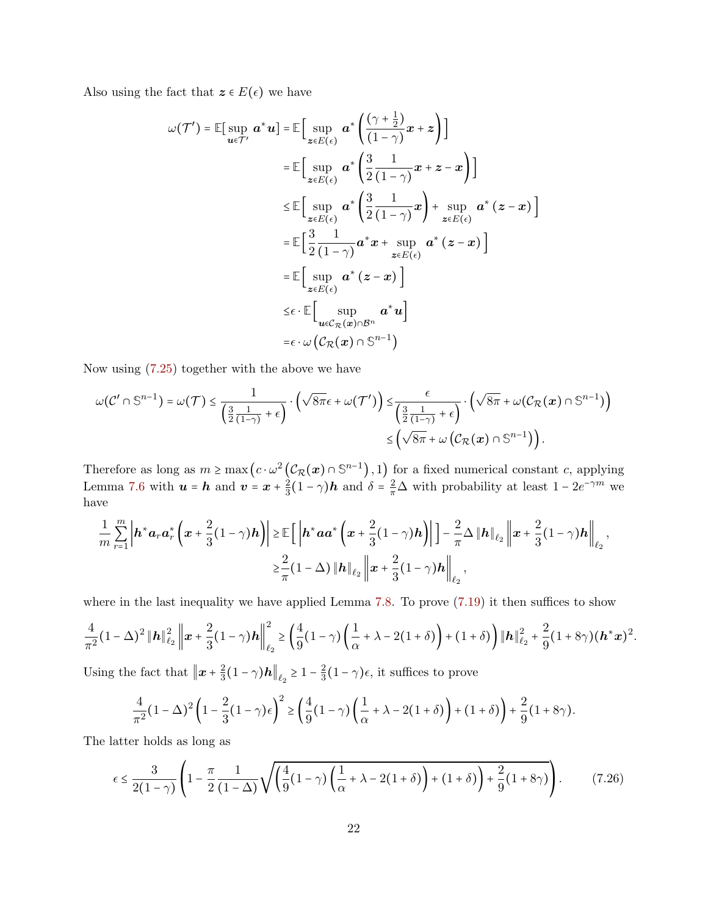Also using the fact that $\boldsymbol{z} \in E(\epsilon)$ we have

$$
\begin{aligned}
\omega(\mathcal{T}') = \mathbb{E}[\sup_{\boldsymbol{u} \in \mathcal{T}'} \boldsymbol{a}^* \boldsymbol{u}] &= \mathbb{E}\Big[\sup_{\boldsymbol{z} \in E(\epsilon)} \boldsymbol{a}^* \left(\frac{(\gamma + \frac{1}{2})}{(1-\gamma)} \boldsymbol{x} + \boldsymbol{z}\right)\Big] \\
&= \mathbb{E}\Big[\sup_{\boldsymbol{z} \in E(\epsilon)} \boldsymbol{a}^* \left(\frac{3}{2} \frac{1}{(1-\gamma)} \boldsymbol{x} + \boldsymbol{z} - \boldsymbol{x}\right)\Big] \\
&\leq \mathbb{E}\Big[\sup_{\boldsymbol{z} \in E(\epsilon)} \boldsymbol{a}^* \left(\frac{3}{2} \frac{1}{(1-\gamma)} \boldsymbol{x}\right) + \sup_{\boldsymbol{z} \in E(\epsilon)} \boldsymbol{a}^* \left(\boldsymbol{z} - \boldsymbol{x}\right)\Big] \\
&= \mathbb{E}\Big[\frac{3}{2} \frac{1}{(1-\gamma)} \boldsymbol{a}^* \boldsymbol{x} + \sup_{\boldsymbol{z} \in E(\epsilon)} \boldsymbol{a}^* \left(\boldsymbol{z} - \boldsymbol{x}\right)\Big] \\
&= \mathbb{E}\Big[\sup_{\boldsymbol{z} \in E(\epsilon)} \boldsymbol{a}^* \left(\boldsymbol{z} - \boldsymbol{x}\right)\Big] \\
&\leq \epsilon \cdot \mathbb{E}\Big[\sup_{\boldsymbol{u} \in \mathcal{C}_{\mathcal{R}}(\boldsymbol{x}) \cap \mathcal{B}^n} \boldsymbol{a}^* \boldsymbol{u}\Big] \\
&= \epsilon \cdot \omega\left(\mathcal{C}_{\mathcal{R}}(\boldsymbol{x}) \cap \mathbb{S}^{n-1}\right)
\end{aligned}
$$

Now using (7.25) together with the above we have

$$
\begin{aligned}
\omega(\mathcal{C}' \cap \mathbb{S}^{n-1}) = \omega(\mathcal{T}) \leq \frac{1}{\left(\frac{3}{2} \frac{1}{(1-\gamma)} + \epsilon\right)} \cdot \left(\sqrt{8\pi}\epsilon + \omega(\mathcal{T}')\right) &\leq \frac{\epsilon}{\left(\frac{3}{2} \frac{1}{(1-\gamma)} + \epsilon\right)} \cdot \left(\sqrt{8\pi} + \omega(\mathcal{C}_{\mathcal{R}}(\boldsymbol{x}) \cap \mathbb{S}^{n-1})\right) \\
&\leq \left(\sqrt{8\pi} + \omega\left(\mathcal{C}_{\mathcal{R}}(\boldsymbol{x}) \cap \mathbb{S}^{n-1}\right)\right).
\end{aligned}
$$

Therefore as long as $m \geq \max\left(c \cdot \omega^2\left(\mathcal{C}_{\mathcal{R}}(\boldsymbol{x}) \cap \mathbb{S}^{n-1}\right), 1\right)$ for a fixed numerical constant $c$, applying Lemma 7.6 with $\boldsymbol{u} = \boldsymbol{h}$ and $\boldsymbol{v} = \boldsymbol{x} + \frac{2}{3}(1-\gamma)\boldsymbol{h}$ and $\delta = \frac{2}{\pi}\Delta$ with probability at least $1 - 2e^{-\gamma m}$ we have

$$
\begin{aligned}
\frac{1}{m} \sum_{r=1}^{m} \left|\boldsymbol{h}^* \boldsymbol{a}_r \boldsymbol{a}_r^* \left(\boldsymbol{x} + \frac{2}{3}(1-\gamma)\boldsymbol{h}\right)\right| &\geq \mathbb{E}\Big[\left|\boldsymbol{h}^* \boldsymbol{a}\boldsymbol{a}^* \left(\boldsymbol{x} + \frac{2}{3}(1-\gamma)\boldsymbol{h}\right)\right|\Big] - \frac{2}{\pi}\Delta \left\|\boldsymbol{h}\right\|_{\ell_2} \left\|\boldsymbol{x} + \frac{2}{3}(1-\gamma)\boldsymbol{h}\right\|_{\ell_2}, \\
&\geq \frac{2}{\pi}(1-\Delta) \left\|\boldsymbol{h}\right\|_{\ell_2} \left\|\boldsymbol{x} + \frac{2}{3}(1-\gamma)\boldsymbol{h}\right\|_{\ell_2},
\end{aligned}
$$

where in the last inequality we have applied Lemma 7.8. To prove (7.19) it then suffices to show

$$
\frac{4}{\pi^2}(1-\Delta)^2 \left\|\boldsymbol{h}\right\|_{\ell_2}^2 \left\|\boldsymbol{x} + \frac{2}{3}(1-\gamma)\boldsymbol{h}\right\|_{\ell_2}^2 \geq \left(\frac{4}{9}(1-\gamma)\left(\frac{1}{\alpha} + \lambda - 2(1+\delta)\right) + (1+\delta)\right) \left\|\boldsymbol{h}\right\|_{\ell_2}^2 + \frac{2}{9}(1+8\gamma)(\boldsymbol{h}^* \boldsymbol{x})^2.
$$

Using the fact that $\left\|\boldsymbol{x} + \frac{2}{3}(1-\gamma)\boldsymbol{h}\right\|_{\ell_2} \geq 1 - \frac{2}{3}(1-\gamma)\epsilon$, it suffices to prove

$$
\frac{4}{\pi^2}(1-\Delta)^2 \left(1 - \frac{2}{3}(1-\gamma)\epsilon\right)^2 \geq \left(\frac{4}{9}(1-\gamma)\left(\frac{1}{\alpha} + \lambda - 2(1+\delta)\right) + (1+\delta)\right) + \frac{2}{9}(1+8\gamma).
$$

The latter holds as long as

$$
\epsilon \leq \frac{3}{2(1-\gamma)} \left(1 - \frac{\pi}{2} \frac{1}{(1-\Delta)} \sqrt{\left(\frac{4}{9}(1-\gamma)\left(\frac{1}{\alpha} + \lambda - 2(1+\delta)\right) + (1+\delta)\right) + \frac{2}{9}(1+8\gamma)}\right). \tag{7.26}
$$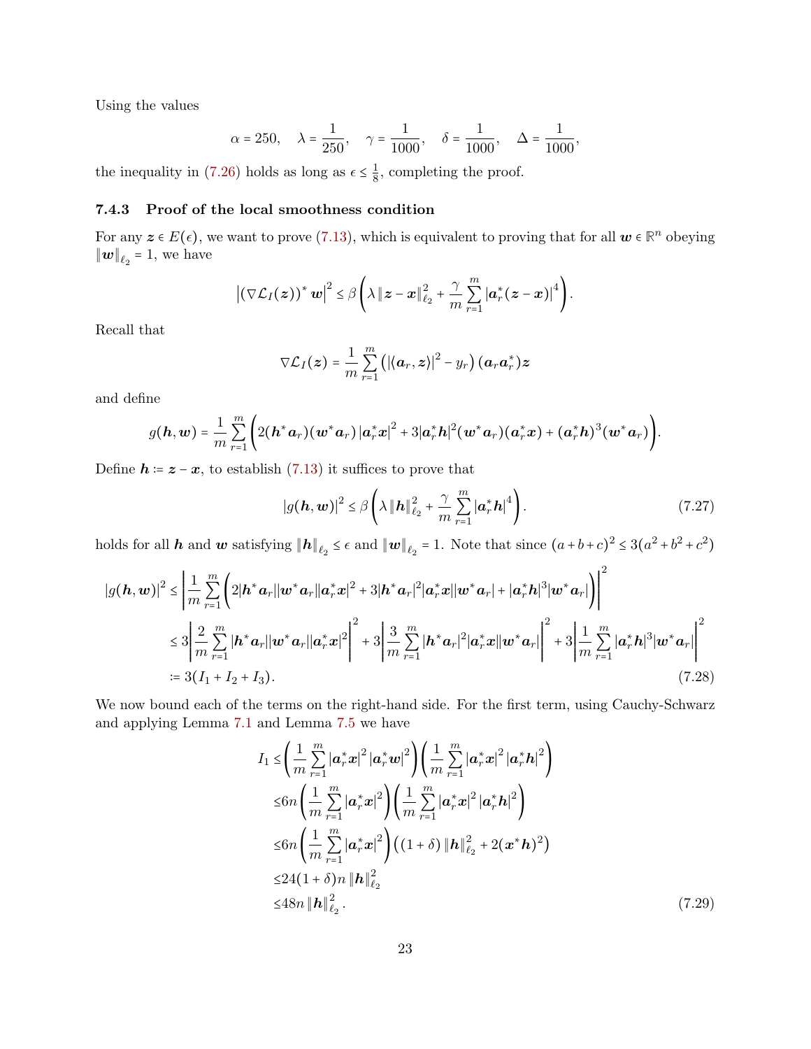Using the values

$$\alpha = 250, \quad \lambda = \frac{1}{250}, \quad \gamma = \frac{1}{1000}, \quad \delta = \frac{1}{1000}, \quad \Delta = \frac{1}{1000},$$

the inequality in (7.26) holds as long as $\epsilon \le \frac{1}{8}$, completing the proof.

### 7.4.3 Proof of the local smoothness condition

For any $\boldsymbol{z} \in E(\epsilon)$, we want to prove (7.13), which is equivalent to proving that for all $\boldsymbol{w} \in \mathbb{R}^n$ obeying $\|\boldsymbol{w}\|_{\ell_2} = 1$, we have

$$\left|(\nabla \mathcal{L}_I(\boldsymbol{z}))^* \boldsymbol{w}\right|^2 \le \beta \left( \lambda \|\boldsymbol{z} - \boldsymbol{x}\|_{\ell_2}^2 + \frac{\gamma}{m} \sum_{r=1}^m |\boldsymbol{a}_r^*(\boldsymbol{z} - \boldsymbol{x})|^4 \right).$$

Recall that

$$\nabla \mathcal{L}_I(\boldsymbol{z}) = \frac{1}{m} \sum_{r=1}^m \left( |\langle \boldsymbol{a}_r, \boldsymbol{z} \rangle|^2 - y_r \right) (\boldsymbol{a}_r \boldsymbol{a}_r^*) \boldsymbol{z}$$

and define

$$g(\boldsymbol{h}, \boldsymbol{w}) = \frac{1}{m} \sum_{r=1}^m \left( 2(\boldsymbol{h}^* \boldsymbol{a}_r)(\boldsymbol{w}^* \boldsymbol{a}_r) |\boldsymbol{a}_r^* \boldsymbol{x}|^2 + 3|\boldsymbol{a}_r^* \boldsymbol{h}|^2 (\boldsymbol{w}^* \boldsymbol{a}_r)(\boldsymbol{a}_r^* \boldsymbol{x}) + (\boldsymbol{a}_r^* \boldsymbol{h})^3 (\boldsymbol{w}^* \boldsymbol{a}_r) \right).$$

Define $\boldsymbol{h} := \boldsymbol{z} - \boldsymbol{x}$, to establish (7.13) it suffices to prove that

$$|g(\boldsymbol{h}, \boldsymbol{w})|^2 \le \beta \left( \lambda \|\boldsymbol{h}\|_{\ell_2}^2 + \frac{\gamma}{m} \sum_{r=1}^m |\boldsymbol{a}_r^* \boldsymbol{h}|^4 \right). \tag{7.27}$$

holds for all $\boldsymbol{h}$ and $\boldsymbol{w}$ satisfying $\|\boldsymbol{h}\|_{\ell_2} \le \epsilon$ and $\|\boldsymbol{w}\|_{\ell_2} = 1$. Note that since $(a+b+c)^2 \le 3(a^2+b^2+c^2)$

$$\begin{aligned}
|g(\boldsymbol{h}, \boldsymbol{w})|^2 &\le \left| \frac{1}{m} \sum_{r=1}^m \left( 2|\boldsymbol{h}^* \boldsymbol{a}_r||\boldsymbol{w}^* \boldsymbol{a}_r||\boldsymbol{a}_r^* \boldsymbol{x}|^2 + 3|\boldsymbol{h}^* \boldsymbol{a}_r|^2 |\boldsymbol{a}_r^* \boldsymbol{x}||\boldsymbol{w}^* \boldsymbol{a}_r| + |\boldsymbol{a}_r^* \boldsymbol{h}|^3 |\boldsymbol{w}^* \boldsymbol{a}_r| \right) \right|^2 \\
&\le 3\left| \frac{2}{m} \sum_{r=1}^m |\boldsymbol{h}^* \boldsymbol{a}_r||\boldsymbol{w}^* \boldsymbol{a}_r||\boldsymbol{a}_r^* \boldsymbol{x}|^2 \right|^2 + 3\left| \frac{3}{m} \sum_{r=1}^m |\boldsymbol{h}^* \boldsymbol{a}_r|^2 |\boldsymbol{a}_r^* \boldsymbol{x}||\boldsymbol{w}^* \boldsymbol{a}_r| \right|^2 + 3\left| \frac{1}{m} \sum_{r=1}^m |\boldsymbol{a}_r^* \boldsymbol{h}|^3 |\boldsymbol{w}^* \boldsymbol{a}_r| \right|^2 \\
&:= 3(I_1 + I_2 + I_3).
\end{aligned} \tag{7.28}$$

We now bound each of the terms on the right-hand side. For the first term, using Cauchy-Schwarz and applying Lemma 7.1 and Lemma 7.5 we have

$$\begin{aligned}
I_1 &\le \left( \frac{1}{m} \sum_{r=1}^m |\boldsymbol{a}_r^* \boldsymbol{x}|^2 |\boldsymbol{a}_r^* \boldsymbol{w}|^2 \right) \left( \frac{1}{m} \sum_{r=1}^m |\boldsymbol{a}_r^* \boldsymbol{x}|^2 |\boldsymbol{a}_r^* \boldsymbol{h}|^2 \right) \\
&\le 6n \left( \frac{1}{m} \sum_{r=1}^m |\boldsymbol{a}_r^* \boldsymbol{x}|^2 \right) \left( \frac{1}{m} \sum_{r=1}^m |\boldsymbol{a}_r^* \boldsymbol{x}|^2 |\boldsymbol{a}_r^* \boldsymbol{h}|^2 \right) \\
&\le 6n \left( \frac{1}{m} \sum_{r=1}^m |\boldsymbol{a}_r^* \boldsymbol{x}|^2 \right) \left( (1+\delta) \|\boldsymbol{h}\|_{\ell_2}^2 + 2(\boldsymbol{x}^* \boldsymbol{h})^2 \right) \\
&\le 24(1+\delta) n \|\boldsymbol{h}\|_{\ell_2}^2 \\
&\le 48 n \|\boldsymbol{h}\|_{\ell_2}^2.
\end{aligned} \tag{7.29}$$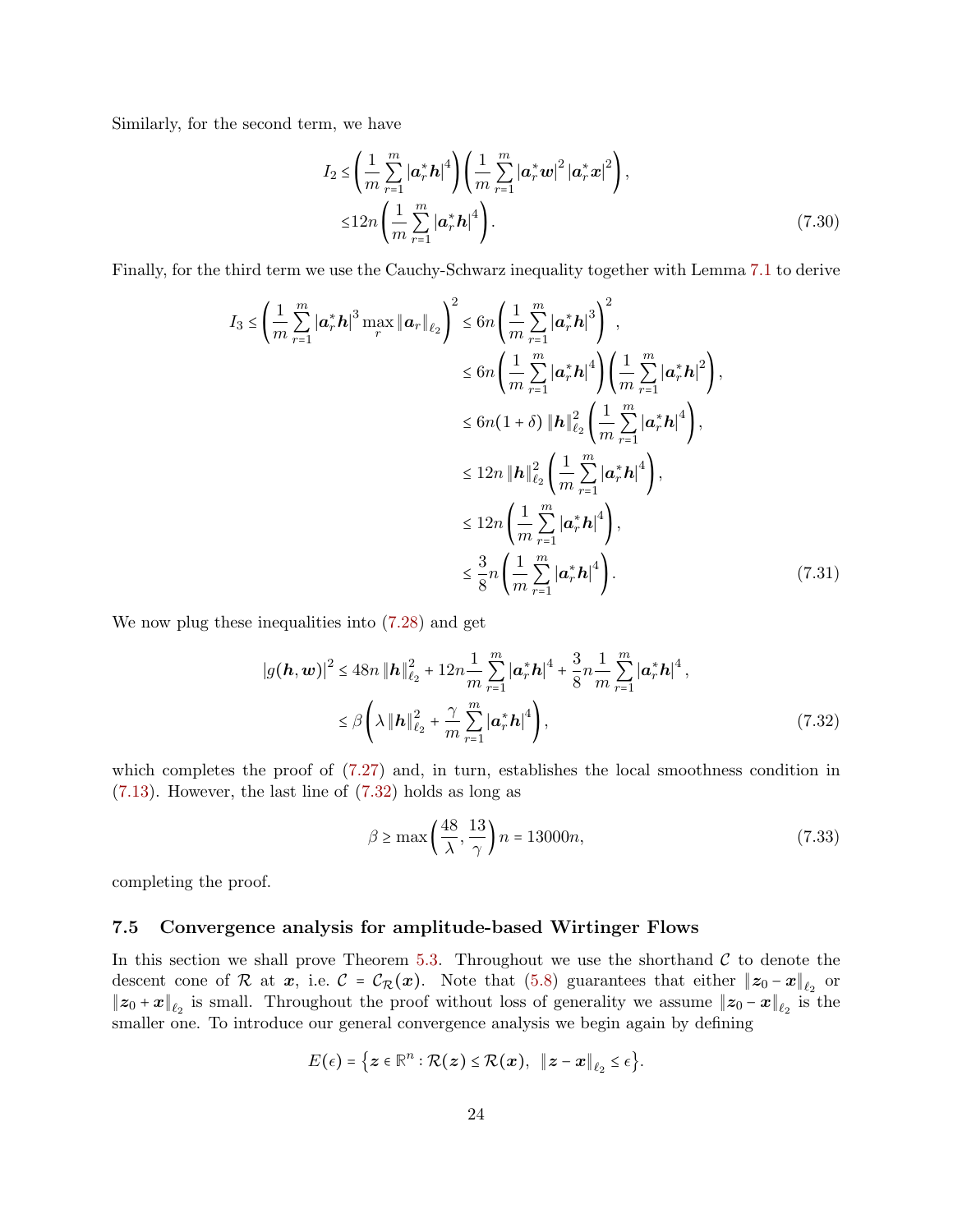Similarly, for the second term, we have

$$
\begin{aligned}
I_2 \leq& \left(\frac{1}{m}\sum_{r=1}^m |\boldsymbol{a}_r^*\boldsymbol{h}|^4\right)\left(\frac{1}{m}\sum_{r=1}^m |\boldsymbol{a}_r^*\boldsymbol{w}|^2 |\boldsymbol{a}_r^*\boldsymbol{x}|^2\right),\\
\leq& 12n\left(\frac{1}{m}\sum_{r=1}^m |\boldsymbol{a}_r^*\boldsymbol{h}|^4\right).
\end{aligned}
\tag{7.30}
$$

Finally, for the third term we use the Cauchy-Schwarz inequality together with Lemma 7.1 to derive

$$
\begin{aligned}
I_3 \leq \left(\frac{1}{m}\sum_{r=1}^m |\boldsymbol{a}_r^*\boldsymbol{h}|^3 \max_r \|\boldsymbol{a}_r\|_{\ell_2}\right)^2 &\leq 6n\left(\frac{1}{m}\sum_{r=1}^m |\boldsymbol{a}_r^*\boldsymbol{h}|^3\right)^2,\\
&\leq 6n\left(\frac{1}{m}\sum_{r=1}^m |\boldsymbol{a}_r^*\boldsymbol{h}|^4\right)\left(\frac{1}{m}\sum_{r=1}^m |\boldsymbol{a}_r^*\boldsymbol{h}|^2\right),\\
&\leq 6n(1+\delta)\,\|\boldsymbol{h}\|_{\ell_2}^2\left(\frac{1}{m}\sum_{r=1}^m |\boldsymbol{a}_r^*\boldsymbol{h}|^4\right),\\
&\leq 12n\,\|\boldsymbol{h}\|_{\ell_2}^2\left(\frac{1}{m}\sum_{r=1}^m |\boldsymbol{a}_r^*\boldsymbol{h}|^4\right),\\
&\leq 12n\left(\frac{1}{m}\sum_{r=1}^m |\boldsymbol{a}_r^*\boldsymbol{h}|^4\right),\\
&\leq \frac{3}{8}n\left(\frac{1}{m}\sum_{r=1}^m |\boldsymbol{a}_r^*\boldsymbol{h}|^4\right).
\end{aligned}
\tag{7.31}
$$

We now plug these inequalities into (7.28) and get

$$
\begin{aligned}
|g(\boldsymbol{h},\boldsymbol{w})|^2 &\leq 48n\,\|\boldsymbol{h}\|_{\ell_2}^2 + 12n\frac{1}{m}\sum_{r=1}^m |\boldsymbol{a}_r^*\boldsymbol{h}|^4 + \frac{3}{8}n\frac{1}{m}\sum_{r=1}^m |\boldsymbol{a}_r^*\boldsymbol{h}|^4,\\
&\leq \beta\left(\lambda\,\|\boldsymbol{h}\|_{\ell_2}^2 + \frac{\gamma}{m}\sum_{r=1}^m |\boldsymbol{a}_r^*\boldsymbol{h}|^4\right),
\end{aligned}
\tag{7.32}
$$

which completes the proof of (7.27) and, in turn, establishes the local smoothness condition in (7.13). However, the last line of (7.32) holds as long as

$$
\beta \geq \max\left(\frac{48}{\lambda},\frac{13}{\gamma}\right)n = 13000n,
\tag{7.33}
$$

completing the proof.

### 7.5 Convergence analysis for amplitude-based Wirtinger Flows

In this section we shall prove Theorem 5.3. Throughout we use the shorthand $\mathcal{C}$ to denote the descent cone of $\mathcal{R}$ at $\boldsymbol{x}$, i.e. $\mathcal{C} = \mathcal{C}_{\mathcal{R}}(\boldsymbol{x})$. Note that (5.8) guarantees that either $\|\boldsymbol{z}_0 - \boldsymbol{x}\|_{\ell_2}$ or $\|\boldsymbol{z}_0 + \boldsymbol{x}\|_{\ell_2}$ is small. Throughout the proof without loss of generality we assume $\|\boldsymbol{z}_0 - \boldsymbol{x}\|_{\ell_2}$ is the smaller one. To introduce our general convergence analysis we begin again by defining

$$
E(\epsilon) = \left\{\boldsymbol{z}\in\mathbb{R}^n : \mathcal{R}(\boldsymbol{z}) \leq \mathcal{R}(\boldsymbol{x}),\ \|\boldsymbol{z}-\boldsymbol{x}\|_{\ell_2} \leq \epsilon\right\}.
$$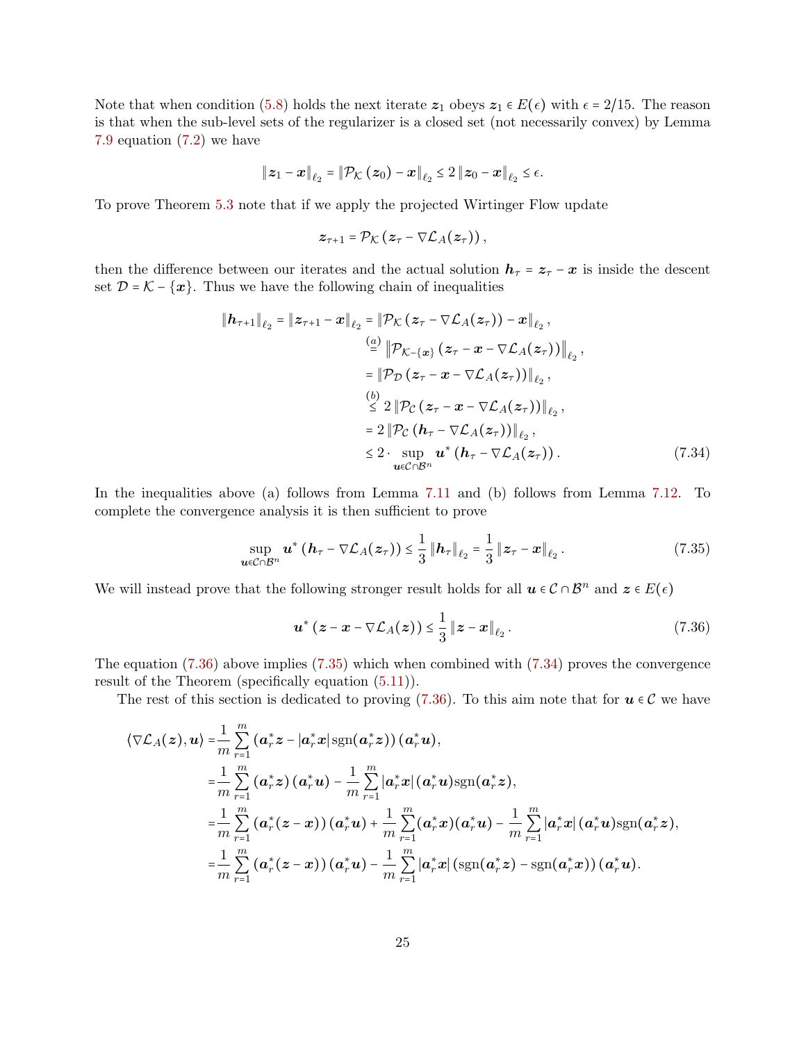Note that when condition (5.8) holds the next iterate $\boldsymbol{z}_1$ obeys $\boldsymbol{z}_1 \in E(\epsilon)$ with $\epsilon = 2/15$. The reason is that when the sub-level sets of the regularizer is a closed set (not necessarily convex) by Lemma 7.9 equation (7.2) we have

$$\|\boldsymbol{z}_1 - \boldsymbol{x}\|_{\ell_2} = \|\mathcal{P}_{\mathcal{K}}(\boldsymbol{z}_0) - \boldsymbol{x}\|_{\ell_2} \leq 2\|\boldsymbol{z}_0 - \boldsymbol{x}\|_{\ell_2} \leq \epsilon.$$

To prove Theorem 5.3 note that if we apply the projected Wirtinger Flow update

$$\boldsymbol{z}_{\tau+1} = \mathcal{P}_{\mathcal{K}}\left(\boldsymbol{z}_\tau - \nabla\mathcal{L}_A(\boldsymbol{z}_\tau)\right),$$

then the difference between our iterates and the actual solution $\boldsymbol{h}_\tau = \boldsymbol{z}_\tau - \boldsymbol{x}$ is inside the descent set $\mathcal{D} = \mathcal{K} - \{\boldsymbol{x}\}$. Thus we have the following chain of inequalities

$$\begin{aligned}
\|\boldsymbol{h}_{\tau+1}\|_{\ell_2} = \|\boldsymbol{z}_{\tau+1} - \boldsymbol{x}\|_{\ell_2} &= \|\mathcal{P}_{\mathcal{K}}\left(\boldsymbol{z}_\tau - \nabla\mathcal{L}_A(\boldsymbol{z}_\tau)\right) - \boldsymbol{x}\|_{\ell_2}, \\
&\overset{(a)}{=} \left\|\mathcal{P}_{\mathcal{K}-\{\boldsymbol{x}\}}\left(\boldsymbol{z}_\tau - \boldsymbol{x} - \nabla\mathcal{L}_A(\boldsymbol{z}_\tau)\right)\right\|_{\ell_2}, \\
&= \|\mathcal{P}_{\mathcal{D}}\left(\boldsymbol{z}_\tau - \boldsymbol{x} - \nabla\mathcal{L}_A(\boldsymbol{z}_\tau)\right)\|_{\ell_2}, \\
&\overset{(b)}{\leq} 2\|\mathcal{P}_{\mathcal{C}}\left(\boldsymbol{z}_\tau - \boldsymbol{x} - \nabla\mathcal{L}_A(\boldsymbol{z}_\tau)\right)\|_{\ell_2}, \\
&= 2\|\mathcal{P}_{\mathcal{C}}\left(\boldsymbol{h}_\tau - \nabla\mathcal{L}_A(\boldsymbol{z}_\tau)\right)\|_{\ell_2}, \\
&\leq 2 \cdot \sup_{\boldsymbol{u}\in\mathcal{C}\cap\mathcal{B}^n} \boldsymbol{u}^*\left(\boldsymbol{h}_\tau - \nabla\mathcal{L}_A(\boldsymbol{z}_\tau)\right).
\end{aligned} \tag{7.34}$$

In the inequalities above (a) follows from Lemma 7.11 and (b) follows from Lemma 7.12. To complete the convergence analysis it is then sufficient to prove

$$\sup_{\boldsymbol{u}\in\mathcal{C}\cap\mathcal{B}^n} \boldsymbol{u}^*\left(\boldsymbol{h}_\tau - \nabla\mathcal{L}_A(\boldsymbol{z}_\tau)\right) \leq \frac{1}{3}\|\boldsymbol{h}_\tau\|_{\ell_2} = \frac{1}{3}\|\boldsymbol{z}_\tau - \boldsymbol{x}\|_{\ell_2}. \tag{7.35}$$

We will instead prove that the following stronger result holds for all $\boldsymbol{u} \in \mathcal{C} \cap \mathcal{B}^n$ and $\boldsymbol{z} \in E(\epsilon)$

$$\boldsymbol{u}^*\left(\boldsymbol{z} - \boldsymbol{x} - \nabla\mathcal{L}_A(\boldsymbol{z})\right) \leq \frac{1}{3}\|\boldsymbol{z} - \boldsymbol{x}\|_{\ell_2}. \tag{7.36}$$

The equation (7.36) above implies (7.35) which when combined with (7.34) proves the convergence result of the Theorem (specifically equation (5.11)).

The rest of this section is dedicated to proving (7.36). To this aim note that for $\boldsymbol{u} \in \mathcal{C}$ we have

$$\begin{aligned}
\langle\nabla\mathcal{L}_A(\boldsymbol{z}), \boldsymbol{u}\rangle &= \frac{1}{m}\sum_{r=1}^m \left(\boldsymbol{a}_r^*\boldsymbol{z} - |\boldsymbol{a}_r^*\boldsymbol{x}|\operatorname{sgn}(\boldsymbol{a}_r^*\boldsymbol{z})\right)(\boldsymbol{a}_r^*\boldsymbol{u}), \\
&= \frac{1}{m}\sum_{r=1}^m \left(\boldsymbol{a}_r^*\boldsymbol{z}\right)(\boldsymbol{a}_r^*\boldsymbol{u}) - \frac{1}{m}\sum_{r=1}^m |\boldsymbol{a}_r^*\boldsymbol{x}|(\boldsymbol{a}_r^*\boldsymbol{u})\operatorname{sgn}(\boldsymbol{a}_r^*\boldsymbol{z}), \\
&= \frac{1}{m}\sum_{r=1}^m \left(\boldsymbol{a}_r^*(\boldsymbol{z}-\boldsymbol{x})\right)(\boldsymbol{a}_r^*\boldsymbol{u}) + \frac{1}{m}\sum_{r=1}^m (\boldsymbol{a}_r^*\boldsymbol{x})(\boldsymbol{a}_r^*\boldsymbol{u}) - \frac{1}{m}\sum_{r=1}^m |\boldsymbol{a}_r^*\boldsymbol{x}|(\boldsymbol{a}_r^*\boldsymbol{u})\operatorname{sgn}(\boldsymbol{a}_r^*\boldsymbol{z}), \\
&= \frac{1}{m}\sum_{r=1}^m \left(\boldsymbol{a}_r^*(\boldsymbol{z}-\boldsymbol{x})\right)(\boldsymbol{a}_r^*\boldsymbol{u}) - \frac{1}{m}\sum_{r=1}^m |\boldsymbol{a}_r^*\boldsymbol{x}|\left(\operatorname{sgn}(\boldsymbol{a}_r^*\boldsymbol{z}) - \operatorname{sgn}(\boldsymbol{a}_r^*\boldsymbol{x})\right)(\boldsymbol{a}_r^*\boldsymbol{u}).
\end{aligned}$$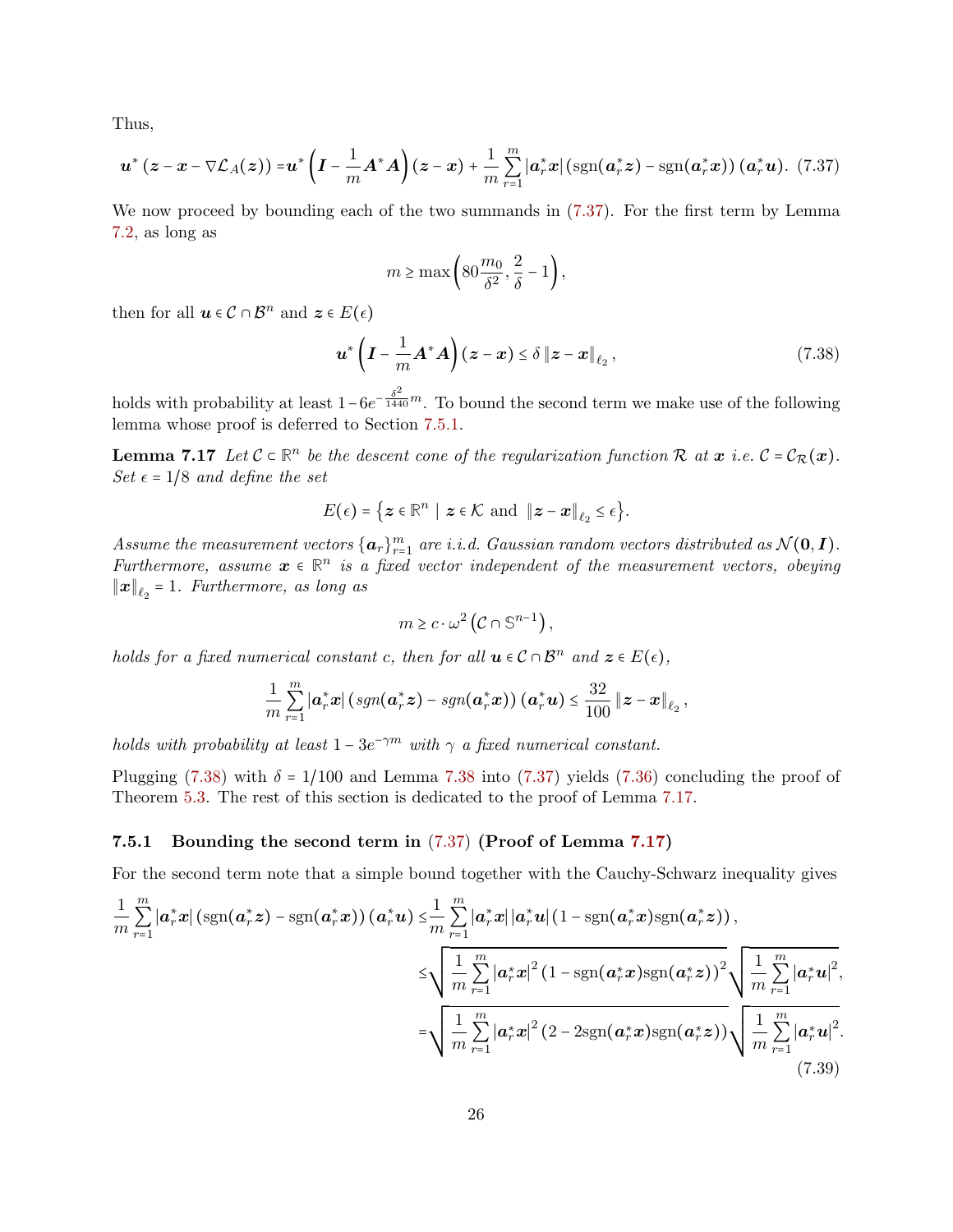Thus,

$$\boldsymbol{u}^*\left(\boldsymbol{z}-\boldsymbol{x}-\nabla\mathcal{L}_A(\boldsymbol{z})\right)=\boldsymbol{u}^*\left(\boldsymbol{I}-\frac{1}{m}\boldsymbol{A}^*\boldsymbol{A}\right)(\boldsymbol{z}-\boldsymbol{x})+\frac{1}{m}\sum_{r=1}^m|\boldsymbol{a}_r^*\boldsymbol{x}|\left(\text{sgn}(\boldsymbol{a}_r^*\boldsymbol{z})-\text{sgn}(\boldsymbol{a}_r^*\boldsymbol{x})\right)(\boldsymbol{a}_r^*\boldsymbol{u}). \quad (7.37)$$

We now proceed by bounding each of the two summands in (7.37). For the first term by Lemma 7.2, as long as

$$m\geq\max\left(80\frac{m_0}{\delta^2},\frac{2}{\delta}-1\right),$$

then for all $\boldsymbol{u}\in\mathcal{C}\cap\mathcal{B}^n$ and $\boldsymbol{z}\in E(\epsilon)$

$$\boldsymbol{u}^*\left(\boldsymbol{I}-\frac{1}{m}\boldsymbol{A}^*\boldsymbol{A}\right)(\boldsymbol{z}-\boldsymbol{x})\leq\delta\left\|\boldsymbol{z}-\boldsymbol{x}\right\|_{\ell_2}, \quad (7.38)$$

holds with probability at least $1-6e^{-\frac{\delta^2}{1440}m}$. To bound the second term we make use of the following lemma whose proof is deferred to Section 7.5.1.

**Lemma 7.17** *Let $\mathcal{C}\subset\mathbb{R}^n$ be the descent cone of the regularization function $\mathcal{R}$ at $\boldsymbol{x}$ i.e. $\mathcal{C}=\mathcal{C}_{\mathcal{R}}(\boldsymbol{x})$. Set $\epsilon=1/8$ and define the set*

$$E(\epsilon)=\left\{\boldsymbol{z}\in\mathbb{R}^n\ |\ \boldsymbol{z}\in\mathcal{K}\text{ and }\left\|\boldsymbol{z}-\boldsymbol{x}\right\|_{\ell_2}\leq\epsilon\right\}.$$

*Assume the measurement vectors $\{\boldsymbol{a}_r\}_{r=1}^m$ are i.i.d. Gaussian random vectors distributed as $\mathcal{N}(\boldsymbol{0},\boldsymbol{I})$. Furthermore, assume $\boldsymbol{x}\in\mathbb{R}^n$ is a fixed vector independent of the measurement vectors, obeying $\left\|\boldsymbol{x}\right\|_{\ell_2}=1$. Furthermore, as long as*

$$m\geq c\cdot\omega^2\left(\mathcal{C}\cap\mathbb{S}^{n-1}\right),$$

*holds for a fixed numerical constant $c$, then for all $\boldsymbol{u}\in\mathcal{C}\cap\mathcal{B}^n$ and $\boldsymbol{z}\in E(\epsilon)$,*

$$\frac{1}{m}\sum_{r=1}^m|\boldsymbol{a}_r^*\boldsymbol{x}|\left(sgn(\boldsymbol{a}_r^*\boldsymbol{z})-sgn(\boldsymbol{a}_r^*\boldsymbol{x})\right)(\boldsymbol{a}_r^*\boldsymbol{u})\leq\frac{32}{100}\left\|\boldsymbol{z}-\boldsymbol{x}\right\|_{\ell_2},$$

*holds with probability at least $1-3e^{-\gamma m}$ with $\gamma$ a fixed numerical constant.*

Plugging (7.38) with $\delta=1/100$ and Lemma 7.38 into (7.37) yields (7.36) concluding the proof of Theorem 5.3. The rest of this section is dedicated to the proof of Lemma 7.17.

### 7.5.1 Bounding the second term in (7.37) (Proof of Lemma 7.17)

For the second term note that a simple bound together with the Cauchy-Schwarz inequality gives

$$\begin{aligned}
\frac{1}{m}\sum_{r=1}^m|\boldsymbol{a}_r^*\boldsymbol{x}|\left(\text{sgn}(\boldsymbol{a}_r^*\boldsymbol{z})-\text{sgn}(\boldsymbol{a}_r^*\boldsymbol{x})\right)(\boldsymbol{a}_r^*\boldsymbol{u})\leq&\frac{1}{m}\sum_{r=1}^m|\boldsymbol{a}_r^*\boldsymbol{x}|\,|\boldsymbol{a}_r^*\boldsymbol{u}|\left(1-\text{sgn}(\boldsymbol{a}_r^*\boldsymbol{x})\text{sgn}(\boldsymbol{a}_r^*\boldsymbol{z})\right),\\
\leq&\sqrt{\frac{1}{m}\sum_{r=1}^m|\boldsymbol{a}_r^*\boldsymbol{x}|^2\left(1-\text{sgn}(\boldsymbol{a}_r^*\boldsymbol{x})\text{sgn}(\boldsymbol{a}_r^*\boldsymbol{z})\right)^2}\sqrt{\frac{1}{m}\sum_{r=1}^m|\boldsymbol{a}_r^*\boldsymbol{u}|^2},\\
=&\sqrt{\frac{1}{m}\sum_{r=1}^m|\boldsymbol{a}_r^*\boldsymbol{x}|^2\left(2-2\text{sgn}(\boldsymbol{a}_r^*\boldsymbol{x})\text{sgn}(\boldsymbol{a}_r^*\boldsymbol{z})\right)}\sqrt{\frac{1}{m}\sum_{r=1}^m|\boldsymbol{a}_r^*\boldsymbol{u}|^2}.
\end{aligned} \quad (7.39)$$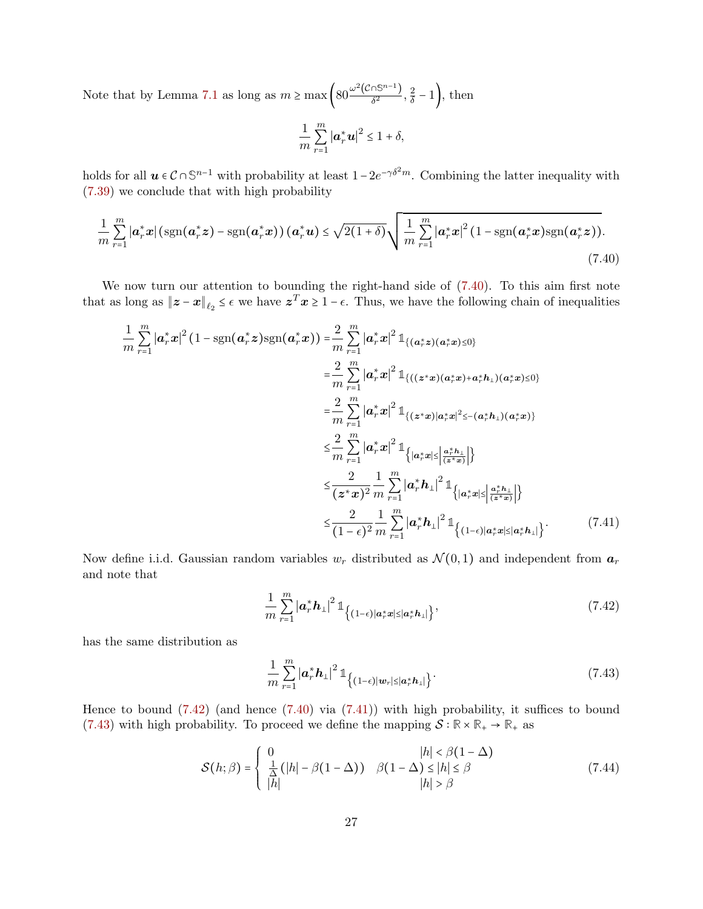Note that by Lemma 7.1 as long as $m \geq \max\left(80\frac{\omega^2(\mathcal{C}\cap\mathbb{S}^{n-1})}{\delta^2}, \frac{2}{\delta}-1\right)$, then

$$\frac{1}{m}\sum_{r=1}^{m}|\boldsymbol{a}_r^*\boldsymbol{u}|^2 \leq 1+\delta,$$

holds for all $\boldsymbol{u}\in\mathcal{C}\cap\mathbb{S}^{n-1}$ with probability at least $1-2e^{-\gamma\delta^2 m}$. Combining the latter inequality with (7.39) we conclude that with high probability

$$\frac{1}{m}\sum_{r=1}^{m}|\boldsymbol{a}_r^*\boldsymbol{x}|\left(\text{sgn}(\boldsymbol{a}_r^*\boldsymbol{z})-\text{sgn}(\boldsymbol{a}_r^*\boldsymbol{x})\right)(\boldsymbol{a}_r^*\boldsymbol{u}) \leq \sqrt{2(1+\delta)}\sqrt{\frac{1}{m}\sum_{r=1}^{m}|\boldsymbol{a}_r^*\boldsymbol{x}|^2\left(1-\text{sgn}(\boldsymbol{a}_r^*\boldsymbol{x})\text{sgn}(\boldsymbol{a}_r^*\boldsymbol{z})\right)}. \tag{7.40}$$

We now turn our attention to bounding the right-hand side of (7.40). To this aim first note that as long as $\|\boldsymbol{z}-\boldsymbol{x}\|_{\ell_2}\leq\epsilon$ we have $\boldsymbol{z}^T\boldsymbol{x}\geq 1-\epsilon$. Thus, we have the following chain of inequalities

$$\begin{aligned}
\frac{1}{m}\sum_{r=1}^{m}|\boldsymbol{a}_r^*\boldsymbol{x}|^2\left(1-\text{sgn}(\boldsymbol{a}_r^*\boldsymbol{z})\text{sgn}(\boldsymbol{a}_r^*\boldsymbol{x})\right) =& \frac{2}{m}\sum_{r=1}^{m}|\boldsymbol{a}_r^*\boldsymbol{x}|^2\mathbb{1}_{\{(\boldsymbol{a}_r^*\boldsymbol{z})(\boldsymbol{a}_r^*\boldsymbol{x})\leq 0\}}\\
=& \frac{2}{m}\sum_{r=1}^{m}|\boldsymbol{a}_r^*\boldsymbol{x}|^2\mathbb{1}_{\{((\boldsymbol{z}^*\boldsymbol{x})(\boldsymbol{a}_r^*\boldsymbol{x})+\boldsymbol{a}_r^*\boldsymbol{h}_\perp)(\boldsymbol{a}_r^*\boldsymbol{x})\leq 0\}}\\
=& \frac{2}{m}\sum_{r=1}^{m}|\boldsymbol{a}_r^*\boldsymbol{x}|^2\mathbb{1}_{\{(\boldsymbol{z}^*\boldsymbol{x})|\boldsymbol{a}_r^*\boldsymbol{x}|^2\leq -(\boldsymbol{a}_r^*\boldsymbol{h}_\perp)(\boldsymbol{a}_r^*\boldsymbol{x})\}}\\
\leq& \frac{2}{m}\sum_{r=1}^{m}|\boldsymbol{a}_r^*\boldsymbol{x}|^2\mathbb{1}_{\left\{|\boldsymbol{a}_r^*\boldsymbol{x}|\leq\left|\frac{\boldsymbol{a}_r^*\boldsymbol{h}_\perp}{(\boldsymbol{z}^*\boldsymbol{x})}\right|\right\}}\\
\leq& \frac{2}{(\boldsymbol{z}^*\boldsymbol{x})^2}\frac{1}{m}\sum_{r=1}^{m}|\boldsymbol{a}_r^*\boldsymbol{h}_\perp|^2\mathbb{1}_{\left\{|\boldsymbol{a}_r^*\boldsymbol{x}|\leq\left|\frac{\boldsymbol{a}_r^*\boldsymbol{h}_\perp}{(\boldsymbol{z}^*\boldsymbol{x})}\right|\right\}}\\
\leq& \frac{2}{(1-\epsilon)^2}\frac{1}{m}\sum_{r=1}^{m}|\boldsymbol{a}_r^*\boldsymbol{h}_\perp|^2\mathbb{1}_{\left\{(1-\epsilon)|\boldsymbol{a}_r^*\boldsymbol{x}|\leq|\boldsymbol{a}_r^*\boldsymbol{h}_\perp|\right\}}.
\end{aligned}\tag{7.41}$$

Now define i.i.d. Gaussian random variables $w_r$ distributed as $\mathcal{N}(0,1)$ and independent from $\boldsymbol{a}_r$ and note that

$$\frac{1}{m}\sum_{r=1}^{m}|\boldsymbol{a}_r^*\boldsymbol{h}_\perp|^2\mathbb{1}_{\left\{(1-\epsilon)|\boldsymbol{a}_r^*\boldsymbol{x}|\leq|\boldsymbol{a}_r^*\boldsymbol{h}_\perp|\right\}}, \tag{7.42}$$

has the same distribution as

$$\frac{1}{m}\sum_{r=1}^{m}|\boldsymbol{a}_r^*\boldsymbol{h}_\perp|^2\mathbb{1}_{\left\{(1-\epsilon)|\boldsymbol{w}_r|\leq|\boldsymbol{a}_r^*\boldsymbol{h}_\perp|\right\}}. \tag{7.43}$$

Hence to bound (7.42) (and hence (7.40) via (7.41)) with high probability, it suffices to bound (7.43) with high probability. To proceed we define the mapping $\mathcal{S}:\mathbb{R}\times\mathbb{R}_+\rightarrow\mathbb{R}_+$ as

$$\mathcal{S}(h;\beta)=\begin{cases}0 & |h|<\beta(1-\Delta)\\ \frac{1}{\Delta}\left(|h|-\beta(1-\Delta)\right) & \beta(1-\Delta)\leq|h|\leq\beta\\ |h| & |h|>\beta\end{cases} \tag{7.44}$$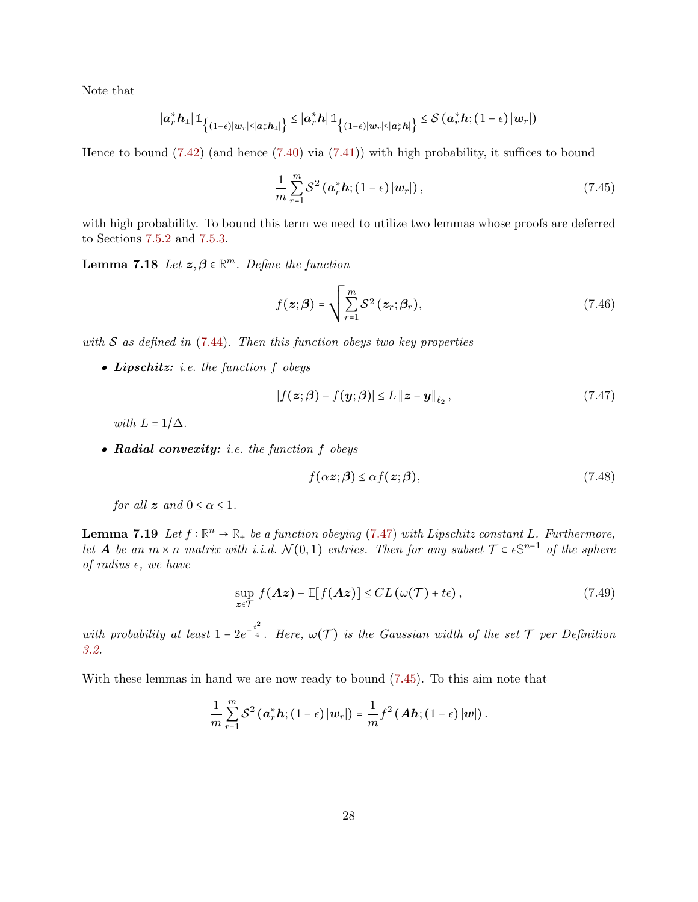Note that

$$|\boldsymbol{a}_r^*\boldsymbol{h}_\perp|\,\mathbb{1}_{\left\{(1-\epsilon)|\boldsymbol{w}_r|\le|\boldsymbol{a}_r^*\boldsymbol{h}_\perp|\right\}}\le|\boldsymbol{a}_r^*\boldsymbol{h}|\,\mathbb{1}_{\left\{(1-\epsilon)|\boldsymbol{w}_r|\le|\boldsymbol{a}_r^*\boldsymbol{h}|\right\}}\le\mathcal{S}\left(\boldsymbol{a}_r^*\boldsymbol{h};(1-\epsilon)|\boldsymbol{w}_r|\right)$$

Hence to bound (7.42) (and hence (7.40) via (7.41)) with high probability, it suffices to bound

$$\frac{1}{m}\sum_{r=1}^m\mathcal{S}^2\left(\boldsymbol{a}_r^*\boldsymbol{h};(1-\epsilon)|\boldsymbol{w}_r|\right),\tag{7.45}$$

with high probability. To bound this term we need to utilize two lemmas whose proofs are deferred to Sections 7.5.2 and 7.5.3.

**Lemma 7.18** *Let $\boldsymbol{z},\boldsymbol{\beta}\in\mathbb{R}^m$. Define the function*

$$f(\boldsymbol{z};\boldsymbol{\beta})=\sqrt{\sum_{r=1}^m\mathcal{S}^2\left(\boldsymbol{z}_r;\boldsymbol{\beta}_r\right)},\tag{7.46}$$

*with $\mathcal{S}$ as defined in (7.44). Then this function obeys two key properties*

- ***Lipschitz:*** *i.e. the function $f$ obeys*

$$|f(\boldsymbol{z};\boldsymbol{\beta})-f(\boldsymbol{y};\boldsymbol{\beta})|\le L\left\|\boldsymbol{z}-\boldsymbol{y}\right\|_{\ell_2},\tag{7.47}$$

  *with $L=1/\Delta$.*

- ***Radial convexity:*** *i.e. the function $f$ obeys*

$$f(\alpha\boldsymbol{z};\boldsymbol{\beta})\le\alpha f(\boldsymbol{z};\boldsymbol{\beta}),\tag{7.48}$$

  *for all $\boldsymbol{z}$ and $0\le\alpha\le1$.*

**Lemma 7.19** *Let $f:\mathbb{R}^n\to\mathbb{R}_+$ be a function obeying (7.47) with Lipschitz constant $L$. Furthermore, let $\boldsymbol{A}$ be an $m\times n$ matrix with i.i.d. $\mathcal{N}(0,1)$ entries. Then for any subset $\mathcal{T}\subset\epsilon\mathbb{S}^{n-1}$ of the sphere of radius $\epsilon$, we have*

$$\sup_{\boldsymbol{z}\in\mathcal{T}}f(\boldsymbol{A}\boldsymbol{z})-\mathbb{E}[f(\boldsymbol{A}\boldsymbol{z})]\le CL\left(\omega(\mathcal{T})+t\epsilon\right),\tag{7.49}$$

*with probability at least $1-2e^{-\frac{t^2}{4}}$. Here, $\omega(\mathcal{T})$ is the Gaussian width of the set $\mathcal{T}$ per Definition 3.2.*

With these lemmas in hand we are now ready to bound (7.45). To this aim note that

$$\frac{1}{m}\sum_{r=1}^m\mathcal{S}^2\left(\boldsymbol{a}_r^*\boldsymbol{h};(1-\epsilon)|\boldsymbol{w}_r|\right)=\frac{1}{m}f^2\left(\boldsymbol{A}\boldsymbol{h};(1-\epsilon)|\boldsymbol{w}|\right).$$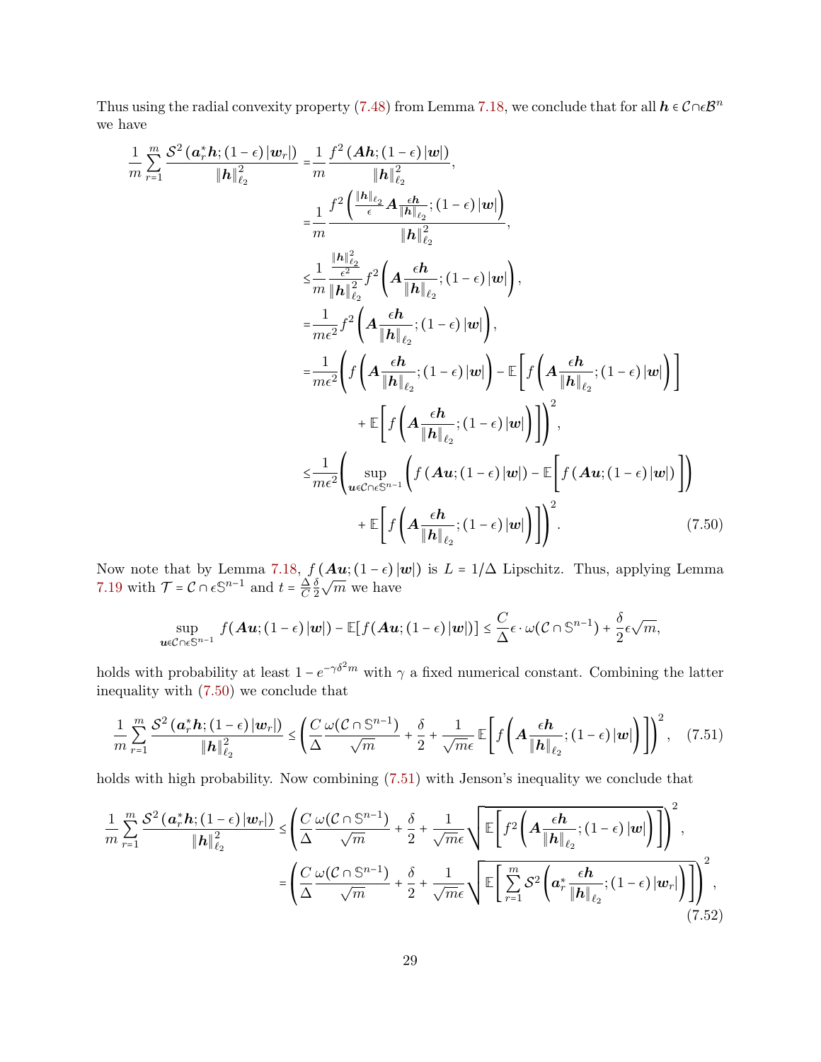Thus using the radial convexity property (7.48) from Lemma 7.18, we conclude that for all $\boldsymbol{h} \in \mathcal{C} \cap \epsilon \mathcal{B}^n$ we have

$$
\begin{aligned}
\frac{1}{m} \sum_{r=1}^{m} \frac{\mathcal{S}^2\left(\boldsymbol{a}_r^* \boldsymbol{h}; (1-\epsilon)\left|\boldsymbol{w}_r\right|\right)}{\|\boldsymbol{h}\|_{\ell_2}^2} =& \frac{1}{m} \frac{f^2\left(\boldsymbol{A}\boldsymbol{h}; (1-\epsilon)\left|\boldsymbol{w}\right|\right)}{\|\boldsymbol{h}\|_{\ell_2}^2}, \\
=& \frac{1}{m} \frac{f^2\left(\frac{\|\boldsymbol{h}\|_{\ell_2}}{\epsilon} \boldsymbol{A} \frac{\epsilon \boldsymbol{h}}{\|\boldsymbol{h}\|_{\ell_2}}; (1-\epsilon)\left|\boldsymbol{w}\right|\right)}{\|\boldsymbol{h}\|_{\ell_2}^2}, \\
\leq& \frac{1}{m} \frac{\frac{\|\boldsymbol{h}\|_{\ell_2}^2}{\epsilon^2}}{\|\boldsymbol{h}\|_{\ell_2}^2} f^2\left(\boldsymbol{A} \frac{\epsilon \boldsymbol{h}}{\|\boldsymbol{h}\|_{\ell_2}}; (1-\epsilon)\left|\boldsymbol{w}\right|\right), \\
=& \frac{1}{m\epsilon^2} f^2\left(\boldsymbol{A} \frac{\epsilon \boldsymbol{h}}{\|\boldsymbol{h}\|_{\ell_2}}; (1-\epsilon)\left|\boldsymbol{w}\right|\right), \\
=& \frac{1}{m\epsilon^2}\Bigg( f\left(\boldsymbol{A} \frac{\epsilon \boldsymbol{h}}{\|\boldsymbol{h}\|_{\ell_2}}; (1-\epsilon)\left|\boldsymbol{w}\right|\right) - \mathbb{E}\left[ f\left(\boldsymbol{A} \frac{\epsilon \boldsymbol{h}}{\|\boldsymbol{h}\|_{\ell_2}}; (1-\epsilon)\left|\boldsymbol{w}\right|\right)\right] \\
&\quad + \mathbb{E}\left[ f\left(\boldsymbol{A} \frac{\epsilon \boldsymbol{h}}{\|\boldsymbol{h}\|_{\ell_2}}; (1-\epsilon)\left|\boldsymbol{w}\right|\right)\right]\Bigg)^2, \\
\leq& \frac{1}{m\epsilon^2}\Bigg( \sup_{\boldsymbol{u} \in \mathcal{C} \cap \epsilon \mathbb{S}^{n-1}} \left( f\left(\boldsymbol{A}\boldsymbol{u}; (1-\epsilon)\left|\boldsymbol{w}\right|\right) - \mathbb{E}\left[ f\left(\boldsymbol{A}\boldsymbol{u}; (1-\epsilon)\left|\boldsymbol{w}\right|\right)\right]\right) \\
&\quad + \mathbb{E}\left[ f\left(\boldsymbol{A} \frac{\epsilon \boldsymbol{h}}{\|\boldsymbol{h}\|_{\ell_2}}; (1-\epsilon)\left|\boldsymbol{w}\right|\right)\right]\Bigg)^2.
\end{aligned} \tag{7.50}
$$

Now note that by Lemma 7.18, $f\left(\boldsymbol{A}\boldsymbol{u}; (1-\epsilon)\left|\boldsymbol{w}\right|\right)$ is $L = 1/\Delta$ Lipschitz. Thus, applying Lemma 7.19 with $\mathcal{T} = \mathcal{C} \cap \epsilon \mathbb{S}^{n-1}$ and $t = \frac{\Delta}{C}\frac{\delta}{2}\sqrt{m}$ we have

$$
\sup_{\boldsymbol{u} \in \mathcal{C} \cap \epsilon \mathbb{S}^{n-1}} f(\boldsymbol{A}\boldsymbol{u}; (1-\epsilon)\left|\boldsymbol{w}\right|) - \mathbb{E}[f(\boldsymbol{A}\boldsymbol{u}; (1-\epsilon)\left|\boldsymbol{w}\right|)] \leq \frac{C}{\Delta}\epsilon \cdot \omega(\mathcal{C} \cap \mathbb{S}^{n-1}) + \frac{\delta}{2}\epsilon\sqrt{m},
$$

holds with probability at least $1 - e^{-\gamma\delta^2 m}$ with $\gamma$ a fixed numerical constant. Combining the latter inequality with (7.50) we conclude that

$$
\frac{1}{m} \sum_{r=1}^{m} \frac{\mathcal{S}^2\left(\boldsymbol{a}_r^* \boldsymbol{h}; (1-\epsilon)\left|\boldsymbol{w}_r\right|\right)}{\|\boldsymbol{h}\|_{\ell_2}^2} \leq \left( \frac{C}{\Delta} \frac{\omega(\mathcal{C} \cap \mathbb{S}^{n-1})}{\sqrt{m}} + \frac{\delta}{2} + \frac{1}{\sqrt{m}\epsilon} \mathbb{E}\left[ f\left(\boldsymbol{A} \frac{\epsilon \boldsymbol{h}}{\|\boldsymbol{h}\|_{\ell_2}}; (1-\epsilon)\left|\boldsymbol{w}\right|\right)\right]\right)^2, \tag{7.51}
$$

holds with high probability. Now combining (7.51) with Jenson's inequality we conclude that

$$
\begin{aligned}
\frac{1}{m} \sum_{r=1}^{m} \frac{\mathcal{S}^2\left(\boldsymbol{a}_r^* \boldsymbol{h}; (1-\epsilon)\left|\boldsymbol{w}_r\right|\right)}{\|\boldsymbol{h}\|_{\ell_2}^2} \leq& \left( \frac{C}{\Delta} \frac{\omega(\mathcal{C} \cap \mathbb{S}^{n-1})}{\sqrt{m}} + \frac{\delta}{2} + \frac{1}{\sqrt{m}\epsilon} \sqrt{\mathbb{E}\left[ f^2\left(\boldsymbol{A} \frac{\epsilon \boldsymbol{h}}{\|\boldsymbol{h}\|_{\ell_2}}; (1-\epsilon)\left|\boldsymbol{w}\right|\right)\right]}\right)^2, \\
=& \left( \frac{C}{\Delta} \frac{\omega(\mathcal{C} \cap \mathbb{S}^{n-1})}{\sqrt{m}} + \frac{\delta}{2} + \frac{1}{\sqrt{m}\epsilon} \sqrt{\mathbb{E}\left[ \sum_{r=1}^{m} \mathcal{S}^2\left(\boldsymbol{a}_r^* \frac{\epsilon \boldsymbol{h}}{\|\boldsymbol{h}\|_{\ell_2}}; (1-\epsilon)\left|\boldsymbol{w}_r\right|\right)\right]}\right)^2,
\end{aligned} \tag{7.52}
$$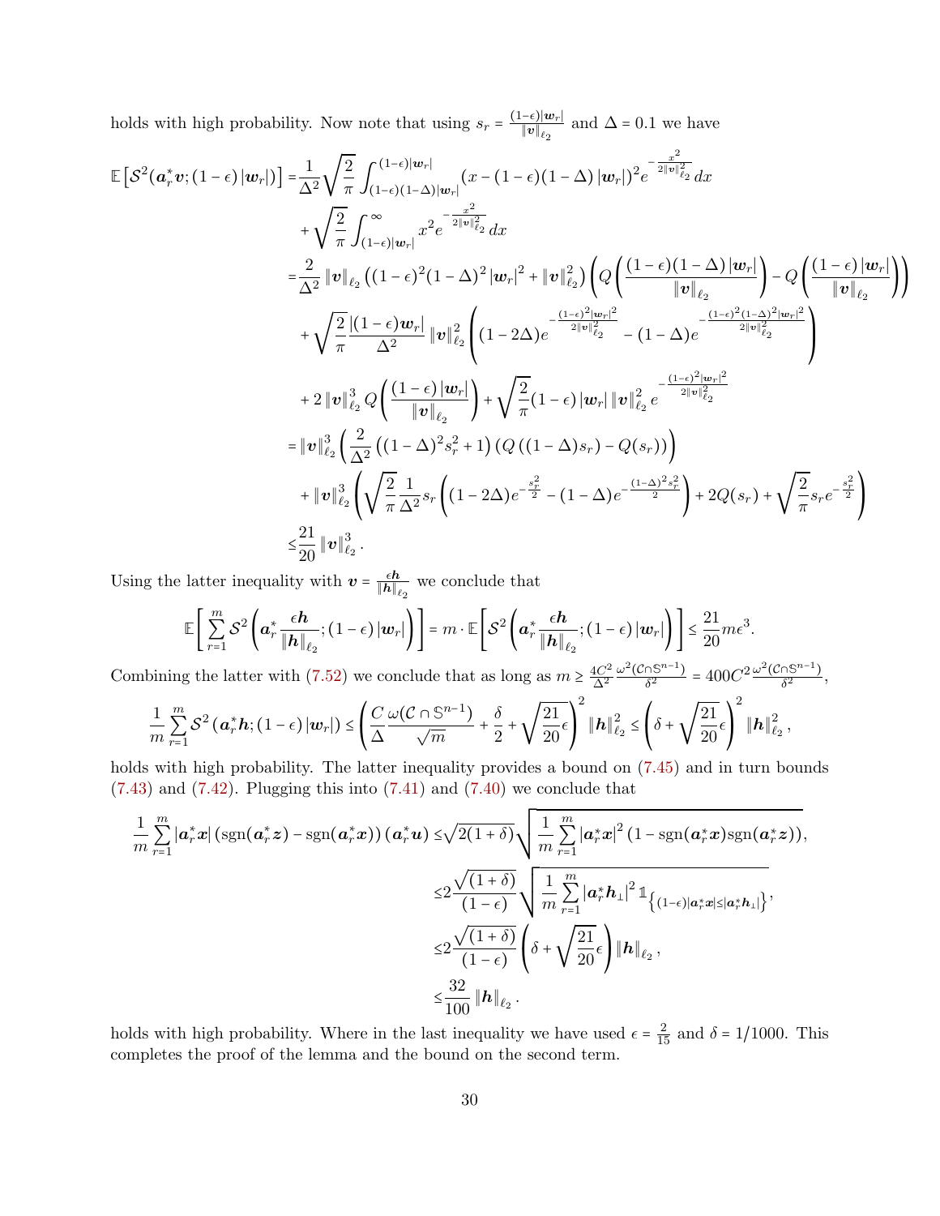holds with high probability. Now note that using $s_r = \frac{(1-\epsilon)|\boldsymbol{w}_r|}{\|\boldsymbol{v}\|_{\ell_2}}$ and $\Delta = 0.1$ we have

$$
\begin{aligned}
\mathbb{E}\left[\mathcal{S}^2(\boldsymbol{a}_r^*\boldsymbol{v};(1-\epsilon)|\boldsymbol{w}_r|)\right] =& \frac{1}{\Delta^2}\sqrt{\frac{2}{\pi}}\int_{(1-\epsilon)(1-\Delta)|\boldsymbol{w}_r|}^{(1-\epsilon)|\boldsymbol{w}_r|}(x-(1-\epsilon)(1-\Delta)|\boldsymbol{w}_r|)^2 e^{-\frac{x^2}{2\|\boldsymbol{v}\|_{\ell_2}^2}}dx \\
&+\sqrt{\frac{2}{\pi}}\int_{(1-\epsilon)|\boldsymbol{w}_r|}^{\infty}x^2 e^{-\frac{x^2}{2\|\boldsymbol{v}\|_{\ell_2}^2}}dx \\
=& \frac{2}{\Delta^2}\|\boldsymbol{v}\|_{\ell_2}\left((1-\epsilon)^2(1-\Delta)^2|\boldsymbol{w}_r|^2+\|\boldsymbol{v}\|_{\ell_2}^2\right)\left(Q\left(\frac{(1-\epsilon)(1-\Delta)|\boldsymbol{w}_r|}{\|\boldsymbol{v}\|_{\ell_2}}\right)-Q\left(\frac{(1-\epsilon)|\boldsymbol{w}_r|}{\|\boldsymbol{v}\|_{\ell_2}}\right)\right) \\
&+\sqrt{\frac{2}{\pi}}\frac{|(1-\epsilon)\boldsymbol{w}_r|}{\Delta^2}\|\boldsymbol{v}\|_{\ell_2}^2\left((1-2\Delta)e^{-\frac{(1-\epsilon)^2|\boldsymbol{w}_r|^2}{2\|\boldsymbol{v}\|_{\ell_2}^2}}-(1-\Delta)e^{-\frac{(1-\epsilon)^2(1-\Delta)^2|\boldsymbol{w}_r|^2}{2\|\boldsymbol{v}\|_{\ell_2}^2}}\right) \\
&+2\|\boldsymbol{v}\|_{\ell_2}^3 Q\left(\frac{(1-\epsilon)|\boldsymbol{w}_r|}{\|\boldsymbol{v}\|_{\ell_2}}\right)+\sqrt{\frac{2}{\pi}}(1-\epsilon)|\boldsymbol{w}_r|\|\boldsymbol{v}\|_{\ell_2}^2 e^{-\frac{(1-\epsilon)^2|\boldsymbol{w}_r|^2}{2\|\boldsymbol{v}\|_{\ell_2}^2}} \\
=& \|\boldsymbol{v}\|_{\ell_2}^3\left(\frac{2}{\Delta^2}\left((1-\Delta)^2 s_r^2+1\right)\left(Q\left((1-\Delta)s_r\right)-Q(s_r)\right)\right) \\
&+\|\boldsymbol{v}\|_{\ell_2}^3\left(\sqrt{\frac{2}{\pi}}\frac{1}{\Delta^2}s_r\left((1-2\Delta)e^{-\frac{s_r^2}{2}}-(1-\Delta)e^{-\frac{(1-\Delta)^2 s_r^2}{2}}\right)+2Q(s_r)+\sqrt{\frac{2}{\pi}}s_r e^{-\frac{s_r^2}{2}}\right) \\
\le& \frac{21}{20}\|\boldsymbol{v}\|_{\ell_2}^3.
\end{aligned}
$$

Using the latter inequality with $\boldsymbol{v} = \frac{\epsilon\boldsymbol{h}}{\|\boldsymbol{h}\|_{\ell_2}}$ we conclude that

$$
\mathbb{E}\left[\sum_{r=1}^m \mathcal{S}^2\left(\boldsymbol{a}_r^*\frac{\epsilon\boldsymbol{h}}{\|\boldsymbol{h}\|_{\ell_2}};(1-\epsilon)|\boldsymbol{w}_r|\right)\right] = m\cdot\mathbb{E}\left[\mathcal{S}^2\left(\boldsymbol{a}_r^*\frac{\epsilon\boldsymbol{h}}{\|\boldsymbol{h}\|_{\ell_2}};(1-\epsilon)|\boldsymbol{w}_r|\right)\right] \le \frac{21}{20}m\epsilon^3.
$$

Combining the latter with (7.52) we conclude that as long as $m \ge \frac{4C^2}{\Delta^2}\frac{\omega^2(\mathcal{C}\cap\mathbb{S}^{n-1})}{\delta^2} = 400C^2\frac{\omega^2(\mathcal{C}\cap\mathbb{S}^{n-1})}{\delta^2}$,

$$
\frac{1}{m}\sum_{r=1}^m \mathcal{S}^2\left(\boldsymbol{a}_r^*\boldsymbol{h};(1-\epsilon)|\boldsymbol{w}_r|\right) \le \left(\frac{C}{\Delta}\frac{\omega(\mathcal{C}\cap\mathbb{S}^{n-1})}{\sqrt{m}}+\frac{\delta}{2}+\sqrt{\frac{21}{20}\epsilon}\right)^2\|\boldsymbol{h}\|_{\ell_2}^2 \le \left(\delta+\sqrt{\frac{21}{20}\epsilon}\right)^2\|\boldsymbol{h}\|_{\ell_2}^2,
$$

holds with high probability. The latter inequality provides a bound on (7.45) and in turn bounds (7.43) and (7.42). Plugging this into (7.41) and (7.40) we conclude that

$$
\begin{aligned}
\frac{1}{m}\sum_{r=1}^m |\boldsymbol{a}_r^*\boldsymbol{x}|\left(\text{sgn}(\boldsymbol{a}_r^*\boldsymbol{z})-\text{sgn}(\boldsymbol{a}_r^*\boldsymbol{x})\right)(\boldsymbol{a}_r^*\boldsymbol{u}) \le& \sqrt{2(1+\delta)}\sqrt{\frac{1}{m}\sum_{r=1}^m|\boldsymbol{a}_r^*\boldsymbol{x}|^2\left(1-\text{sgn}(\boldsymbol{a}_r^*\boldsymbol{x})\text{sgn}(\boldsymbol{a}_r^*\boldsymbol{z})\right)}, \\
\le& 2\frac{\sqrt{(1+\delta)}}{(1-\epsilon)}\sqrt{\frac{1}{m}\sum_{r=1}^m|\boldsymbol{a}_r^*\boldsymbol{h}_\perp|^2\mathbb{1}_{\left\{(1-\epsilon)|\boldsymbol{a}_r^*\boldsymbol{x}|\le|\boldsymbol{a}_r^*\boldsymbol{h}_\perp|\right\}}}, \\
\le& 2\frac{\sqrt{(1+\delta)}}{(1-\epsilon)}\left(\delta+\sqrt{\frac{21}{20}\epsilon}\right)\|\boldsymbol{h}\|_{\ell_2}, \\
\le& \frac{32}{100}\|\boldsymbol{h}\|_{\ell_2}.
\end{aligned}
$$

holds with high probability. Where in the last inequality we have used $\epsilon = \frac{2}{15}$ and $\delta = 1/1000$. This completes the proof of the lemma and the bound on the second term.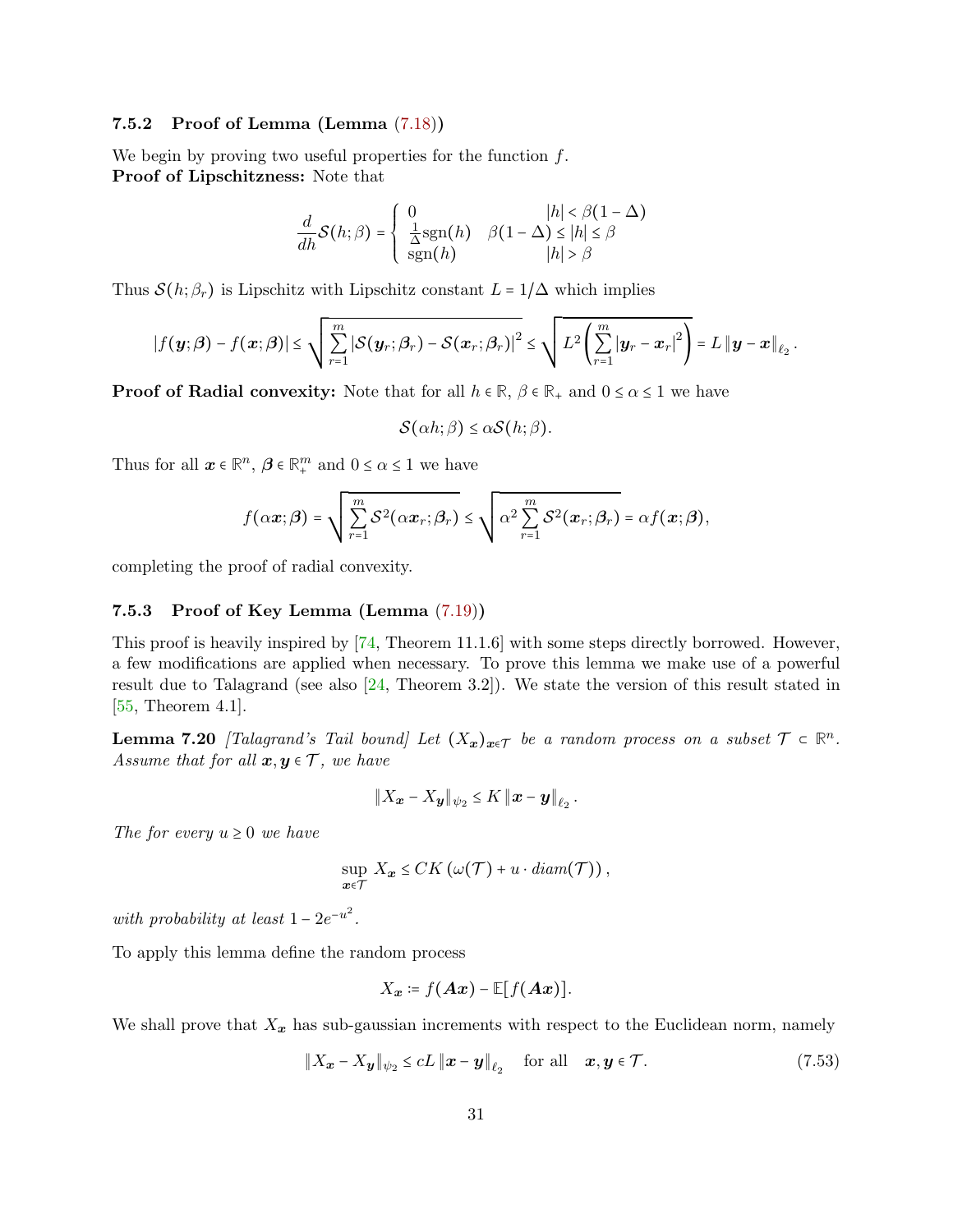### 7.5.2 Proof of Lemma (Lemma (7.18))

We begin by proving two useful properties for the function $f$.
**Proof of Lipschitzness:** Note that

$$
\frac{d}{dh}\mathcal{S}(h;\beta) = \begin{cases} 0 & |h| < \beta(1-\Delta) \\ \frac{1}{\Delta}\mathrm{sgn}(h) & \beta(1-\Delta) \le |h| \le \beta \\ \mathrm{sgn}(h) & |h| > \beta \end{cases}
$$

Thus $\mathcal{S}(h;\beta_r)$ is Lipschitz with Lipschitz constant $L = 1/\Delta$ which implies

$$
|f(\boldsymbol{y};\boldsymbol{\beta}) - f(\boldsymbol{x};\boldsymbol{\beta})| \le \sqrt{\sum_{r=1}^{m} |\mathcal{S}(\boldsymbol{y}_r;\boldsymbol{\beta}_r) - \mathcal{S}(\boldsymbol{x}_r;\boldsymbol{\beta}_r)|^2} \le \sqrt{L^2\left(\sum_{r=1}^{m} |\boldsymbol{y}_r - \boldsymbol{x}_r|^2\right)} = L\left\|\boldsymbol{y}-\boldsymbol{x}\right\|_{\ell_2}.
$$

**Proof of Radial convexity:** Note that for all $h \in \mathbb{R}$, $\beta \in \mathbb{R}_+$ and $0 \le \alpha \le 1$ we have

$$
\mathcal{S}(\alpha h;\beta) \le \alpha \mathcal{S}(h;\beta).
$$

Thus for all $\boldsymbol{x} \in \mathbb{R}^n$, $\boldsymbol{\beta} \in \mathbb{R}_+^m$ and $0 \le \alpha \le 1$ we have

$$
f(\alpha\boldsymbol{x};\boldsymbol{\beta}) = \sqrt{\sum_{r=1}^{m} \mathcal{S}^2(\alpha\boldsymbol{x}_r;\boldsymbol{\beta}_r)} \le \sqrt{\alpha^2\sum_{r=1}^{m} \mathcal{S}^2(\boldsymbol{x}_r;\boldsymbol{\beta}_r)} = \alpha f(\boldsymbol{x};\boldsymbol{\beta}),
$$

completing the proof of radial convexity.

### 7.5.3 Proof of Key Lemma (Lemma (7.19))

This proof is heavily inspired by [74, Theorem 11.1.6] with some steps directly borrowed. However, a few modifications are applied when necessary. To prove this lemma we make use of a powerful result due to Talagrand (see also [24, Theorem 3.2]). We state the version of this result stated in [55, Theorem 4.1].

**Lemma 7.20** *[Talagrand's Tail bound] Let $(X_{\boldsymbol{x}})_{\boldsymbol{x}\in\mathcal{T}}$ be a random process on a subset $\mathcal{T} \subset \mathbb{R}^n$. Assume that for all $\boldsymbol{x},\boldsymbol{y} \in \mathcal{T}$, we have*

$$
\left\|X_{\boldsymbol{x}} - X_{\boldsymbol{y}}\right\|_{\psi_2} \le K\left\|\boldsymbol{x}-\boldsymbol{y}\right\|_{\ell_2}.
$$

*The for every $u \ge 0$ we have*

$$
\sup_{\boldsymbol{x}\in\mathcal{T}} X_{\boldsymbol{x}} \le CK\left(\omega(\mathcal{T}) + u\cdot \mathit{diam}(\mathcal{T})\right),
$$

*with probability at least $1 - 2e^{-u^2}$.*

To apply this lemma define the random process

$$
X_{\boldsymbol{x}} \coloneqq f(\boldsymbol{A}\boldsymbol{x}) - \mathbb{E}[f(\boldsymbol{A}\boldsymbol{x})].
$$

We shall prove that $X_{\boldsymbol{x}}$ has sub-gaussian increments with respect to the Euclidean norm, namely

$$
\left\|X_{\boldsymbol{x}} - X_{\boldsymbol{y}}\right\|_{\psi_2} \le cL\left\|\boldsymbol{x}-\boldsymbol{y}\right\|_{\ell_2} \quad \text{for all} \quad \boldsymbol{x},\boldsymbol{y} \in \mathcal{T}. \tag{7.53}
$$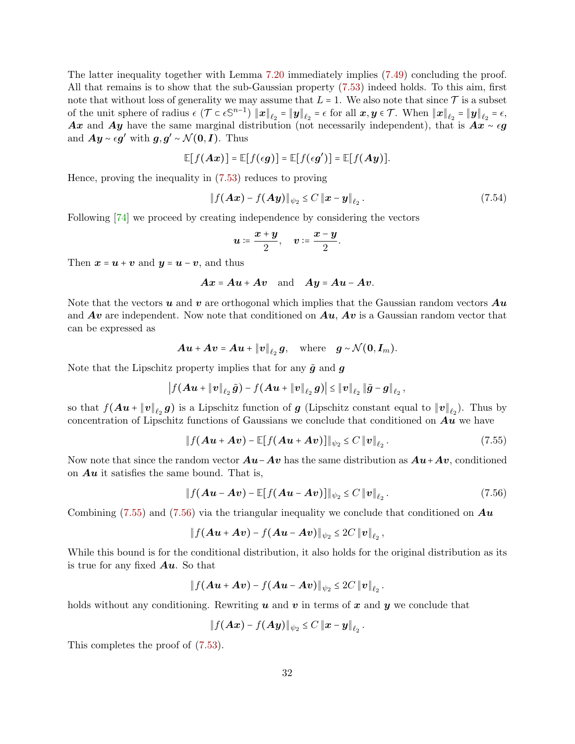The latter inequality together with Lemma 7.20 immediately implies (7.49) concluding the proof. All that remains is to show that the sub-Gaussian property (7.53) indeed holds. To this aim, first note that without loss of generality we may assume that $L = 1$. We also note that since $\mathcal{T}$ is a subset of the unit sphere of radius $\epsilon$ ($\mathcal{T} \subset \epsilon\mathbb{S}^{n-1}$) $\|\boldsymbol{x}\|_{\ell_2} = \|\boldsymbol{y}\|_{\ell_2} = \epsilon$ for all $\boldsymbol{x}, \boldsymbol{y} \in \mathcal{T}$. When $\|\boldsymbol{x}\|_{\ell_2} = \|\boldsymbol{y}\|_{\ell_2} = \epsilon$, $\boldsymbol{A}\boldsymbol{x}$ and $\boldsymbol{A}\boldsymbol{y}$ have the same marginal distribution (not necessarily independent), that is $\boldsymbol{A}\boldsymbol{x} \sim \epsilon\boldsymbol{g}$ and $\boldsymbol{A}\boldsymbol{y} \sim \epsilon\boldsymbol{g}'$ with $\boldsymbol{g}, \boldsymbol{g}' \sim \mathcal{N}(\boldsymbol{0}, \boldsymbol{I})$. Thus

$$\mathbb{E}[f(\boldsymbol{A}\boldsymbol{x})] = \mathbb{E}[f(\epsilon\boldsymbol{g})] = \mathbb{E}[f(\epsilon\boldsymbol{g}')] = \mathbb{E}[f(\boldsymbol{A}\boldsymbol{y})].$$

Hence, proving the inequality in (7.53) reduces to proving

$$\|f(\boldsymbol{A}\boldsymbol{x}) - f(\boldsymbol{A}\boldsymbol{y})\|_{\psi_2} \le C\,\|\boldsymbol{x} - \boldsymbol{y}\|_{\ell_2}. \tag{7.54}$$

Following [74] we proceed by creating independence by considering the vectors

$$\boldsymbol{u} := \frac{\boldsymbol{x} + \boldsymbol{y}}{2}, \quad \boldsymbol{v} := \frac{\boldsymbol{x} - \boldsymbol{y}}{2}.$$

Then $\boldsymbol{x} = \boldsymbol{u} + \boldsymbol{v}$ and $\boldsymbol{y} = \boldsymbol{u} - \boldsymbol{v}$, and thus

$$\boldsymbol{A}\boldsymbol{x} = \boldsymbol{A}\boldsymbol{u} + \boldsymbol{A}\boldsymbol{v} \quad \text{and} \quad \boldsymbol{A}\boldsymbol{y} = \boldsymbol{A}\boldsymbol{u} - \boldsymbol{A}\boldsymbol{v}.$$

Note that the vectors $\boldsymbol{u}$ and $\boldsymbol{v}$ are orthogonal which implies that the Gaussian random vectors $\boldsymbol{A}\boldsymbol{u}$ and $\boldsymbol{A}\boldsymbol{v}$ are independent. Now note that conditioned on $\boldsymbol{A}\boldsymbol{u}$, $\boldsymbol{A}\boldsymbol{v}$ is a Gaussian random vector that can be expressed as

$$\boldsymbol{A}\boldsymbol{u} + \boldsymbol{A}\boldsymbol{v} = \boldsymbol{A}\boldsymbol{u} + \|\boldsymbol{v}\|_{\ell_2}\boldsymbol{g}, \quad \text{where} \quad \boldsymbol{g} \sim \mathcal{N}(\boldsymbol{0}, \boldsymbol{I}_m).$$

Note that the Lipschitz property implies that for any $\tilde{\boldsymbol{g}}$ and $\boldsymbol{g}$

$$\left|f(\boldsymbol{A}\boldsymbol{u} + \|\boldsymbol{v}\|_{\ell_2}\tilde{\boldsymbol{g}}) - f(\boldsymbol{A}\boldsymbol{u} + \|\boldsymbol{v}\|_{\ell_2}\boldsymbol{g})\right| \le \|\boldsymbol{v}\|_{\ell_2}\|\tilde{\boldsymbol{g}} - \boldsymbol{g}\|_{\ell_2},$$

so that $f(\boldsymbol{A}\boldsymbol{u} + \|\boldsymbol{v}\|_{\ell_2}\boldsymbol{g})$ is a Lipschitz function of $\boldsymbol{g}$ (Lipschitz constant equal to $\|\boldsymbol{v}\|_{\ell_2}$). Thus by concentration of Lipschitz functions of Gaussians we conclude that conditioned on $\boldsymbol{A}\boldsymbol{u}$ we have

$$\|f(\boldsymbol{A}\boldsymbol{u} + \boldsymbol{A}\boldsymbol{v}) - \mathbb{E}[f(\boldsymbol{A}\boldsymbol{u} + \boldsymbol{A}\boldsymbol{v})]\|_{\psi_2} \le C\,\|\boldsymbol{v}\|_{\ell_2}. \tag{7.55}$$

Now note that since the random vector $\boldsymbol{A}\boldsymbol{u} - \boldsymbol{A}\boldsymbol{v}$ has the same distribution as $\boldsymbol{A}\boldsymbol{u} + \boldsymbol{A}\boldsymbol{v}$, conditioned on $\boldsymbol{A}\boldsymbol{u}$ it satisfies the same bound. That is,

$$\|f(\boldsymbol{A}\boldsymbol{u} - \boldsymbol{A}\boldsymbol{v}) - \mathbb{E}[f(\boldsymbol{A}\boldsymbol{u} - \boldsymbol{A}\boldsymbol{v})]\|_{\psi_2} \le C\,\|\boldsymbol{v}\|_{\ell_2}. \tag{7.56}$$

Combining (7.55) and (7.56) via the triangular inequality we conclude that conditioned on $\boldsymbol{A}\boldsymbol{u}$

$$\|f(\boldsymbol{A}\boldsymbol{u} + \boldsymbol{A}\boldsymbol{v}) - f(\boldsymbol{A}\boldsymbol{u} - \boldsymbol{A}\boldsymbol{v})\|_{\psi_2} \le 2C\,\|\boldsymbol{v}\|_{\ell_2},$$

While this bound is for the conditional distribution, it also holds for the original distribution as its is true for any fixed $\boldsymbol{A}\boldsymbol{u}$. So that

$$\|f(\boldsymbol{A}\boldsymbol{u} + \boldsymbol{A}\boldsymbol{v}) - f(\boldsymbol{A}\boldsymbol{u} - \boldsymbol{A}\boldsymbol{v})\|_{\psi_2} \le 2C\,\|\boldsymbol{v}\|_{\ell_2}.$$

holds without any conditioning. Rewriting $\boldsymbol{u}$ and $\boldsymbol{v}$ in terms of $\boldsymbol{x}$ and $\boldsymbol{y}$ we conclude that

$$\|f(\boldsymbol{A}\boldsymbol{x}) - f(\boldsymbol{A}\boldsymbol{y})\|_{\psi_2} \le C\,\|\boldsymbol{x} - \boldsymbol{y}\|_{\ell_2}.$$

This completes the proof of (7.53).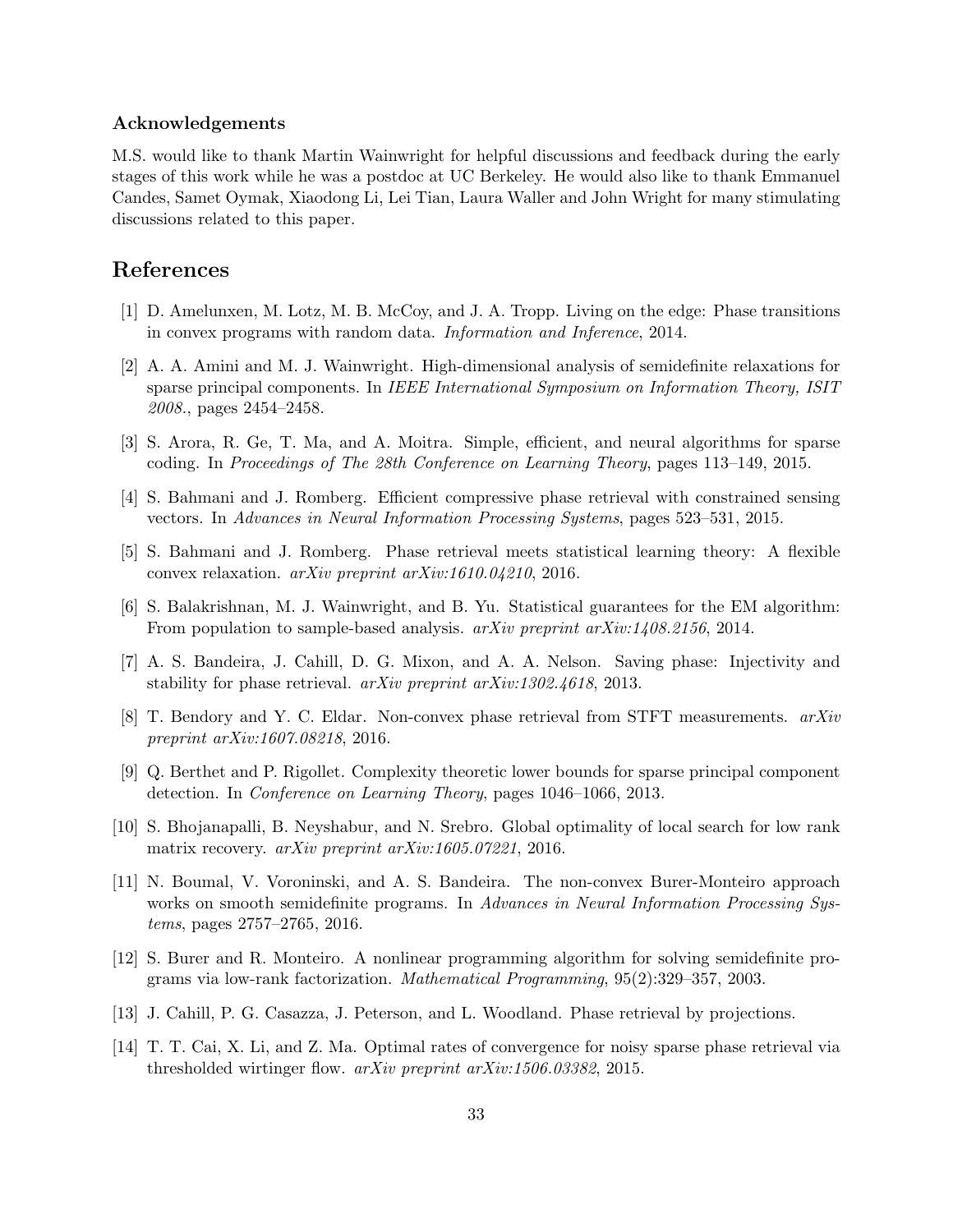### Acknowledgements

M.S. would like to thank Martin Wainwright for helpful discussions and feedback during the early stages of this work while he was a postdoc at UC Berkeley. He would also like to thank Emmanuel Candes, Samet Oymak, Xiaodong Li, Lei Tian, Laura Waller and John Wright for many stimulating discussions related to this paper.

## References

[1] D. Amelunxen, M. Lotz, M. B. McCoy, and J. A. Tropp. Living on the edge: Phase transitions in convex programs with random data. *Information and Inference*, 2014.

[2] A. A. Amini and M. J. Wainwright. High-dimensional analysis of semidefinite relaxations for sparse principal components. In *IEEE International Symposium on Information Theory, ISIT 2008.*, pages 2454–2458.

[3] S. Arora, R. Ge, T. Ma, and A. Moitra. Simple, efficient, and neural algorithms for sparse coding. In *Proceedings of The 28th Conference on Learning Theory*, pages 113–149, 2015.

[4] S. Bahmani and J. Romberg. Efficient compressive phase retrieval with constrained sensing vectors. In *Advances in Neural Information Processing Systems*, pages 523–531, 2015.

[5] S. Bahmani and J. Romberg. Phase retrieval meets statistical learning theory: A flexible convex relaxation. *arXiv preprint arXiv:1610.04210*, 2016.

[6] S. Balakrishnan, M. J. Wainwright, and B. Yu. Statistical guarantees for the EM algorithm: From population to sample-based analysis. *arXiv preprint arXiv:1408.2156*, 2014.

[7] A. S. Bandeira, J. Cahill, D. G. Mixon, and A. A. Nelson. Saving phase: Injectivity and stability for phase retrieval. *arXiv preprint arXiv:1302.4618*, 2013.

[8] T. Bendory and Y. C. Eldar. Non-convex phase retrieval from STFT measurements. *arXiv preprint arXiv:1607.08218*, 2016.

[9] Q. Berthet and P. Rigollet. Complexity theoretic lower bounds for sparse principal component detection. In *Conference on Learning Theory*, pages 1046–1066, 2013.

[10] S. Bhojanapalli, B. Neyshabur, and N. Srebro. Global optimality of local search for low rank matrix recovery. *arXiv preprint arXiv:1605.07221*, 2016.

[11] N. Boumal, V. Voroninski, and A. S. Bandeira. The non-convex Burer-Monteiro approach works on smooth semidefinite programs. In *Advances in Neural Information Processing Systems*, pages 2757–2765, 2016.

[12] S. Burer and R. Monteiro. A nonlinear programming algorithm for solving semidefinite programs via low-rank factorization. *Mathematical Programming*, 95(2):329–357, 2003.

[13] J. Cahill, P. G. Casazza, J. Peterson, and L. Woodland. Phase retrieval by projections.

[14] T. T. Cai, X. Li, and Z. Ma. Optimal rates of convergence for noisy sparse phase retrieval via thresholded wirtinger flow. *arXiv preprint arXiv:1506.03382*, 2015.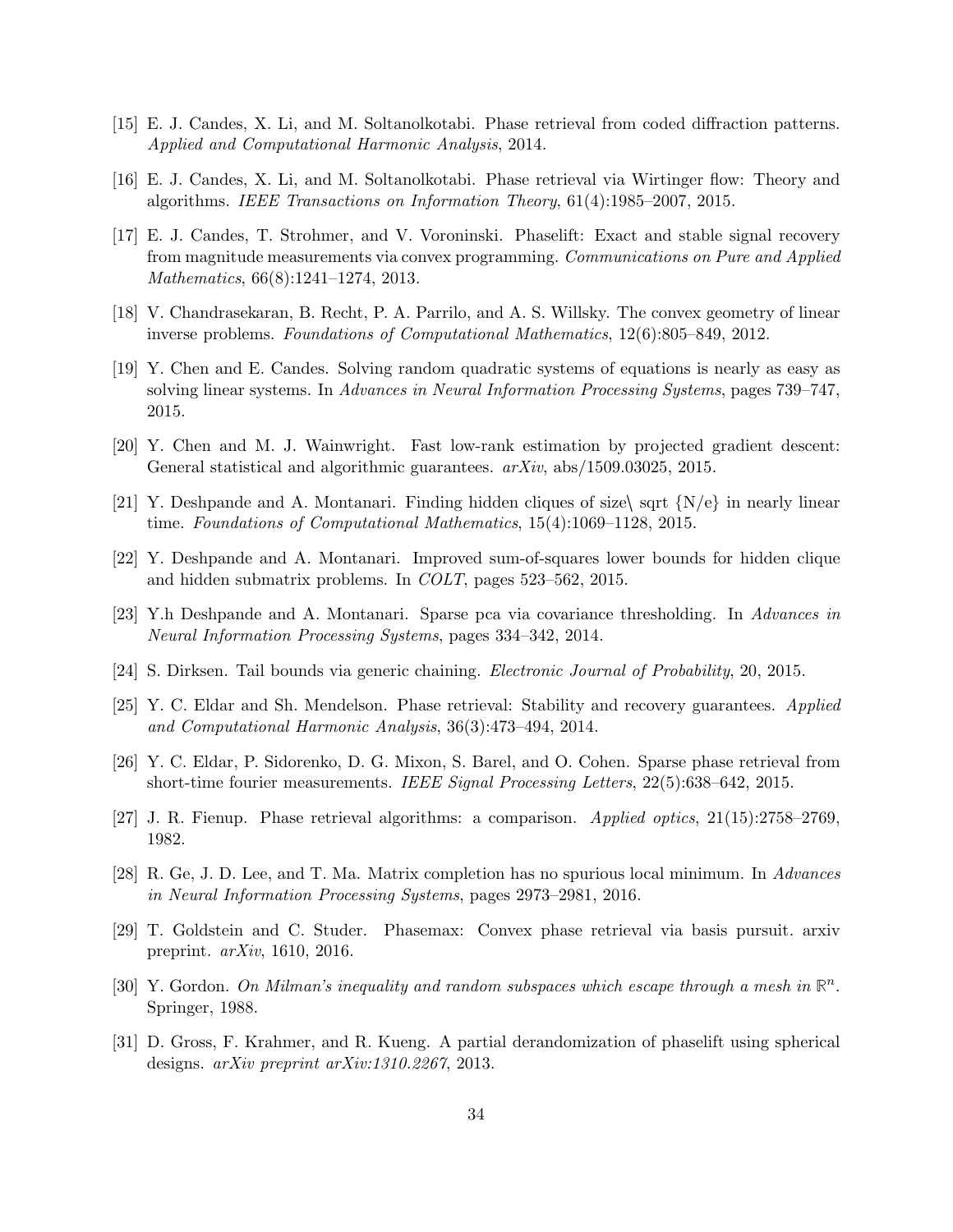[15] E. J. Candes, X. Li, and M. Soltanolkotabi. Phase retrieval from coded diffraction patterns. *Applied and Computational Harmonic Analysis*, 2014.

[16] E. J. Candes, X. Li, and M. Soltanolkotabi. Phase retrieval via Wirtinger flow: Theory and algorithms. *IEEE Transactions on Information Theory*, 61(4):1985–2007, 2015.

[17] E. J. Candes, T. Strohmer, and V. Voroninski. Phaselift: Exact and stable signal recovery from magnitude measurements via convex programming. *Communications on Pure and Applied Mathematics*, 66(8):1241–1274, 2013.

[18] V. Chandrasekaran, B. Recht, P. A. Parrilo, and A. S. Willsky. The convex geometry of linear inverse problems. *Foundations of Computational Mathematics*, 12(6):805–849, 2012.

[19] Y. Chen and E. Candes. Solving random quadratic systems of equations is nearly as easy as solving linear systems. In *Advances in Neural Information Processing Systems*, pages 739–747, 2015.

[20] Y. Chen and M. J. Wainwright. Fast low-rank estimation by projected gradient descent: General statistical and algorithmic guarantees. *arXiv*, abs/1509.03025, 2015.

[21] Y. Deshpande and A. Montanari. Finding hidden cliques of size\ sqrt {N/e} in nearly linear time. *Foundations of Computational Mathematics*, 15(4):1069–1128, 2015.

[22] Y. Deshpande and A. Montanari. Improved sum-of-squares lower bounds for hidden clique and hidden submatrix problems. In *COLT*, pages 523–562, 2015.

[23] Y.h Deshpande and A. Montanari. Sparse pca via covariance thresholding. In *Advances in Neural Information Processing Systems*, pages 334–342, 2014.

[24] S. Dirksen. Tail bounds via generic chaining. *Electronic Journal of Probability*, 20, 2015.

[25] Y. C. Eldar and Sh. Mendelson. Phase retrieval: Stability and recovery guarantees. *Applied and Computational Harmonic Analysis*, 36(3):473–494, 2014.

[26] Y. C. Eldar, P. Sidorenko, D. G. Mixon, S. Barel, and O. Cohen. Sparse phase retrieval from short-time fourier measurements. *IEEE Signal Processing Letters*, 22(5):638–642, 2015.

[27] J. R. Fienup. Phase retrieval algorithms: a comparison. *Applied optics*, 21(15):2758–2769, 1982.

[28] R. Ge, J. D. Lee, and T. Ma. Matrix completion has no spurious local minimum. In *Advances in Neural Information Processing Systems*, pages 2973–2981, 2016.

[29] T. Goldstein and C. Studer. Phasemax: Convex phase retrieval via basis pursuit. arxiv preprint. *arXiv*, 1610, 2016.

[30] Y. Gordon. *On Milman's inequality and random subspaces which escape through a mesh in* $\mathbb{R}^n$. Springer, 1988.

[31] D. Gross, F. Krahmer, and R. Kueng. A partial derandomization of phaselift using spherical designs. *arXiv preprint arXiv:1310.2267*, 2013.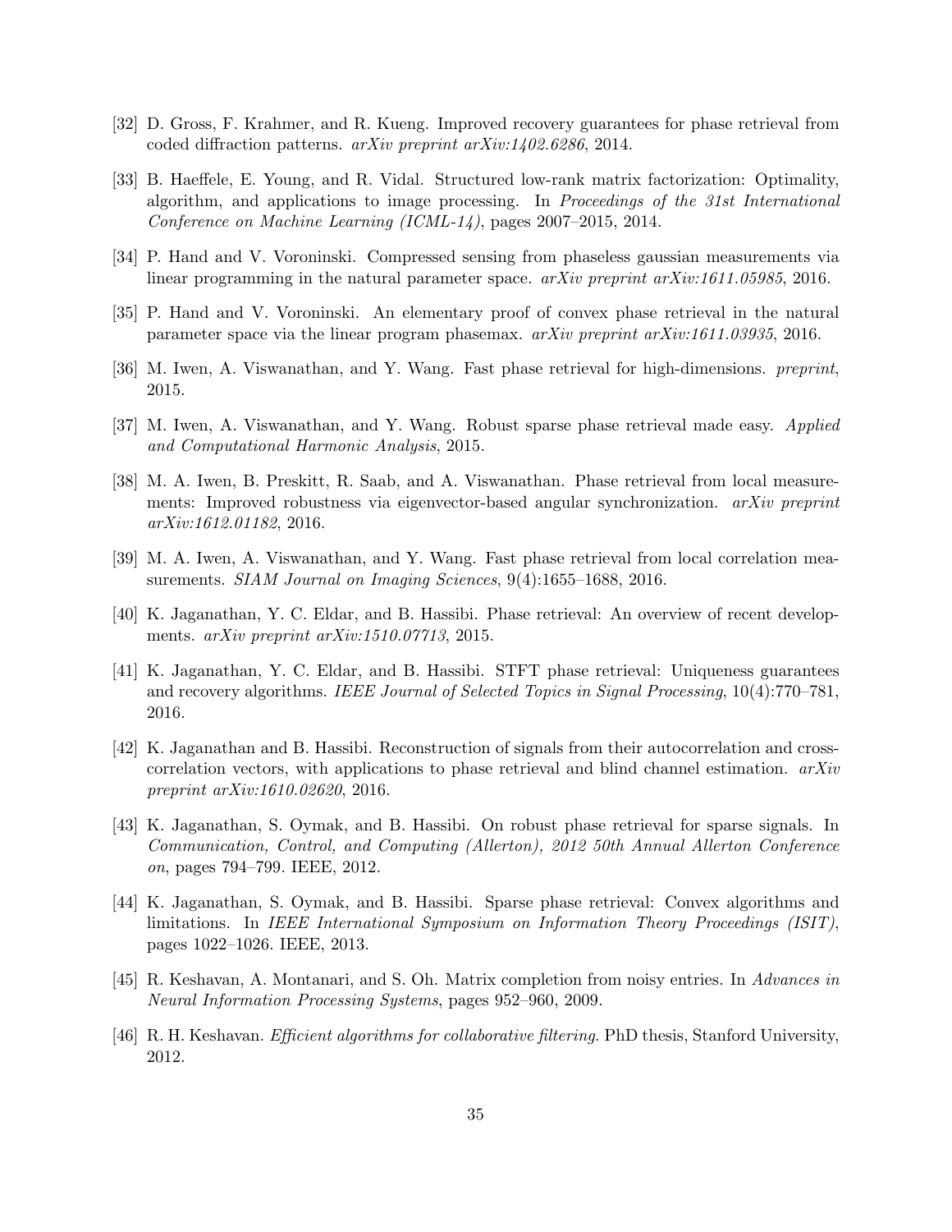[32] D. Gross, F. Krahmer, and R. Kueng. Improved recovery guarantees for phase retrieval from coded diffraction patterns. *arXiv preprint arXiv:1402.6286*, 2014.

[33] B. Haeffele, E. Young, and R. Vidal. Structured low-rank matrix factorization: Optimality, algorithm, and applications to image processing. In *Proceedings of the 31st International Conference on Machine Learning (ICML-14)*, pages 2007–2015, 2014.

[34] P. Hand and V. Voroninski. Compressed sensing from phaseless gaussian measurements via linear programming in the natural parameter space. *arXiv preprint arXiv:1611.05985*, 2016.

[35] P. Hand and V. Voroninski. An elementary proof of convex phase retrieval in the natural parameter space via the linear program phasemax. *arXiv preprint arXiv:1611.03935*, 2016.

[36] M. Iwen, A. Viswanathan, and Y. Wang. Fast phase retrieval for high-dimensions. *preprint*, 2015.

[37] M. Iwen, A. Viswanathan, and Y. Wang. Robust sparse phase retrieval made easy. *Applied and Computational Harmonic Analysis*, 2015.

[38] M. A. Iwen, B. Preskitt, R. Saab, and A. Viswanathan. Phase retrieval from local measurements: Improved robustness via eigenvector-based angular synchronization. *arXiv preprint arXiv:1612.01182*, 2016.

[39] M. A. Iwen, A. Viswanathan, and Y. Wang. Fast phase retrieval from local correlation measurements. *SIAM Journal on Imaging Sciences*, 9(4):1655–1688, 2016.

[40] K. Jaganathan, Y. C. Eldar, and B. Hassibi. Phase retrieval: An overview of recent developments. *arXiv preprint arXiv:1510.07713*, 2015.

[41] K. Jaganathan, Y. C. Eldar, and B. Hassibi. STFT phase retrieval: Uniqueness guarantees and recovery algorithms. *IEEE Journal of Selected Topics in Signal Processing*, 10(4):770–781, 2016.

[42] K. Jaganathan and B. Hassibi. Reconstruction of signals from their autocorrelation and cross-correlation vectors, with applications to phase retrieval and blind channel estimation. *arXiv preprint arXiv:1610.02620*, 2016.

[43] K. Jaganathan, S. Oymak, and B. Hassibi. On robust phase retrieval for sparse signals. In *Communication, Control, and Computing (Allerton), 2012 50th Annual Allerton Conference on*, pages 794–799. IEEE, 2012.

[44] K. Jaganathan, S. Oymak, and B. Hassibi. Sparse phase retrieval: Convex algorithms and limitations. In *IEEE International Symposium on Information Theory Proceedings (ISIT)*, pages 1022–1026. IEEE, 2013.

[45] R. Keshavan, A. Montanari, and S. Oh. Matrix completion from noisy entries. In *Advances in Neural Information Processing Systems*, pages 952–960, 2009.

[46] R. H. Keshavan. *Efficient algorithms for collaborative filtering*. PhD thesis, Stanford University, 2012.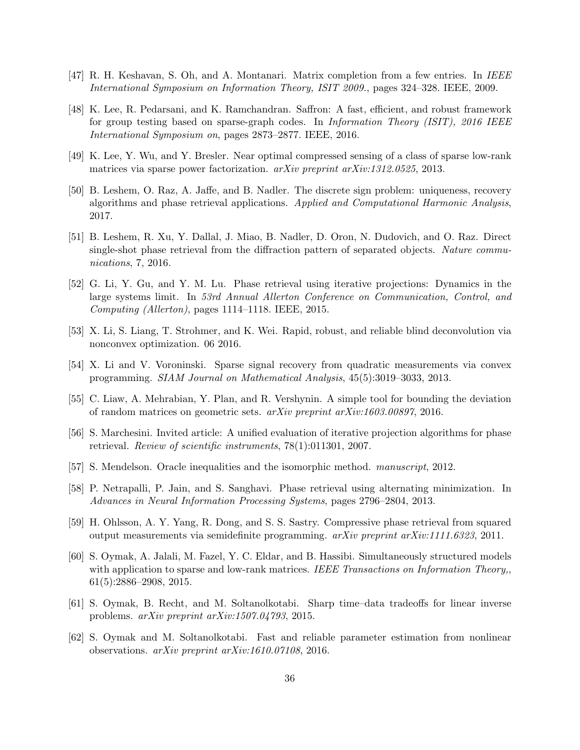[47] R. H. Keshavan, S. Oh, and A. Montanari. Matrix completion from a few entries. In *IEEE International Symposium on Information Theory, ISIT 2009.*, pages 324–328. IEEE, 2009.

[48] K. Lee, R. Pedarsani, and K. Ramchandran. Saffron: A fast, efficient, and robust framework for group testing based on sparse-graph codes. In *Information Theory (ISIT), 2016 IEEE International Symposium on*, pages 2873–2877. IEEE, 2016.

[49] K. Lee, Y. Wu, and Y. Bresler. Near optimal compressed sensing of a class of sparse low-rank matrices via sparse power factorization. *arXiv preprint arXiv:1312.0525*, 2013.

[50] B. Leshem, O. Raz, A. Jaffe, and B. Nadler. The discrete sign problem: uniqueness, recovery algorithms and phase retrieval applications. *Applied and Computational Harmonic Analysis*, 2017.

[51] B. Leshem, R. Xu, Y. Dallal, J. Miao, B. Nadler, D. Oron, N. Dudovich, and O. Raz. Direct single-shot phase retrieval from the diffraction pattern of separated objects. *Nature communications*, 7, 2016.

[52] G. Li, Y. Gu, and Y. M. Lu. Phase retrieval using iterative projections: Dynamics in the large systems limit. In *53rd Annual Allerton Conference on Communication, Control, and Computing (Allerton)*, pages 1114–1118. IEEE, 2015.

[53] X. Li, S. Liang, T. Strohmer, and K. Wei. Rapid, robust, and reliable blind deconvolution via nonconvex optimization. 06 2016.

[54] X. Li and V. Voroninski. Sparse signal recovery from quadratic measurements via convex programming. *SIAM Journal on Mathematical Analysis*, 45(5):3019–3033, 2013.

[55] C. Liaw, A. Mehrabian, Y. Plan, and R. Vershynin. A simple tool for bounding the deviation of random matrices on geometric sets. *arXiv preprint arXiv:1603.00897*, 2016.

[56] S. Marchesini. Invited article: A unified evaluation of iterative projection algorithms for phase retrieval. *Review of scientific instruments*, 78(1):011301, 2007.

[57] S. Mendelson. Oracle inequalities and the isomorphic method. *manuscript*, 2012.

[58] P. Netrapalli, P. Jain, and S. Sanghavi. Phase retrieval using alternating minimization. In *Advances in Neural Information Processing Systems*, pages 2796–2804, 2013.

[59] H. Ohlsson, A. Y. Yang, R. Dong, and S. S. Sastry. Compressive phase retrieval from squared output measurements via semidefinite programming. *arXiv preprint arXiv:1111.6323*, 2011.

[60] S. Oymak, A. Jalali, M. Fazel, Y. C. Eldar, and B. Hassibi. Simultaneously structured models with application to sparse and low-rank matrices. *IEEE Transactions on Information Theory,*, 61(5):2886–2908, 2015.

[61] S. Oymak, B. Recht, and M. Soltanolkotabi. Sharp time–data tradeoffs for linear inverse problems. *arXiv preprint arXiv:1507.04793*, 2015.

[62] S. Oymak and M. Soltanolkotabi. Fast and reliable parameter estimation from nonlinear observations. *arXiv preprint arXiv:1610.07108*, 2016.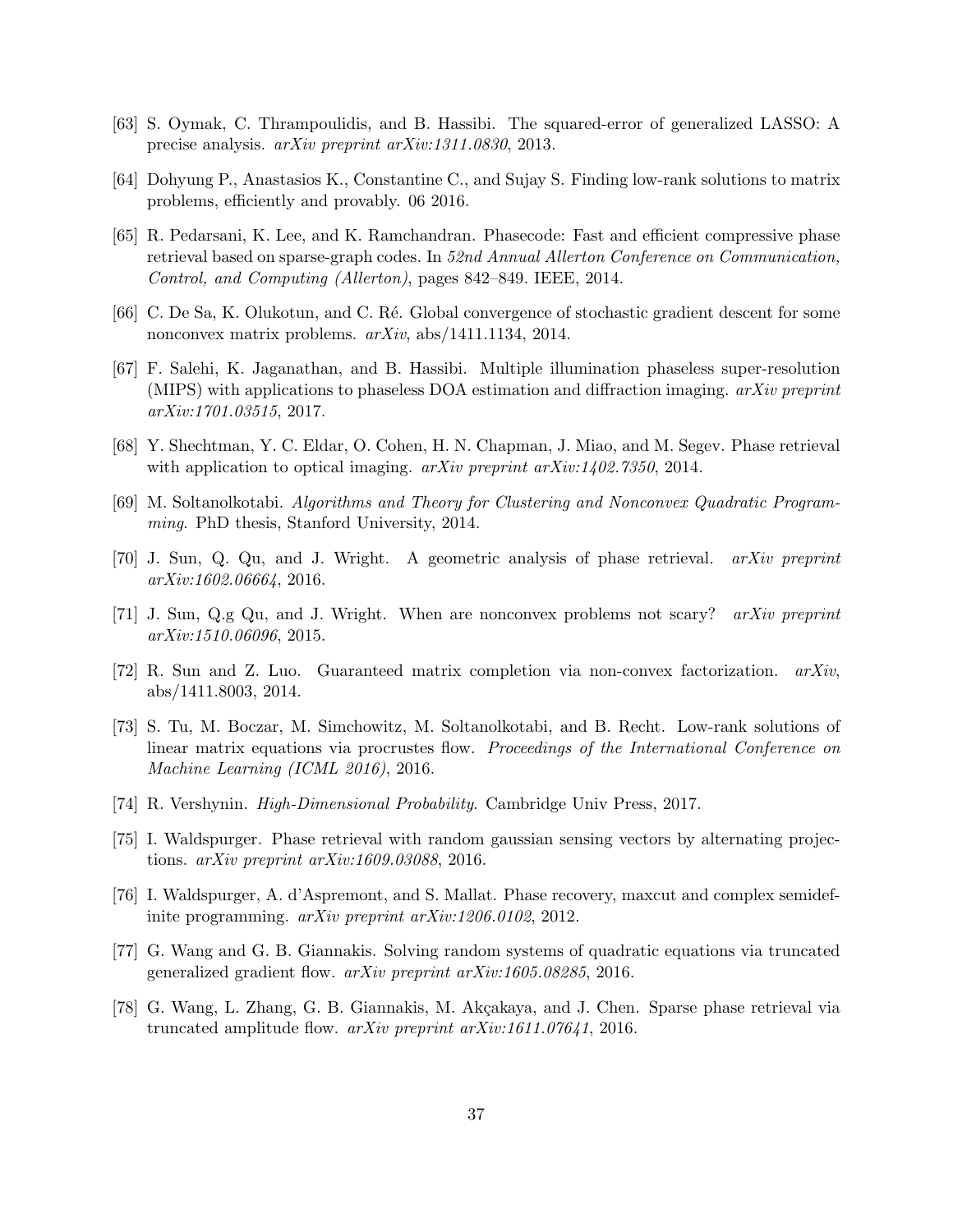[63] S. Oymak, C. Thrampoulidis, and B. Hassibi. The squared-error of generalized LASSO: A precise analysis. *arXiv preprint arXiv:1311.0830*, 2013.

[64] Dohyung P., Anastasios K., Constantine C., and Sujay S. Finding low-rank solutions to matrix problems, efficiently and provably. 06 2016.

[65] R. Pedarsani, K. Lee, and K. Ramchandran. Phasecode: Fast and efficient compressive phase retrieval based on sparse-graph codes. In *52nd Annual Allerton Conference on Communication, Control, and Computing (Allerton)*, pages 842–849. IEEE, 2014.

[66] C. De Sa, K. Olukotun, and C. Ré. Global convergence of stochastic gradient descent for some nonconvex matrix problems. *arXiv*, abs/1411.1134, 2014.

[67] F. Salehi, K. Jaganathan, and B. Hassibi. Multiple illumination phaseless super-resolution (MIPS) with applications to phaseless DOA estimation and diffraction imaging. *arXiv preprint arXiv:1701.03515*, 2017.

[68] Y. Shechtman, Y. C. Eldar, O. Cohen, H. N. Chapman, J. Miao, and M. Segev. Phase retrieval with application to optical imaging. *arXiv preprint arXiv:1402.7350*, 2014.

[69] M. Soltanolkotabi. *Algorithms and Theory for Clustering and Nonconvex Quadratic Programming*. PhD thesis, Stanford University, 2014.

[70] J. Sun, Q. Qu, and J. Wright. A geometric analysis of phase retrieval. *arXiv preprint arXiv:1602.06664*, 2016.

[71] J. Sun, Q.g Qu, and J. Wright. When are nonconvex problems not scary? *arXiv preprint arXiv:1510.06096*, 2015.

[72] R. Sun and Z. Luo. Guaranteed matrix completion via non-convex factorization. *arXiv*, abs/1411.8003, 2014.

[73] S. Tu, M. Boczar, M. Simchowitz, M. Soltanolkotabi, and B. Recht. Low-rank solutions of linear matrix equations via procrustes flow. *Proceedings of the International Conference on Machine Learning (ICML 2016)*, 2016.

[74] R. Vershynin. *High-Dimensional Probability*. Cambridge Univ Press, 2017.

[75] I. Waldspurger. Phase retrieval with random gaussian sensing vectors by alternating projections. *arXiv preprint arXiv:1609.03088*, 2016.

[76] I. Waldspurger, A. d'Aspremont, and S. Mallat. Phase recovery, maxcut and complex semidefinite programming. *arXiv preprint arXiv:1206.0102*, 2012.

[77] G. Wang and G. B. Giannakis. Solving random systems of quadratic equations via truncated generalized gradient flow. *arXiv preprint arXiv:1605.08285*, 2016.

[78] G. Wang, L. Zhang, G. B. Giannakis, M. Akçakaya, and J. Chen. Sparse phase retrieval via truncated amplitude flow. *arXiv preprint arXiv:1611.07641*, 2016.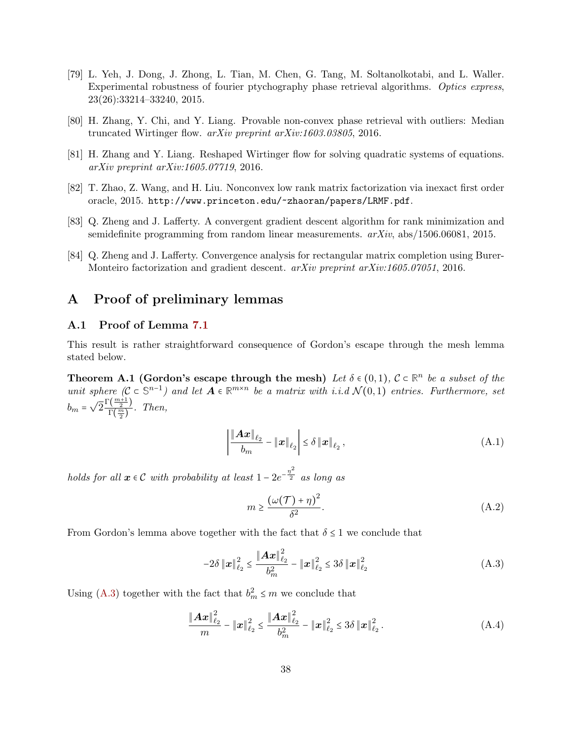[79] L. Yeh, J. Dong, J. Zhong, L. Tian, M. Chen, G. Tang, M. Soltanolkotabi, and L. Waller. Experimental robustness of fourier ptychography phase retrieval algorithms. *Optics express*, 23(26):33214–33240, 2015.

[80] H. Zhang, Y. Chi, and Y. Liang. Provable non-convex phase retrieval with outliers: Median truncated Wirtinger flow. *arXiv preprint arXiv:1603.03805*, 2016.

[81] H. Zhang and Y. Liang. Reshaped Wirtinger flow for solving quadratic systems of equations. *arXiv preprint arXiv:1605.07719*, 2016.

[82] T. Zhao, Z. Wang, and H. Liu. Nonconvex low rank matrix factorization via inexact first order oracle, 2015. `http://www.princeton.edu/~zhaoran/papers/LRMF.pdf`.

[83] Q. Zheng and J. Lafferty. A convergent gradient descent algorithm for rank minimization and semidefinite programming from random linear measurements. *arXiv*, abs/1506.06081, 2015.

[84] Q. Zheng and J. Lafferty. Convergence analysis for rectangular matrix completion using Burer-Monteiro factorization and gradient descent. *arXiv preprint arXiv:1605.07051*, 2016.

# A Proof of preliminary lemmas

## A.1 Proof of Lemma 7.1

This result is rather straightforward consequence of Gordon's escape through the mesh lemma stated below.

**Theorem A.1 (Gordon's escape through the mesh)** *Let $\delta \in (0,1)$, $\mathcal{C} \subset \mathbb{R}^n$ be a subset of the unit sphere ($\mathcal{C} \subset \mathbb{S}^{n-1}$) and let $\boldsymbol{A} \in \mathbb{R}^{m \times n}$ be a matrix with i.i.d $\mathcal{N}(0,1)$ entries. Furthermore, set $b_m = \sqrt{2}\frac{\Gamma\left(\frac{m+1}{2}\right)}{\Gamma\left(\frac{m}{2}\right)}$. Then,*

$$\left| \frac{\|\boldsymbol{A}\boldsymbol{x}\|_{\ell_2}}{b_m} - \|\boldsymbol{x}\|_{\ell_2} \right| \le \delta \|\boldsymbol{x}\|_{\ell_2}, \tag{A.1}$$

*holds for all $\boldsymbol{x} \in \mathcal{C}$ with probability at least $1 - 2e^{-\frac{\eta^2}{2}}$ as long as*

$$m \ge \frac{(\omega(\mathcal{T}) + \eta)^2}{\delta^2}. \tag{A.2}$$

From Gordon's lemma above together with the fact that $\delta \le 1$ we conclude that

$$-2\delta \|\boldsymbol{x}\|_{\ell_2}^2 \le \frac{\|\boldsymbol{A}\boldsymbol{x}\|_{\ell_2}^2}{b_m^2} - \|\boldsymbol{x}\|_{\ell_2}^2 \le 3\delta \|\boldsymbol{x}\|_{\ell_2}^2 \tag{A.3}$$

Using (A.3) together with the fact that $b_m^2 \le m$ we conclude that

$$\frac{\|\boldsymbol{A}\boldsymbol{x}\|_{\ell_2}^2}{m} - \|\boldsymbol{x}\|_{\ell_2}^2 \le \frac{\|\boldsymbol{A}\boldsymbol{x}\|_{\ell_2}^2}{b_m^2} - \|\boldsymbol{x}\|_{\ell_2}^2 \le 3\delta \|\boldsymbol{x}\|_{\ell_2}^2. \tag{A.4}$$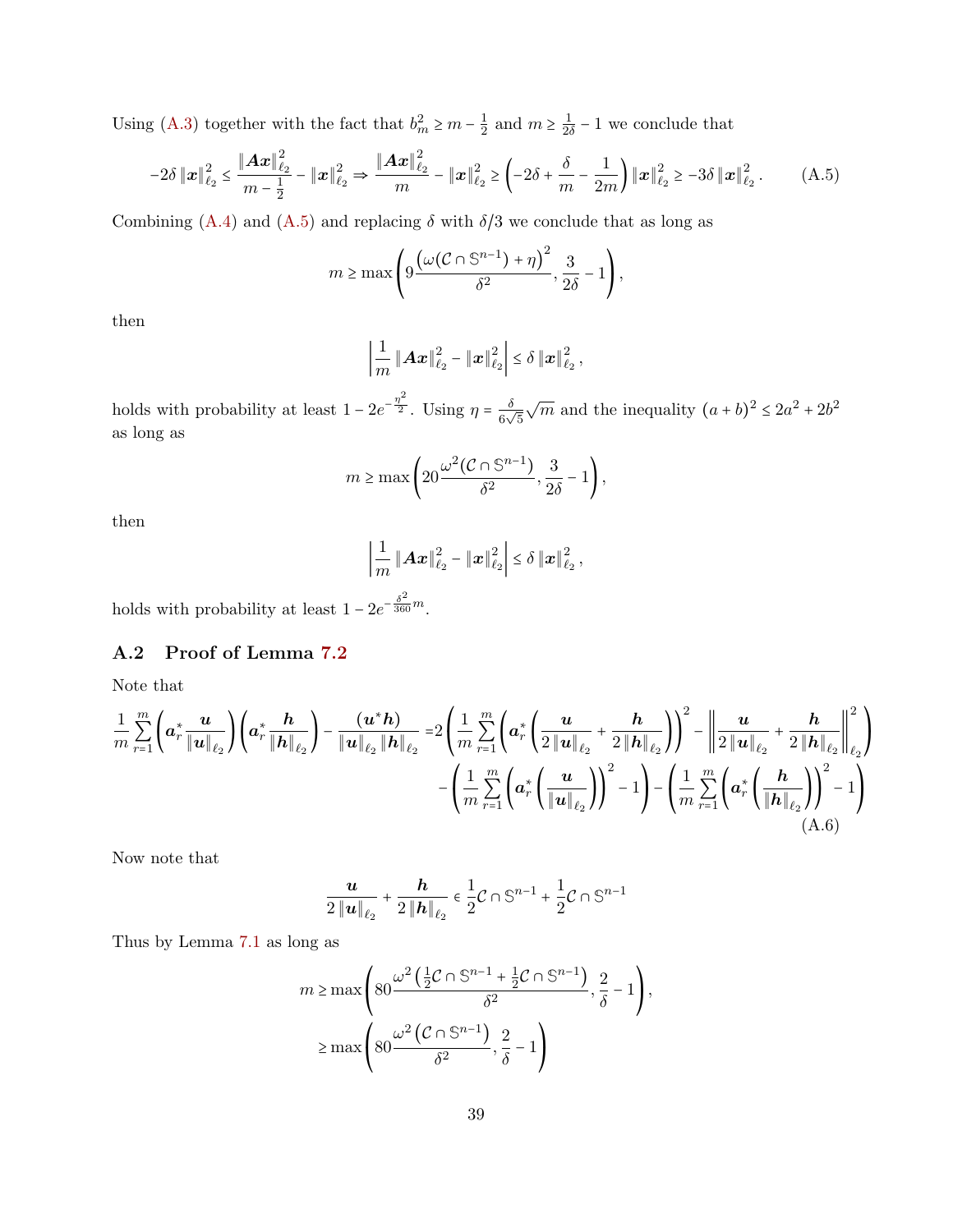Using (A.3) together with the fact that $b_m^2 \geq m - \frac{1}{2}$ and $m \geq \frac{1}{2\delta} - 1$ we conclude that

$$-2\delta \|\boldsymbol{x}\|_{\ell_2}^2 \leq \frac{\|\boldsymbol{A}\boldsymbol{x}\|_{\ell_2}^2}{m - \frac{1}{2}} - \|\boldsymbol{x}\|_{\ell_2}^2 \Rightarrow \frac{\|\boldsymbol{A}\boldsymbol{x}\|_{\ell_2}^2}{m} - \|\boldsymbol{x}\|_{\ell_2}^2 \geq \left(-2\delta + \frac{\delta}{m} - \frac{1}{2m}\right)\|\boldsymbol{x}\|_{\ell_2}^2 \geq -3\delta \|\boldsymbol{x}\|_{\ell_2}^2. \tag{A.5}$$

Combining (A.4) and (A.5) and replacing $\delta$ with $\delta/3$ we conclude that as long as

$$m \geq \max\left(9\frac{\left(\omega(\mathcal{C} \cap \mathbb{S}^{n-1}) + \eta\right)^2}{\delta^2}, \frac{3}{2\delta} - 1\right),$$

then

$$\left|\frac{1}{m}\|\boldsymbol{A}\boldsymbol{x}\|_{\ell_2}^2 - \|\boldsymbol{x}\|_{\ell_2}^2\right| \leq \delta \|\boldsymbol{x}\|_{\ell_2}^2,$$

holds with probability at least $1 - 2e^{-\frac{\eta^2}{2}}$. Using $\eta = \frac{\delta}{6\sqrt{5}}\sqrt{m}$ and the inequality $(a+b)^2 \leq 2a^2 + 2b^2$ as long as

$$m \geq \max\left(20\frac{\omega^2(\mathcal{C} \cap \mathbb{S}^{n-1})}{\delta^2}, \frac{3}{2\delta} - 1\right),$$

then

$$\left|\frac{1}{m}\|\boldsymbol{A}\boldsymbol{x}\|_{\ell_2}^2 - \|\boldsymbol{x}\|_{\ell_2}^2\right| \leq \delta \|\boldsymbol{x}\|_{\ell_2}^2,$$

holds with probability at least $1 - 2e^{-\frac{\delta^2}{360}m}$.

## A.2 Proof of Lemma 7.2

Note that

$$\frac{1}{m}\sum_{r=1}^m \left(\boldsymbol{a}_r^* \frac{\boldsymbol{u}}{\|\boldsymbol{u}\|_{\ell_2}}\right)\left(\boldsymbol{a}_r^* \frac{\boldsymbol{h}}{\|\boldsymbol{h}\|_{\ell_2}}\right) - \frac{(\boldsymbol{u}^*\boldsymbol{h})}{\|\boldsymbol{u}\|_{\ell_2}\|\boldsymbol{h}\|_{\ell_2}} = 2\left(\frac{1}{m}\sum_{r=1}^m \left(\boldsymbol{a}_r^*\left(\frac{\boldsymbol{u}}{2\|\boldsymbol{u}\|_{\ell_2}} + \frac{\boldsymbol{h}}{2\|\boldsymbol{h}\|_{\ell_2}}\right)\right)^2 - \left\|\frac{\boldsymbol{u}}{2\|\boldsymbol{u}\|_{\ell_2}} + \frac{\boldsymbol{h}}{2\|\boldsymbol{h}\|_{\ell_2}}\right\|_{\ell_2}^2\right) - \left(\frac{1}{m}\sum_{r=1}^m\left(\boldsymbol{a}_r^*\left(\frac{\boldsymbol{u}}{\|\boldsymbol{u}\|_{\ell_2}}\right)\right)^2 - 1\right) - \left(\frac{1}{m}\sum_{r=1}^m\left(\boldsymbol{a}_r^*\left(\frac{\boldsymbol{h}}{\|\boldsymbol{h}\|_{\ell_2}}\right)\right)^2 - 1\right) \tag{A.6}$$

Now note that

$$\frac{\boldsymbol{u}}{2\|\boldsymbol{u}\|_{\ell_2}} + \frac{\boldsymbol{h}}{2\|\boldsymbol{h}\|_{\ell_2}} \in \frac{1}{2}\mathcal{C} \cap \mathbb{S}^{n-1} + \frac{1}{2}\mathcal{C} \cap \mathbb{S}^{n-1}$$

Thus by Lemma 7.1 as long as

$$\begin{aligned} m &\geq \max\left(80\frac{\omega^2\left(\frac{1}{2}\mathcal{C} \cap \mathbb{S}^{n-1} + \frac{1}{2}\mathcal{C} \cap \mathbb{S}^{n-1}\right)}{\delta^2}, \frac{2}{\delta} - 1\right), \\ &\geq \max\left(80\frac{\omega^2\left(\mathcal{C} \cap \mathbb{S}^{n-1}\right)}{\delta^2}, \frac{2}{\delta} - 1\right) \end{aligned}$$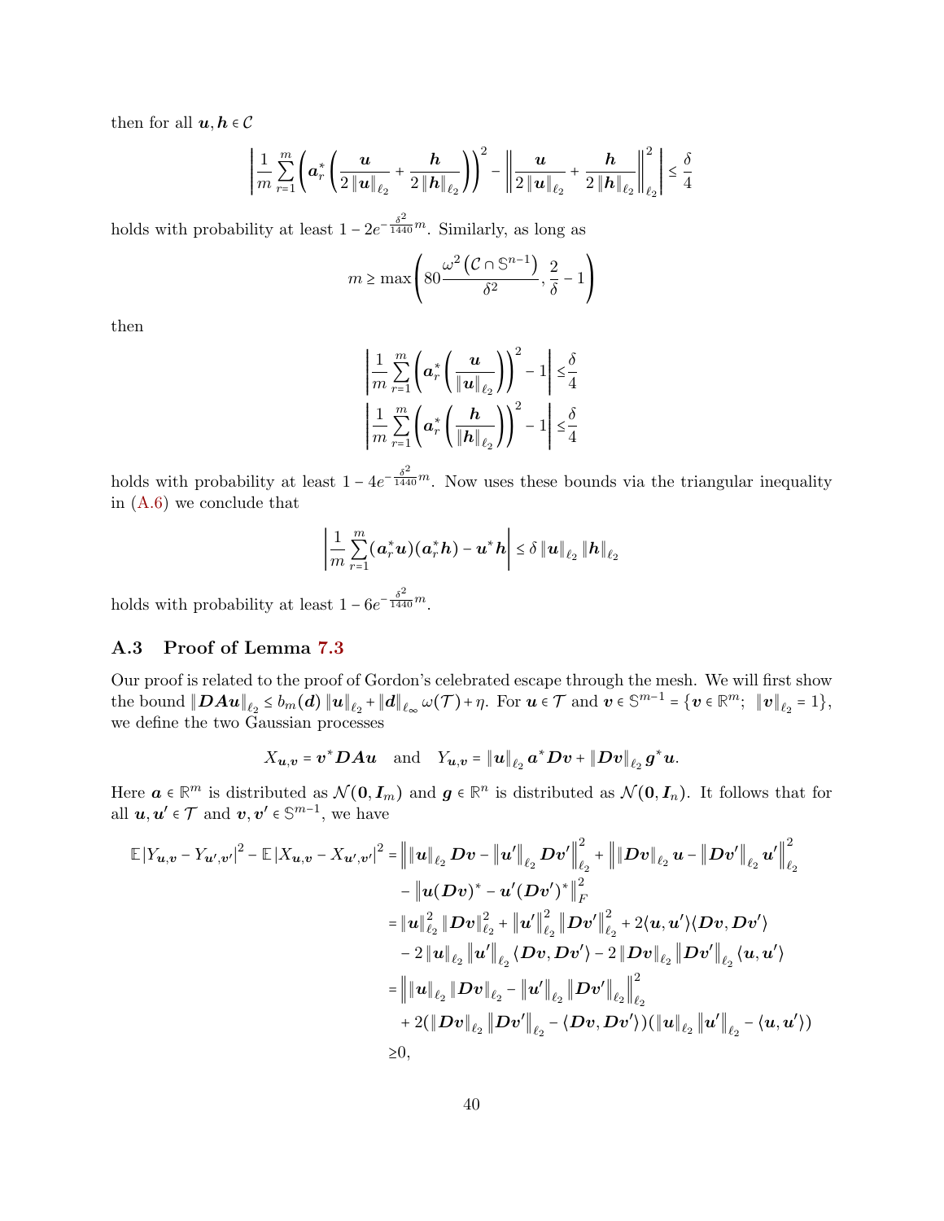then for all $\boldsymbol{u}, \boldsymbol{h} \in \mathcal{C}$

$$\left| \frac{1}{m} \sum_{r=1}^{m} \left( \boldsymbol{a}_r^* \left( \frac{\boldsymbol{u}}{2\|\boldsymbol{u}\|_{\ell_2}} + \frac{\boldsymbol{h}}{2\|\boldsymbol{h}\|_{\ell_2}} \right) \right)^2 - \left\| \frac{\boldsymbol{u}}{2\|\boldsymbol{u}\|_{\ell_2}} + \frac{\boldsymbol{h}}{2\|\boldsymbol{h}\|_{\ell_2}} \right\|_{\ell_2}^2 \right| \le \frac{\delta}{4}$$

holds with probability at least $1 - 2e^{-\frac{\delta^2}{1440}m}$. Similarly, as long as

$$m \ge \max\left( 80 \frac{\omega^2\left(\mathcal{C} \cap \mathbb{S}^{n-1}\right)}{\delta^2}, \frac{2}{\delta} - 1 \right)$$

then

$$\left| \frac{1}{m} \sum_{r=1}^{m} \left( \boldsymbol{a}_r^* \left( \frac{\boldsymbol{u}}{\|\boldsymbol{u}\|_{\ell_2}} \right) \right)^2 - 1 \right| \le \frac{\delta}{4}$$
$$\left| \frac{1}{m} \sum_{r=1}^{m} \left( \boldsymbol{a}_r^* \left( \frac{\boldsymbol{h}}{\|\boldsymbol{h}\|_{\ell_2}} \right) \right)^2 - 1 \right| \le \frac{\delta}{4}$$

holds with probability at least $1 - 4e^{-\frac{\delta^2}{1440}m}$. Now uses these bounds via the triangular inequality in (A.6) we conclude that

$$\left| \frac{1}{m} \sum_{r=1}^{m} (\boldsymbol{a}_r^* \boldsymbol{u})(\boldsymbol{a}_r^* \boldsymbol{h}) - \boldsymbol{u}^* \boldsymbol{h} \right| \le \delta \|\boldsymbol{u}\|_{\ell_2} \|\boldsymbol{h}\|_{\ell_2}$$

holds with probability at least $1 - 6e^{-\frac{\delta^2}{1440}m}$.

### A.3 Proof of Lemma 7.3

Our proof is related to the proof of Gordon's celebrated escape through the mesh. We will first show the bound $\|\boldsymbol{DAu}\|_{\ell_2} \le b_m(\boldsymbol{d}) \|\boldsymbol{u}\|_{\ell_2} + \|\boldsymbol{d}\|_{\ell_\infty} \omega(\mathcal{T}) + \eta$. For $\boldsymbol{u} \in \mathcal{T}$ and $\boldsymbol{v} \in \mathbb{S}^{m-1} = \{\boldsymbol{v} \in \mathbb{R}^m;\ \|\boldsymbol{v}\|_{\ell_2} = 1\}$, we define the two Gaussian processes

$$X_{\boldsymbol{u},\boldsymbol{v}} = \boldsymbol{v}^* \boldsymbol{DAu} \quad \text{and} \quad Y_{\boldsymbol{u},\boldsymbol{v}} = \|\boldsymbol{u}\|_{\ell_2} \boldsymbol{a}^* \boldsymbol{Dv} + \|\boldsymbol{Dv}\|_{\ell_2} \boldsymbol{g}^* \boldsymbol{u}.$$

Here $\boldsymbol{a} \in \mathbb{R}^m$ is distributed as $\mathcal{N}(\boldsymbol{0}, \boldsymbol{I}_m)$ and $\boldsymbol{g} \in \mathbb{R}^n$ is distributed as $\mathcal{N}(\boldsymbol{0}, \boldsymbol{I}_n)$. It follows that for all $\boldsymbol{u}, \boldsymbol{u}' \in \mathcal{T}$ and $\boldsymbol{v}, \boldsymbol{v}' \in \mathbb{S}^{m-1}$, we have

$$\begin{aligned}
\mathbb{E}|Y_{\boldsymbol{u},\boldsymbol{v}} - Y_{\boldsymbol{u}',\boldsymbol{v}'}|^2 - \mathbb{E}|X_{\boldsymbol{u},\boldsymbol{v}} - X_{\boldsymbol{u}',\boldsymbol{v}'}|^2 =& \left\| \|\boldsymbol{u}\|_{\ell_2} \boldsymbol{Dv} - \|\boldsymbol{u}'\|_{\ell_2} \boldsymbol{Dv}' \right\|_{\ell_2}^2 + \left\| \|\boldsymbol{Dv}\|_{\ell_2} \boldsymbol{u} - \|\boldsymbol{Dv}'\|_{\ell_2} \boldsymbol{u}' \right\|_{\ell_2}^2 \\
&- \left\| \boldsymbol{u}(\boldsymbol{Dv})^* - \boldsymbol{u}'(\boldsymbol{Dv}')^* \right\|_F^2 \\
=& \|\boldsymbol{u}\|_{\ell_2}^2 \|\boldsymbol{Dv}\|_{\ell_2}^2 + \|\boldsymbol{u}'\|_{\ell_2}^2 \|\boldsymbol{Dv}'\|_{\ell_2}^2 + 2\langle \boldsymbol{u}, \boldsymbol{u}' \rangle \langle \boldsymbol{Dv}, \boldsymbol{Dv}' \rangle \\
&- 2\|\boldsymbol{u}\|_{\ell_2} \|\boldsymbol{u}'\|_{\ell_2} \langle \boldsymbol{Dv}, \boldsymbol{Dv}' \rangle - 2\|\boldsymbol{Dv}\|_{\ell_2} \|\boldsymbol{Dv}'\|_{\ell_2} \langle \boldsymbol{u}, \boldsymbol{u}' \rangle \\
=& \left\| \|\boldsymbol{u}\|_{\ell_2} \|\boldsymbol{Dv}\|_{\ell_2} - \|\boldsymbol{u}'\|_{\ell_2} \|\boldsymbol{Dv}'\|_{\ell_2} \right\|_{\ell_2}^2 \\
&+ 2(\|\boldsymbol{Dv}\|_{\ell_2} \|\boldsymbol{Dv}'\|_{\ell_2} - \langle \boldsymbol{Dv}, \boldsymbol{Dv}' \rangle)(\|\boldsymbol{u}\|_{\ell_2} \|\boldsymbol{u}'\|_{\ell_2} - \langle \boldsymbol{u}, \boldsymbol{u}' \rangle) \\
\ge& 0,
\end{aligned}$$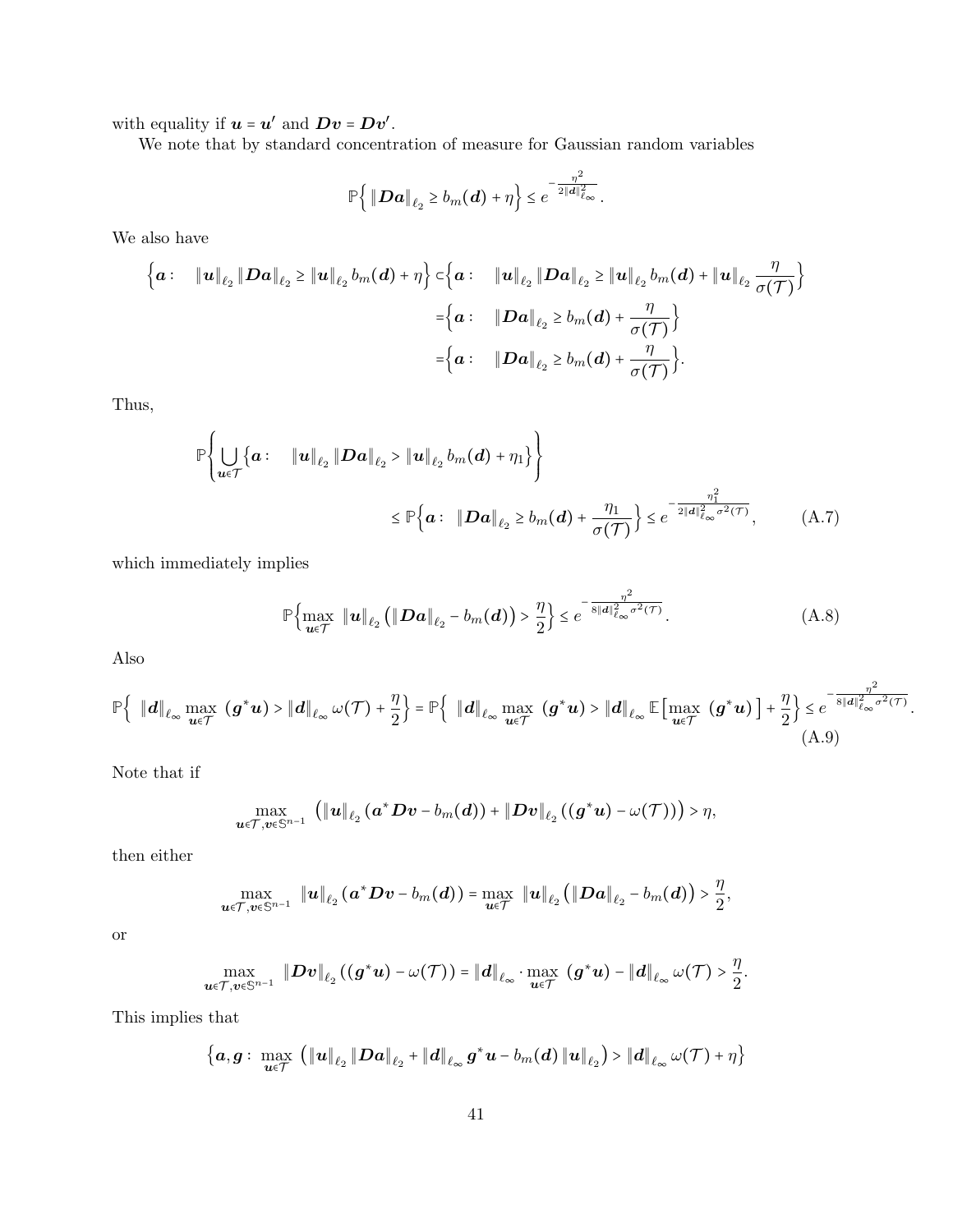with equality if $\boldsymbol{u} = \boldsymbol{u}'$ and $\boldsymbol{D}\boldsymbol{v} = \boldsymbol{D}\boldsymbol{v}'$.

We note that by standard concentration of measure for Gaussian random variables

$$\mathbb{P}\Big\{ \left\| \boldsymbol{D}\boldsymbol{a} \right\|_{\ell_2} \geq b_m(\boldsymbol{d}) + \eta \Big\} \leq e^{-\frac{\eta^2}{2\left\|\boldsymbol{d}\right\|_{\ell_\infty}^2}}.$$

We also have

$$\begin{aligned}
\Big\{\boldsymbol{a}: \quad \left\|\boldsymbol{u}\right\|_{\ell_2} \left\|\boldsymbol{D}\boldsymbol{a}\right\|_{\ell_2} \geq \left\|\boldsymbol{u}\right\|_{\ell_2} b_m(\boldsymbol{d}) + \eta \Big\} \subset & \Big\{\boldsymbol{a}: \quad \left\|\boldsymbol{u}\right\|_{\ell_2} \left\|\boldsymbol{D}\boldsymbol{a}\right\|_{\ell_2} \geq \left\|\boldsymbol{u}\right\|_{\ell_2} b_m(\boldsymbol{d}) + \left\|\boldsymbol{u}\right\|_{\ell_2} \frac{\eta}{\sigma(\mathcal{T})} \Big\} \\
= & \Big\{\boldsymbol{a}: \quad \left\|\boldsymbol{D}\boldsymbol{a}\right\|_{\ell_2} \geq b_m(\boldsymbol{d}) + \frac{\eta}{\sigma(\mathcal{T})} \Big\} \\
= & \Big\{\boldsymbol{a}: \quad \left\|\boldsymbol{D}\boldsymbol{a}\right\|_{\ell_2} \geq b_m(\boldsymbol{d}) + \frac{\eta}{\sigma(\mathcal{T})} \Big\}.
\end{aligned}$$

Thus,

$$\begin{aligned}
\mathbb{P}\Bigg\{ \bigcup_{\boldsymbol{u}\in\mathcal{T}} \Big\{\boldsymbol{a}: \quad \left\|\boldsymbol{u}\right\|_{\ell_2} \left\|\boldsymbol{D}\boldsymbol{a}\right\|_{\ell_2} > \left\|\boldsymbol{u}\right\|_{\ell_2} b_m(\boldsymbol{d}) + \eta_1 \Big\} \Bigg\} & \\
\leq \mathbb{P}\Big\{\boldsymbol{a}: \ \left\|\boldsymbol{D}\boldsymbol{a}\right\|_{\ell_2} \geq b_m(\boldsymbol{d}) + \frac{\eta_1}{\sigma(\mathcal{T})} \Big\} & \leq e^{-\frac{\eta_1^2}{2\left\|\boldsymbol{d}\right\|_{\ell_\infty}^2 \sigma^2(\mathcal{T})}}, \qquad \text{(A.7)}
\end{aligned}$$

which immediately implies

$$\mathbb{P}\Big\{ \max_{\boldsymbol{u}\in\mathcal{T}} \ \left\|\boldsymbol{u}\right\|_{\ell_2} \left( \left\|\boldsymbol{D}\boldsymbol{a}\right\|_{\ell_2} - b_m(\boldsymbol{d}) \right) > \frac{\eta}{2} \Big\} \leq e^{-\frac{\eta^2}{8\left\|\boldsymbol{d}\right\|_{\ell_\infty}^2 \sigma^2(\mathcal{T})}}. \qquad \text{(A.8)}$$

Also

$$\mathbb{P}\Big\{ \ \left\|\boldsymbol{d}\right\|_{\ell_\infty} \max_{\boldsymbol{u}\in\mathcal{T}} \ (\boldsymbol{g}^*\boldsymbol{u}) > \left\|\boldsymbol{d}\right\|_{\ell_\infty} \omega(\mathcal{T}) + \frac{\eta}{2} \Big\} = \mathbb{P}\Big\{ \ \left\|\boldsymbol{d}\right\|_{\ell_\infty} \max_{\boldsymbol{u}\in\mathcal{T}} \ (\boldsymbol{g}^*\boldsymbol{u}) > \left\|\boldsymbol{d}\right\|_{\ell_\infty} \mathbb{E}\big[ \max_{\boldsymbol{u}\in\mathcal{T}} \ (\boldsymbol{g}^*\boldsymbol{u}) \big] + \frac{\eta}{2} \Big\} \leq e^{-\frac{\eta^2}{8\left\|\boldsymbol{d}\right\|_{\ell_\infty}^2 \sigma^2(\mathcal{T})}}. \qquad \text{(A.9)}$$

Note that if

$$\max_{\boldsymbol{u}\in\mathcal{T}, \boldsymbol{v}\in\mathbb{S}^{n-1}} \ \left( \left\|\boldsymbol{u}\right\|_{\ell_2} (\boldsymbol{a}^*\boldsymbol{D}\boldsymbol{v} - b_m(\boldsymbol{d})) + \left\|\boldsymbol{D}\boldsymbol{v}\right\|_{\ell_2} ((\boldsymbol{g}^*\boldsymbol{u}) - \omega(\mathcal{T})) \right) > \eta,$$

then either

$$\max_{\boldsymbol{u}\in\mathcal{T}, \boldsymbol{v}\in\mathbb{S}^{n-1}} \ \left\|\boldsymbol{u}\right\|_{\ell_2} (\boldsymbol{a}^*\boldsymbol{D}\boldsymbol{v} - b_m(\boldsymbol{d})) = \max_{\boldsymbol{u}\in\mathcal{T}} \ \left\|\boldsymbol{u}\right\|_{\ell_2} \left( \left\|\boldsymbol{D}\boldsymbol{a}\right\|_{\ell_2} - b_m(\boldsymbol{d}) \right) > \frac{\eta}{2},$$

or

$$\max_{\boldsymbol{u}\in\mathcal{T}, \boldsymbol{v}\in\mathbb{S}^{n-1}} \ \left\|\boldsymbol{D}\boldsymbol{v}\right\|_{\ell_2} ((\boldsymbol{g}^*\boldsymbol{u}) - \omega(\mathcal{T})) = \left\|\boldsymbol{d}\right\|_{\ell_\infty} \cdot \max_{\boldsymbol{u}\in\mathcal{T}} \ (\boldsymbol{g}^*\boldsymbol{u}) - \left\|\boldsymbol{d}\right\|_{\ell_\infty} \omega(\mathcal{T}) > \frac{\eta}{2}.$$

This implies that

$$\Big\{\boldsymbol{a}, \boldsymbol{g}: \ \max_{\boldsymbol{u}\in\mathcal{T}} \ \left( \left\|\boldsymbol{u}\right\|_{\ell_2} \left\|\boldsymbol{D}\boldsymbol{a}\right\|_{\ell_2} + \left\|\boldsymbol{d}\right\|_{\ell_\infty} \boldsymbol{g}^*\boldsymbol{u} - b_m(\boldsymbol{d}) \left\|\boldsymbol{u}\right\|_{\ell_2} \right) > \left\|\boldsymbol{d}\right\|_{\ell_\infty} \omega(\mathcal{T}) + \eta \Big\}$$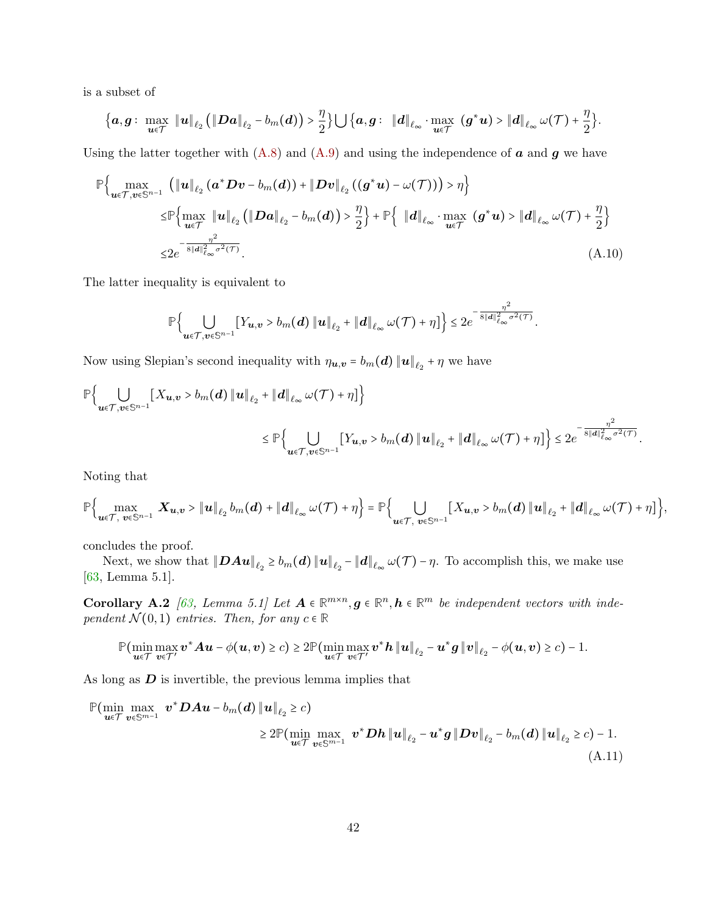is a subset of

$$\Big\{\boldsymbol{a},\boldsymbol{g}:\ \max_{\boldsymbol{u}\in\mathcal{T}}\ \|\boldsymbol{u}\|_{\ell_2}\left(\|\boldsymbol{D}\boldsymbol{a}\|_{\ell_2}-b_m(\boldsymbol{d})\right)>\frac{\eta}{2}\Big\}\bigcup\Big\{\boldsymbol{a},\boldsymbol{g}:\ \|\boldsymbol{d}\|_{\ell_\infty}\cdot\max_{\boldsymbol{u}\in\mathcal{T}}\ (\boldsymbol{g}^*\boldsymbol{u})>\|\boldsymbol{d}\|_{\ell_\infty}\omega(\mathcal{T})+\frac{\eta}{2}\Big\}.$$

Using the latter together with (A.8) and (A.9) and using the independence of $\boldsymbol{a}$ and $\boldsymbol{g}$ we have

$$\begin{aligned}
\mathbb{P}\Big\{&\max_{\boldsymbol{u}\in\mathcal{T},\boldsymbol{v}\in\mathbb{S}^{n-1}}\ \left(\|\boldsymbol{u}\|_{\ell_2}\left(\boldsymbol{a}^*\boldsymbol{D}\boldsymbol{v}-b_m(\boldsymbol{d})\right)+\|\boldsymbol{D}\boldsymbol{v}\|_{\ell_2}\left((\boldsymbol{g}^*\boldsymbol{u})-\omega(\mathcal{T})\right)\right)>\eta\Big\}\\
&\le\mathbb{P}\Big\{\max_{\boldsymbol{u}\in\mathcal{T}}\ \|\boldsymbol{u}\|_{\ell_2}\left(\|\boldsymbol{D}\boldsymbol{a}\|_{\ell_2}-b_m(\boldsymbol{d})\right)>\frac{\eta}{2}\Big\}+\mathbb{P}\Big\{\ \|\boldsymbol{d}\|_{\ell_\infty}\cdot\max_{\boldsymbol{u}\in\mathcal{T}}\ (\boldsymbol{g}^*\boldsymbol{u})>\|\boldsymbol{d}\|_{\ell_\infty}\omega(\mathcal{T})+\frac{\eta}{2}\Big\}\\
&\le 2e^{-\frac{\eta^2}{8\|\boldsymbol{d}\|_{\ell_\infty}^2\sigma^2(\mathcal{T})}}.
\end{aligned}\tag{A.10}$$

The latter inequality is equivalent to

$$\mathbb{P}\Big\{\bigcup_{\boldsymbol{u}\in\mathcal{T},\boldsymbol{v}\in\mathbb{S}^{n-1}}\left[Y_{\boldsymbol{u},\boldsymbol{v}}>b_m(\boldsymbol{d})\,\|\boldsymbol{u}\|_{\ell_2}+\|\boldsymbol{d}\|_{\ell_\infty}\omega(\mathcal{T})+\eta\right]\Big\}\le 2e^{-\frac{\eta^2}{8\|\boldsymbol{d}\|_{\ell_\infty}^2\sigma^2(\mathcal{T})}}.$$

Now using Slepian's second inequality with $\eta_{\boldsymbol{u},\boldsymbol{v}}=b_m(\boldsymbol{d})\,\|\boldsymbol{u}\|_{\ell_2}+\eta$ we have

$$\begin{aligned}
&\mathbb{P}\Big\{\bigcup_{\boldsymbol{u}\in\mathcal{T},\boldsymbol{v}\in\mathbb{S}^{n-1}}\left[X_{\boldsymbol{u},\boldsymbol{v}}>b_m(\boldsymbol{d})\,\|\boldsymbol{u}\|_{\ell_2}+\|\boldsymbol{d}\|_{\ell_\infty}\omega(\mathcal{T})+\eta\right]\Big\}\\
&\qquad\qquad\le\mathbb{P}\Big\{\bigcup_{\boldsymbol{u}\in\mathcal{T},\boldsymbol{v}\in\mathbb{S}^{n-1}}\left[Y_{\boldsymbol{u},\boldsymbol{v}}>b_m(\boldsymbol{d})\,\|\boldsymbol{u}\|_{\ell_2}+\|\boldsymbol{d}\|_{\ell_\infty}\omega(\mathcal{T})+\eta\right]\Big\}\le 2e^{-\frac{\eta^2}{8\|\boldsymbol{d}\|_{\ell_\infty}^2\sigma^2(\mathcal{T})}}.
\end{aligned}$$

Noting that

$$\mathbb{P}\Big\{\max_{\boldsymbol{u}\in\mathcal{T},\ \boldsymbol{v}\in\mathbb{S}^{n-1}}\ \boldsymbol{X}_{\boldsymbol{u},\boldsymbol{v}}>\|\boldsymbol{u}\|_{\ell_2}b_m(\boldsymbol{d})+\|\boldsymbol{d}\|_{\ell_\infty}\omega(\mathcal{T})+\eta\Big\}=\mathbb{P}\Big\{\bigcup_{\boldsymbol{u}\in\mathcal{T},\ \boldsymbol{v}\in\mathbb{S}^{n-1}}\left[X_{\boldsymbol{u},\boldsymbol{v}}>b_m(\boldsymbol{d})\,\|\boldsymbol{u}\|_{\ell_2}+\|\boldsymbol{d}\|_{\ell_\infty}\omega(\mathcal{T})+\eta\right]\Big\},$$

concludes the proof.

Next, we show that $\|\boldsymbol{D}\boldsymbol{A}\boldsymbol{u}\|_{\ell_2}\ge b_m(\boldsymbol{d})\,\|\boldsymbol{u}\|_{\ell_2}-\|\boldsymbol{d}\|_{\ell_\infty}\omega(\mathcal{T})-\eta$. To accomplish this, we make use [63, Lemma 5.1].

**Corollary A.2** *[63, Lemma 5.1] Let $\boldsymbol{A}\in\mathbb{R}^{m\times n},\boldsymbol{g}\in\mathbb{R}^n,\boldsymbol{h}\in\mathbb{R}^m$ be independent vectors with independent $\mathcal{N}(0,1)$ entries. Then, for any $c\in\mathbb{R}$*

$$\mathbb{P}(\min_{\boldsymbol{u}\in\mathcal{T}}\max_{\boldsymbol{v}\in\mathcal{T}'}\boldsymbol{v}^*\boldsymbol{A}\boldsymbol{u}-\phi(\boldsymbol{u},\boldsymbol{v})\ge c)\ge 2\mathbb{P}(\min_{\boldsymbol{u}\in\mathcal{T}}\max_{\boldsymbol{v}\in\mathcal{T}'}\boldsymbol{v}^*\boldsymbol{h}\,\|\boldsymbol{u}\|_{\ell_2}-\boldsymbol{u}^*\boldsymbol{g}\,\|\boldsymbol{v}\|_{\ell_2}-\phi(\boldsymbol{u},\boldsymbol{v})\ge c)-1.$$

As long as $\boldsymbol{D}$ is invertible, the previous lemma implies that

$$\begin{aligned}
&\mathbb{P}(\min_{\boldsymbol{u}\in\mathcal{T}}\max_{\boldsymbol{v}\in\mathbb{S}^{m-1}}\ \boldsymbol{v}^*\boldsymbol{D}\boldsymbol{A}\boldsymbol{u}-b_m(\boldsymbol{d})\,\|\boldsymbol{u}\|_{\ell_2}\ge c)\\
&\qquad\ge 2\mathbb{P}(\min_{\boldsymbol{u}\in\mathcal{T}}\max_{\boldsymbol{v}\in\mathbb{S}^{m-1}}\ \boldsymbol{v}^*\boldsymbol{D}\boldsymbol{h}\,\|\boldsymbol{u}\|_{\ell_2}-\boldsymbol{u}^*\boldsymbol{g}\,\|\boldsymbol{D}\boldsymbol{v}\|_{\ell_2}-b_m(\boldsymbol{d})\,\|\boldsymbol{u}\|_{\ell_2}\ge c)-1.
\end{aligned}\tag{A.11}$$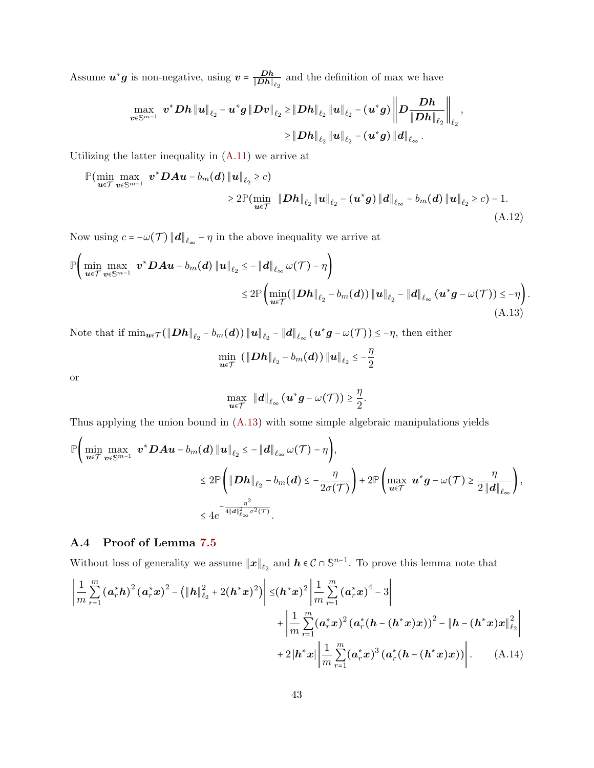Assume $\boldsymbol{u}^*\boldsymbol{g}$ is non-negative, using $\boldsymbol{v} = \frac{\boldsymbol{D}\boldsymbol{h}}{\|\boldsymbol{D}\boldsymbol{h}\|_{\ell_2}}$ and the definition of max we have

$$\max_{\boldsymbol{v}\in\mathbb{S}^{m-1}} \boldsymbol{v}^*\boldsymbol{D}\boldsymbol{h}\|\boldsymbol{u}\|_{\ell_2} - \boldsymbol{u}^*\boldsymbol{g}\|\boldsymbol{D}\boldsymbol{v}\|_{\ell_2} \geq \|\boldsymbol{D}\boldsymbol{h}\|_{\ell_2}\|\boldsymbol{u}\|_{\ell_2} - (\boldsymbol{u}^*\boldsymbol{g})\left\|\boldsymbol{D}\frac{\boldsymbol{D}\boldsymbol{h}}{\|\boldsymbol{D}\boldsymbol{h}\|_{\ell_2}}\right\|_{\ell_2},$$
$$\geq \|\boldsymbol{D}\boldsymbol{h}\|_{\ell_2}\|\boldsymbol{u}\|_{\ell_2} - (\boldsymbol{u}^*\boldsymbol{g})\|\boldsymbol{d}\|_{\ell_\infty}.$$

Utilizing the latter inequality in (A.11) we arrive at

$$\mathbb{P}(\min_{\boldsymbol{u}\in\mathcal{T}}\max_{\boldsymbol{v}\in\mathbb{S}^{m-1}} \boldsymbol{v}^*\boldsymbol{D}\boldsymbol{A}\boldsymbol{u} - b_m(\boldsymbol{d})\|\boldsymbol{u}\|_{\ell_2} \geq c)$$
$$\geq 2\mathbb{P}(\min_{\boldsymbol{u}\in\mathcal{T}} \|\boldsymbol{D}\boldsymbol{h}\|_{\ell_2}\|\boldsymbol{u}\|_{\ell_2} - (\boldsymbol{u}^*\boldsymbol{g})\|\boldsymbol{d}\|_{\ell_\infty} - b_m(\boldsymbol{d})\|\boldsymbol{u}\|_{\ell_2} \geq c) - 1. \tag{A.12}$$

Now using $c = -\omega(\mathcal{T})\|\boldsymbol{d}\|_{\ell_\infty} - \eta$ in the above inequality we arrive at

$$\mathbb{P}\left(\min_{\boldsymbol{u}\in\mathcal{T}}\max_{\boldsymbol{v}\in\mathbb{S}^{m-1}} \boldsymbol{v}^*\boldsymbol{D}\boldsymbol{A}\boldsymbol{u} - b_m(\boldsymbol{d})\|\boldsymbol{u}\|_{\ell_2} \leq -\|\boldsymbol{d}\|_{\ell_\infty}\omega(\mathcal{T}) - \eta\right)$$
$$\leq 2\mathbb{P}\left(\min_{\boldsymbol{u}\in\mathcal{T}}(\|\boldsymbol{D}\boldsymbol{h}\|_{\ell_2} - b_m(\boldsymbol{d}))\|\boldsymbol{u}\|_{\ell_2} - \|\boldsymbol{d}\|_{\ell_\infty}(\boldsymbol{u}^*\boldsymbol{g} - \omega(\mathcal{T})) \leq -\eta\right). \tag{A.13}$$

Note that if $\min_{\boldsymbol{u}\in\mathcal{T}}(\|\boldsymbol{D}\boldsymbol{h}\|_{\ell_2} - b_m(\boldsymbol{d}))\|\boldsymbol{u}\|_{\ell_2} - \|\boldsymbol{d}\|_{\ell_\infty}(\boldsymbol{u}^*\boldsymbol{g} - \omega(\mathcal{T})) \leq -\eta$, then either

$$\min_{\boldsymbol{u}\in\mathcal{T}} (\|\boldsymbol{D}\boldsymbol{h}\|_{\ell_2} - b_m(\boldsymbol{d}))\|\boldsymbol{u}\|_{\ell_2} \leq -\frac{\eta}{2}$$

or

$$\max_{\boldsymbol{u}\in\mathcal{T}} \|\boldsymbol{d}\|_{\ell_\infty}(\boldsymbol{u}^*\boldsymbol{g} - \omega(\mathcal{T})) \geq \frac{\eta}{2}.$$

Thus applying the union bound in (A.13) with some simple algebraic manipulations yields

$$\mathbb{P}\left(\min_{\boldsymbol{u}\in\mathcal{T}}\max_{\boldsymbol{v}\in\mathbb{S}^{m-1}} \boldsymbol{v}^*\boldsymbol{D}\boldsymbol{A}\boldsymbol{u} - b_m(\boldsymbol{d})\|\boldsymbol{u}\|_{\ell_2} \leq -\|\boldsymbol{d}\|_{\ell_\infty}\omega(\mathcal{T}) - \eta\right),$$
$$\leq 2\mathbb{P}\left(\|\boldsymbol{D}\boldsymbol{h}\|_{\ell_2} - b_m(\boldsymbol{d}) \leq -\frac{\eta}{2\sigma(\mathcal{T})}\right) + 2\mathbb{P}\left(\max_{\boldsymbol{u}\in\mathcal{T}} \boldsymbol{u}^*\boldsymbol{g} - \omega(\mathcal{T}) \geq \frac{\eta}{2\|\boldsymbol{d}\|_{\ell_\infty}}\right),$$
$$\leq 4e^{-\frac{\eta^2}{4\|\boldsymbol{d}\|_{\ell_\infty}^2\sigma^2(\mathcal{T})}}.$$

## A.4 Proof of Lemma 7.5

Without loss of generality we assume $\|\boldsymbol{x}\|_{\ell_2}$ and $\boldsymbol{h}\in\mathcal{C}\cap\mathbb{S}^{n-1}$. To prove this lemma note that

$$\left|\frac{1}{m}\sum_{r=1}^m(\boldsymbol{a}_r^*\boldsymbol{h})^2(\boldsymbol{a}_r^*\boldsymbol{x})^2 - \left(\|\boldsymbol{h}\|_{\ell_2}^2 + 2(\boldsymbol{h}^*\boldsymbol{x})^2\right)\right| \leq (\boldsymbol{h}^*\boldsymbol{x})^2\left|\frac{1}{m}\sum_{r=1}^m(\boldsymbol{a}_r^*\boldsymbol{x})^4 - 3\right|$$
$$+\left|\frac{1}{m}\sum_{r=1}^m(\boldsymbol{a}_r^*\boldsymbol{x})^2(\boldsymbol{a}_r^*(\boldsymbol{h} - (\boldsymbol{h}^*\boldsymbol{x})\boldsymbol{x}))^2 - \|\boldsymbol{h} - (\boldsymbol{h}^*\boldsymbol{x})\boldsymbol{x}\|_{\ell_2}^2\right|$$
$$+2|\boldsymbol{h}^*\boldsymbol{x}|\left|\frac{1}{m}\sum_{r=1}^m(\boldsymbol{a}_r^*\boldsymbol{x})^3(\boldsymbol{a}_r^*(\boldsymbol{h} - (\boldsymbol{h}^*\boldsymbol{x})\boldsymbol{x}))\right|. \tag{A.14}$$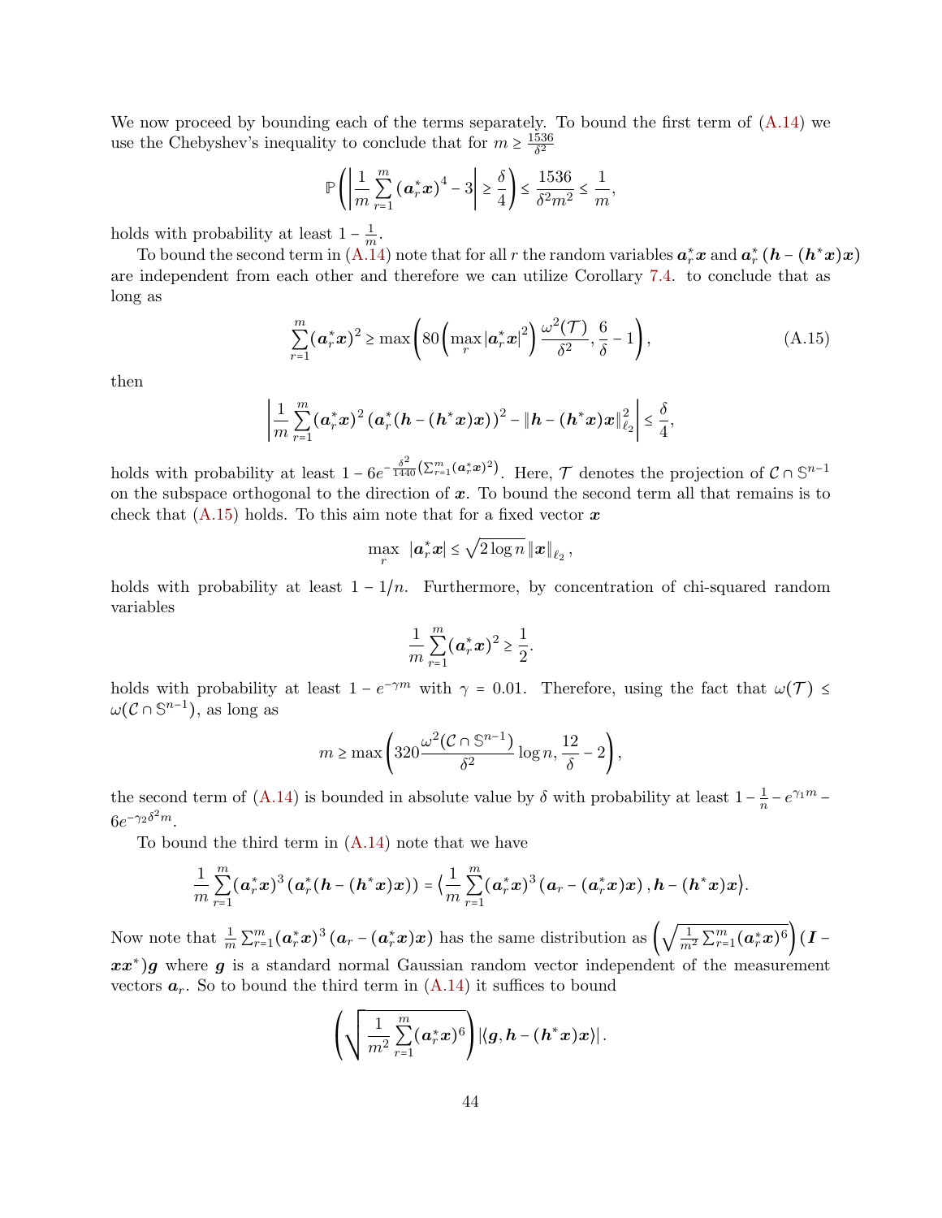We now proceed by bounding each of the terms separately. To bound the first term of (A.14) we use the Chebyshev's inequality to conclude that for $m \geq \frac{1536}{\delta^2}$

$$\mathbb{P}\left(\left|\frac{1}{m}\sum_{r=1}^{m}(\boldsymbol{a}_r^*\boldsymbol{x})^4 - 3\right| \geq \frac{\delta}{4}\right) \leq \frac{1536}{\delta^2 m^2} \leq \frac{1}{m},$$

holds with probability at least $1 - \frac{1}{m}$.

To bound the second term in (A.14) note that for all $r$ the random variables $\boldsymbol{a}_r^*\boldsymbol{x}$ and $\boldsymbol{a}_r^*(\boldsymbol{h} - (\boldsymbol{h}^*\boldsymbol{x})\boldsymbol{x})$ are independent from each other and therefore we can utilize Corollary 7.4. to conclude that as long as

$$\sum_{r=1}^{m}(\boldsymbol{a}_r^*\boldsymbol{x})^2 \geq \max\left(80\left(\max_r |\boldsymbol{a}_r^*\boldsymbol{x}|^2\right)\frac{\omega^2(\mathcal{T})}{\delta^2}, \frac{6}{\delta} - 1\right), \tag{A.15}$$

then

$$\left|\frac{1}{m}\sum_{r=1}^{m}(\boldsymbol{a}_r^*\boldsymbol{x})^2\left(\boldsymbol{a}_r^*(\boldsymbol{h} - (\boldsymbol{h}^*\boldsymbol{x})\boldsymbol{x})\right)^2 - \|\boldsymbol{h} - (\boldsymbol{h}^*\boldsymbol{x})\boldsymbol{x}\|_{\ell_2}^2\right| \leq \frac{\delta}{4},$$

holds with probability at least $1 - 6e^{-\frac{\delta^2}{1440}\left(\sum_{r=1}^{m}(\boldsymbol{a}_r^*\boldsymbol{x})^2\right)}$. Here, $\mathcal{T}$ denotes the projection of $\mathcal{C} \cap \mathbb{S}^{n-1}$ on the subspace orthogonal to the direction of $\boldsymbol{x}$. To bound the second term all that remains is to check that (A.15) holds. To this aim note that for a fixed vector $\boldsymbol{x}$

$$\max_r \ |\boldsymbol{a}_r^*\boldsymbol{x}| \leq \sqrt{2\log n}\,\|\boldsymbol{x}\|_{\ell_2},$$

holds with probability at least $1 - 1/n$. Furthermore, by concentration of chi-squared random variables

$$\frac{1}{m}\sum_{r=1}^{m}(\boldsymbol{a}_r^*\boldsymbol{x})^2 \geq \frac{1}{2}.$$

holds with probability at least $1 - e^{-\gamma m}$ with $\gamma = 0.01$. Therefore, using the fact that $\omega(\mathcal{T}) \leq \omega(\mathcal{C} \cap \mathbb{S}^{n-1})$, as long as

$$m \geq \max\left(320\frac{\omega^2(\mathcal{C} \cap \mathbb{S}^{n-1})}{\delta^2}\log n, \frac{12}{\delta} - 2\right),$$

the second term of (A.14) is bounded in absolute value by $\delta$ with probability at least $1 - \frac{1}{n} - e^{\gamma_1 m} - 6e^{-\gamma_2\delta^2 m}$.

To bound the third term in (A.14) note that we have

$$\frac{1}{m}\sum_{r=1}^{m}(\boldsymbol{a}_r^*\boldsymbol{x})^3\left(\boldsymbol{a}_r^*(\boldsymbol{h} - (\boldsymbol{h}^*\boldsymbol{x})\boldsymbol{x})\right) = \left\langle\frac{1}{m}\sum_{r=1}^{m}(\boldsymbol{a}_r^*\boldsymbol{x})^3\left(\boldsymbol{a}_r - (\boldsymbol{a}_r^*\boldsymbol{x})\boldsymbol{x}\right), \boldsymbol{h} - (\boldsymbol{h}^*\boldsymbol{x})\boldsymbol{x}\right\rangle.$$

Now note that $\frac{1}{m}\sum_{r=1}^{m}(\boldsymbol{a}_r^*\boldsymbol{x})^3\left(\boldsymbol{a}_r - (\boldsymbol{a}_r^*\boldsymbol{x})\boldsymbol{x}\right)$ has the same distribution as $\left(\sqrt{\frac{1}{m^2}\sum_{r=1}^{m}(\boldsymbol{a}_r^*\boldsymbol{x})^6}\right)(\boldsymbol{I} - \boldsymbol{x}\boldsymbol{x}^*)\boldsymbol{g}$ where $\boldsymbol{g}$ is a standard normal Gaussian random vector independent of the measurement vectors $\boldsymbol{a}_r$. So to bound the third term in (A.14) it suffices to bound

$$\left(\sqrt{\frac{1}{m^2}\sum_{r=1}^{m}(\boldsymbol{a}_r^*\boldsymbol{x})^6}\right)|\langle\boldsymbol{g}, \boldsymbol{h} - (\boldsymbol{h}^*\boldsymbol{x})\boldsymbol{x}\rangle|.$$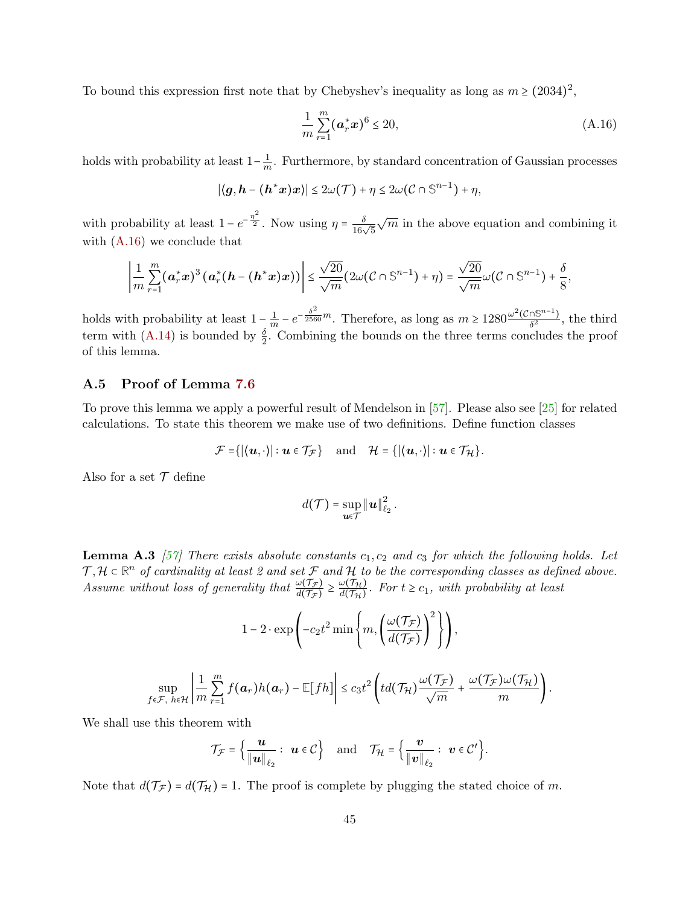To bound this expression first note that by Chebyshev's inequality as long as $m \geq (2034)^2$,

$$\frac{1}{m}\sum_{r=1}^{m}(\boldsymbol{a}_r^*\boldsymbol{x})^6 \leq 20, \tag{A.16}$$

holds with probability at least $1-\frac{1}{m}$. Furthermore, by standard concentration of Gaussian processes

$$|\langle \boldsymbol{g}, \boldsymbol{h} - (\boldsymbol{h}^*\boldsymbol{x})\boldsymbol{x}\rangle| \leq 2\omega(\mathcal{T}) + \eta \leq 2\omega(\mathcal{C}\cap\mathbb{S}^{n-1}) + \eta,$$

with probability at least $1 - e^{-\frac{\eta^2}{2}}$. Now using $\eta = \frac{\delta}{16\sqrt{5}}\sqrt{m}$ in the above equation and combining it with (A.16) we conclude that

$$\left|\frac{1}{m}\sum_{r=1}^{m}(\boldsymbol{a}_r^*\boldsymbol{x})^3\left(\boldsymbol{a}_r^*(\boldsymbol{h} - (\boldsymbol{h}^*\boldsymbol{x})\boldsymbol{x})\right)\right| \leq \frac{\sqrt{20}}{\sqrt{m}}(2\omega(\mathcal{C}\cap\mathbb{S}^{n-1}) + \eta) = \frac{\sqrt{20}}{\sqrt{m}}\omega(\mathcal{C}\cap\mathbb{S}^{n-1}) + \frac{\delta}{8},$$

holds with probability at least $1 - \frac{1}{m} - e^{-\frac{\delta^2}{2560}m}$. Therefore, as long as $m \geq 1280\frac{\omega^2(\mathcal{C}\cap\mathbb{S}^{n-1})}{\delta^2}$, the third term with (A.14) is bounded by $\frac{\delta}{2}$. Combining the bounds on the three terms concludes the proof of this lemma.

## A.5 Proof of Lemma 7.6

To prove this lemma we apply a powerful result of Mendelson in [57]. Please also see [25] for related calculations. To state this theorem we make use of two definitions. Define function classes

$$\mathcal{F} = \{|\langle \boldsymbol{u}, \cdot\rangle| : \boldsymbol{u}\in\mathcal{T}_{\mathcal{F}}\} \quad \text{and} \quad \mathcal{H} = \{|\langle \boldsymbol{u}, \cdot\rangle| : \boldsymbol{u}\in\mathcal{T}_{\mathcal{H}}\}.$$

Also for a set $\mathcal{T}$ define

$$d(\mathcal{T}) = \sup_{\boldsymbol{u}\in\mathcal{T}}\|\boldsymbol{u}\|_{\ell_2}^2.$$

**Lemma A.3** *[57] There exists absolute constants $c_1, c_2$ and $c_3$ for which the following holds. Let $\mathcal{T},\mathcal{H}\subset\mathbb{R}^n$ of cardinality at least 2 and set $\mathcal{F}$ and $\mathcal{H}$ to be the corresponding classes as defined above. Assume without loss of generality that $\frac{\omega(\mathcal{T}_{\mathcal{F}})}{d(\mathcal{T}_{\mathcal{F}})} \geq \frac{\omega(\mathcal{T}_{\mathcal{H}})}{d(\mathcal{T}_{\mathcal{H}})}$. For $t\geq c_1$, with probability at least*

$$1 - 2\cdot\exp\left(-c_2t^2\min\left\{m, \left(\frac{\omega(\mathcal{T}_{\mathcal{F}})}{d(\mathcal{T}_{\mathcal{F}})}\right)^2\right\}\right),$$

$$\sup_{f\in\mathcal{F},\ h\in\mathcal{H}}\left|\frac{1}{m}\sum_{r=1}^{m}f(\boldsymbol{a}_r)h(\boldsymbol{a}_r) - \mathbb{E}[fh]\right| \leq c_3t^2\left(td(\mathcal{T}_{\mathcal{H}})\frac{\omega(\mathcal{T}_{\mathcal{F}})}{\sqrt{m}} + \frac{\omega(\mathcal{T}_{\mathcal{F}})\omega(\mathcal{T}_{\mathcal{H}})}{m}\right).$$

We shall use this theorem with

$$\mathcal{T}_{\mathcal{F}} = \left\{\frac{\boldsymbol{u}}{\|\boldsymbol{u}\|_{\ell_2}} :\ \boldsymbol{u}\in\mathcal{C}\right\} \quad \text{and} \quad \mathcal{T}_{\mathcal{H}} = \left\{\frac{\boldsymbol{v}}{\|\boldsymbol{v}\|_{\ell_2}} :\ \boldsymbol{v}\in\mathcal{C}'\right\}.$$

Note that $d(\mathcal{T}_{\mathcal{F}}) = d(\mathcal{T}_{\mathcal{H}}) = 1$. The proof is complete by plugging the stated choice of $m$.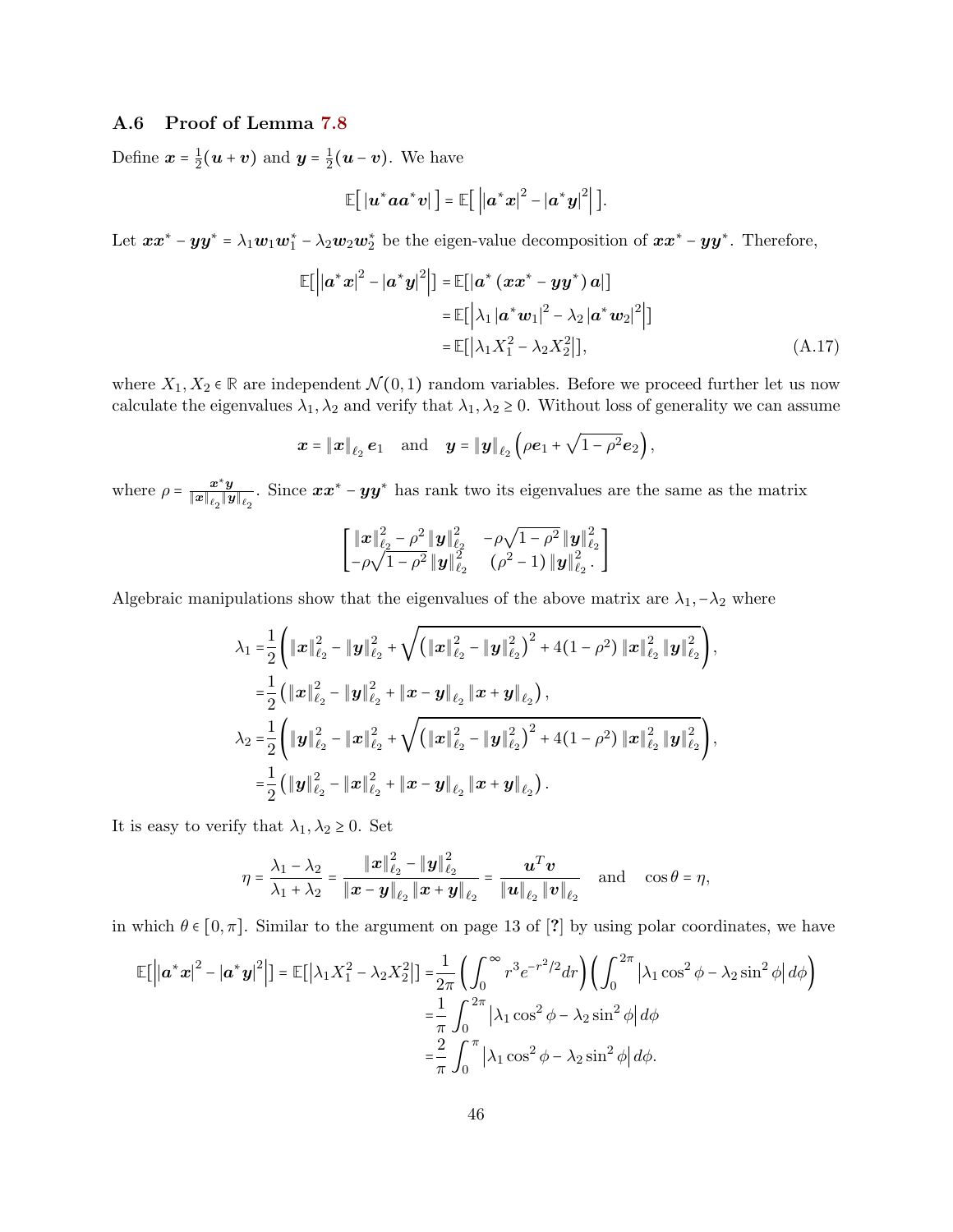### A.6 Proof of Lemma 7.8

Define $\boldsymbol{x} = \frac{1}{2}(\boldsymbol{u}+\boldsymbol{v})$ and $\boldsymbol{y} = \frac{1}{2}(\boldsymbol{u}-\boldsymbol{v})$. We have

$$\mathbb{E}\big[\,|\boldsymbol{u}^*\boldsymbol{a}\boldsymbol{a}^*\boldsymbol{v}|\,\big] = \mathbb{E}\Big[\,\Big|\left|\boldsymbol{a}^*\boldsymbol{x}\right|^2 - \left|\boldsymbol{a}^*\boldsymbol{y}\right|^2\Big|\,\Big].$$

Let $\boldsymbol{x}\boldsymbol{x}^* - \boldsymbol{y}\boldsymbol{y}^* = \lambda_1 \boldsymbol{w}_1\boldsymbol{w}_1^* - \lambda_2\boldsymbol{w}_2\boldsymbol{w}_2^*$ be the eigen-value decomposition of $\boldsymbol{x}\boldsymbol{x}^* - \boldsymbol{y}\boldsymbol{y}^*$. Therefore,

$$\begin{aligned}
\mathbb{E}\Big[\Big|\left|\boldsymbol{a}^*\boldsymbol{x}\right|^2 - \left|\boldsymbol{a}^*\boldsymbol{y}\right|^2\Big|\Big] &= \mathbb{E}\big[\left|\boldsymbol{a}^*\left(\boldsymbol{x}\boldsymbol{x}^* - \boldsymbol{y}\boldsymbol{y}^*\right)\boldsymbol{a}\right|\big]\\
&= \mathbb{E}\Big[\Big|\lambda_1\left|\boldsymbol{a}^*\boldsymbol{w}_1\right|^2 - \lambda_2\left|\boldsymbol{a}^*\boldsymbol{w}_2\right|^2\Big|\Big]\\
&= \mathbb{E}\big[\left|\lambda_1 X_1^2 - \lambda_2 X_2^2\right|\big], \qquad\qquad (A.17)
\end{aligned}$$

where $X_1, X_2 \in \mathbb{R}$ are independent $\mathcal{N}(0,1)$ random variables. Before we proceed further let us now calculate the eigenvalues $\lambda_1, \lambda_2$ and verify that $\lambda_1, \lambda_2 \geq 0$. Without loss of generality we can assume

$$\boldsymbol{x} = \|\boldsymbol{x}\|_{\ell_2}\boldsymbol{e}_1 \quad \text{and} \quad \boldsymbol{y} = \|\boldsymbol{y}\|_{\ell_2}\left(\rho\boldsymbol{e}_1 + \sqrt{1-\rho^2}\boldsymbol{e}_2\right),$$

where $\rho = \frac{\boldsymbol{x}^*\boldsymbol{y}}{\|\boldsymbol{x}\|_{\ell_2}\|\boldsymbol{y}\|_{\ell_2}}$. Since $\boldsymbol{x}\boldsymbol{x}^* - \boldsymbol{y}\boldsymbol{y}^*$ has rank two its eigenvalues are the same as the matrix

$$\begin{bmatrix} \|\boldsymbol{x}\|_{\ell_2}^2 - \rho^2\|\boldsymbol{y}\|_{\ell_2}^2 & -\rho\sqrt{1-\rho^2}\,\|\boldsymbol{y}\|_{\ell_2}^2 \\ -\rho\sqrt{1-\rho^2}\,\|\boldsymbol{y}\|_{\ell_2}^2 & (\rho^2-1)\,\|\boldsymbol{y}\|_{\ell_2}^2\,. \end{bmatrix}$$

Algebraic manipulations show that the eigenvalues of the above matrix are $\lambda_1, -\lambda_2$ where

$$\begin{aligned}
\lambda_1 &= \frac{1}{2}\left(\|\boldsymbol{x}\|_{\ell_2}^2 - \|\boldsymbol{y}\|_{\ell_2}^2 + \sqrt{\left(\|\boldsymbol{x}\|_{\ell_2}^2 - \|\boldsymbol{y}\|_{\ell_2}^2\right)^2 + 4(1-\rho^2)\,\|\boldsymbol{x}\|_{\ell_2}^2\,\|\boldsymbol{y}\|_{\ell_2}^2}\right),\\
&= \frac{1}{2}\left(\|\boldsymbol{x}\|_{\ell_2}^2 - \|\boldsymbol{y}\|_{\ell_2}^2 + \|\boldsymbol{x}-\boldsymbol{y}\|_{\ell_2}\|\boldsymbol{x}+\boldsymbol{y}\|_{\ell_2}\right),\\
\lambda_2 &= \frac{1}{2}\left(\|\boldsymbol{y}\|_{\ell_2}^2 - \|\boldsymbol{x}\|_{\ell_2}^2 + \sqrt{\left(\|\boldsymbol{x}\|_{\ell_2}^2 - \|\boldsymbol{y}\|_{\ell_2}^2\right)^2 + 4(1-\rho^2)\,\|\boldsymbol{x}\|_{\ell_2}^2\,\|\boldsymbol{y}\|_{\ell_2}^2}\right),\\
&= \frac{1}{2}\left(\|\boldsymbol{y}\|_{\ell_2}^2 - \|\boldsymbol{x}\|_{\ell_2}^2 + \|\boldsymbol{x}-\boldsymbol{y}\|_{\ell_2}\|\boldsymbol{x}+\boldsymbol{y}\|_{\ell_2}\right).
\end{aligned}$$

It is easy to verify that $\lambda_1, \lambda_2 \geq 0$. Set

$$\eta = \frac{\lambda_1 - \lambda_2}{\lambda_1 + \lambda_2} = \frac{\|\boldsymbol{x}\|_{\ell_2}^2 - \|\boldsymbol{y}\|_{\ell_2}^2}{\|\boldsymbol{x}-\boldsymbol{y}\|_{\ell_2}\|\boldsymbol{x}+\boldsymbol{y}\|_{\ell_2}} = \frac{\boldsymbol{u}^T\boldsymbol{v}}{\|\boldsymbol{u}\|_{\ell_2}\|\boldsymbol{v}\|_{\ell_2}} \quad \text{and} \quad \cos\theta = \eta,$$

in which $\theta \in [0,\pi]$. Similar to the argument on page 13 of [?] by using polar coordinates, we have

$$\begin{aligned}
\mathbb{E}\Big[\Big|\left|\boldsymbol{a}^*\boldsymbol{x}\right|^2 - \left|\boldsymbol{a}^*\boldsymbol{y}\right|^2\Big|\Big] = \mathbb{E}\big[\left|\lambda_1 X_1^2 - \lambda_2 X_2^2\right|\big] &= \frac{1}{2\pi}\left(\int_0^\infty r^3 e^{-r^2/2}dr\right)\left(\int_0^{2\pi}\left|\lambda_1\cos^2\phi - \lambda_2\sin^2\phi\right|d\phi\right)\\
&= \frac{1}{\pi}\int_0^{2\pi}\left|\lambda_1\cos^2\phi - \lambda_2\sin^2\phi\right|d\phi\\
&= \frac{2}{\pi}\int_0^{\pi}\left|\lambda_1\cos^2\phi - \lambda_2\sin^2\phi\right|d\phi.
\end{aligned}$$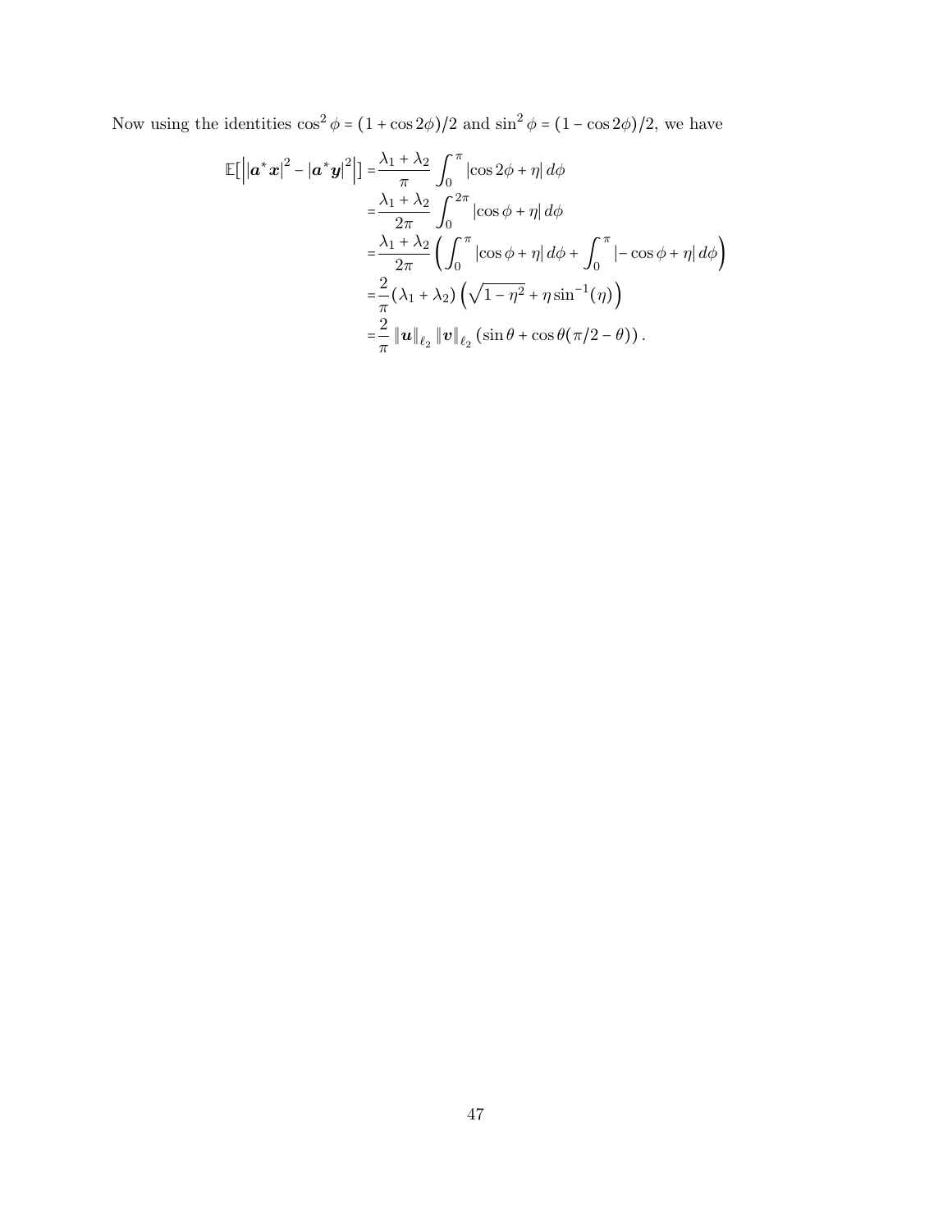Now using the identities $\cos^2\phi = (1+\cos 2\phi)/2$ and $\sin^2\phi = (1-\cos 2\phi)/2$, we have

$$
\begin{aligned}
\mathbb{E}\left[\left||\boldsymbol{a}^*\boldsymbol{x}|^2 - |\boldsymbol{a}^*\boldsymbol{y}|^2\right|\right] &= \frac{\lambda_1+\lambda_2}{\pi}\int_0^{\pi} |\cos 2\phi + \eta|\, d\phi \\
&= \frac{\lambda_1+\lambda_2}{2\pi}\int_0^{2\pi} |\cos\phi + \eta|\, d\phi \\
&= \frac{\lambda_1+\lambda_2}{2\pi}\left(\int_0^{\pi} |\cos\phi + \eta|\, d\phi + \int_0^{\pi} |-\cos\phi + \eta|\, d\phi\right) \\
&= \frac{2}{\pi}(\lambda_1+\lambda_2)\left(\sqrt{1-\eta^2} + \eta\sin^{-1}(\eta)\right) \\
&= \frac{2}{\pi}\left\|\boldsymbol{u}\right\|_{\ell_2}\left\|\boldsymbol{v}\right\|_{\ell_2}\left(\sin\theta + \cos\theta(\pi/2-\theta)\right).
\end{aligned}
$$